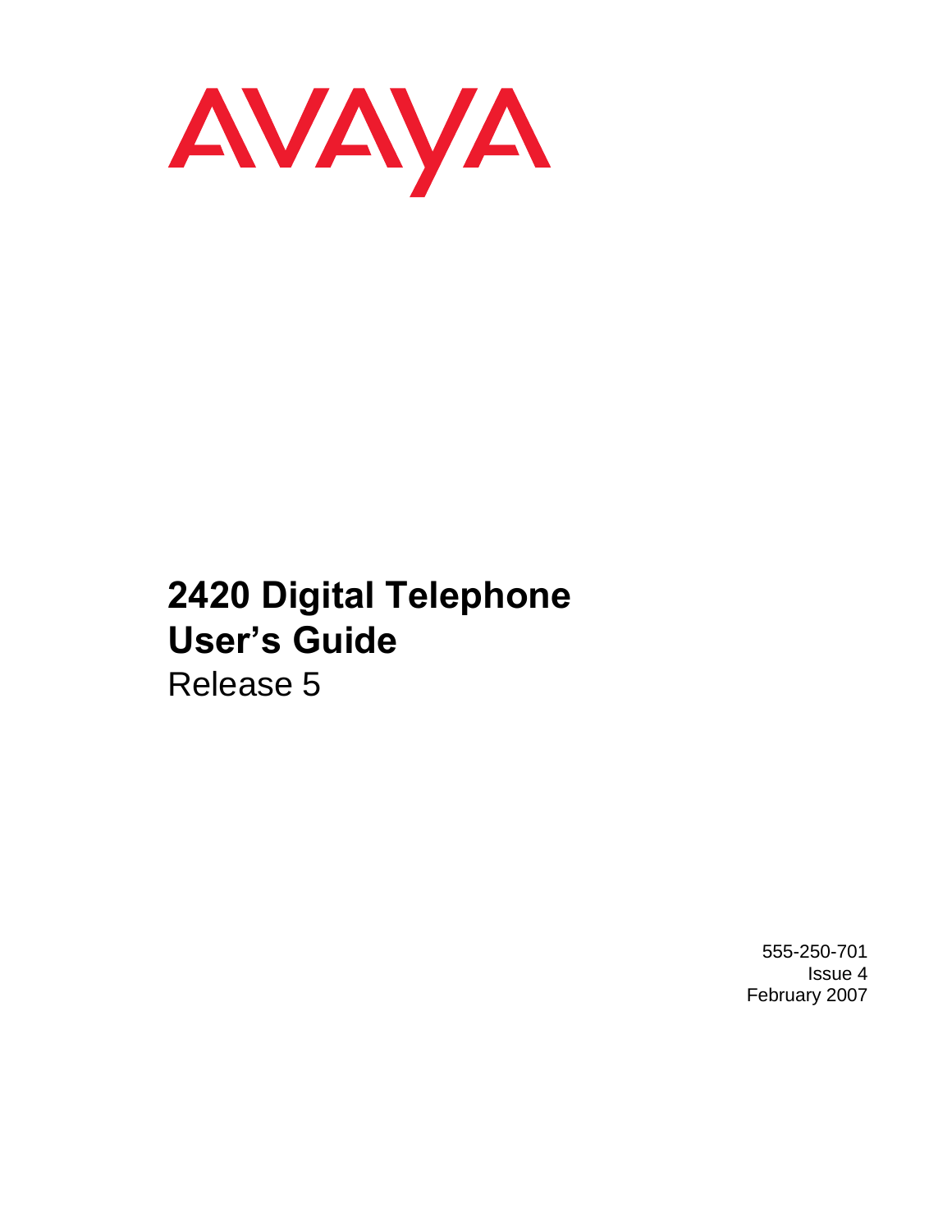AVAYA

# 2420 Digital Telephone User's Guide

Release 5

555-250-701
Issue 4
February 2007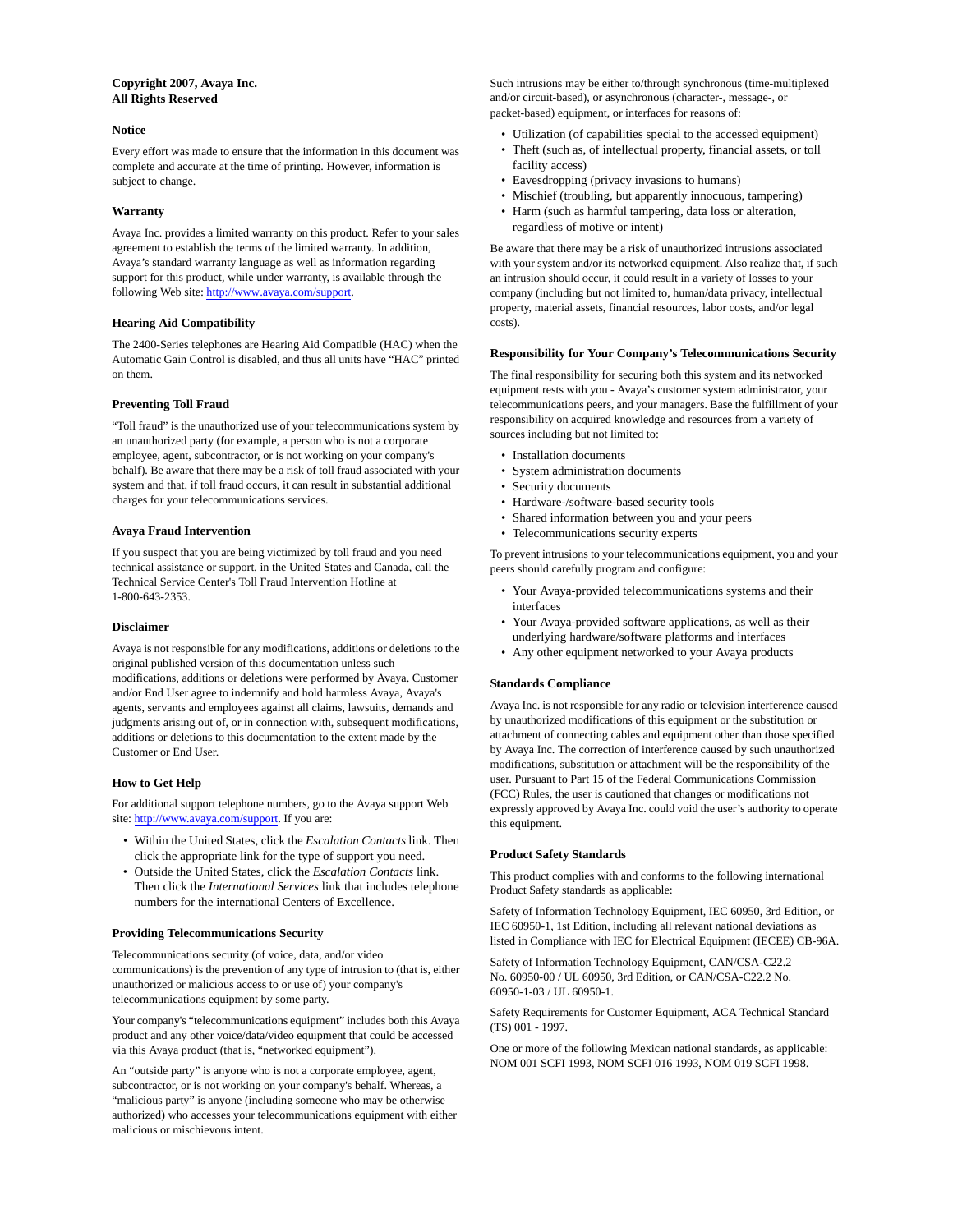**Copyright 2007, Avaya Inc.**
**All Rights Reserved**

### Notice

Every effort was made to ensure that the information in this document was complete and accurate at the time of printing. However, information is subject to change.

### Warranty

Avaya Inc. provides a limited warranty on this product. Refer to your sales agreement to establish the terms of the limited warranty. In addition, Avaya's standard warranty language as well as information regarding support for this product, while under warranty, is available through the following Web site: http://www.avaya.com/support.

### Hearing Aid Compatibility

The 2400-Series telephones are Hearing Aid Compatible (HAC) when the Automatic Gain Control is disabled, and thus all units have "HAC" printed on them.

### Preventing Toll Fraud

"Toll fraud" is the unauthorized use of your telecommunications system by an unauthorized party (for example, a person who is not a corporate employee, agent, subcontractor, or is not working on your company's behalf). Be aware that there may be a risk of toll fraud associated with your system and that, if toll fraud occurs, it can result in substantial additional charges for your telecommunications services.

### Avaya Fraud Intervention

If you suspect that you are being victimized by toll fraud and you need technical assistance or support, in the United States and Canada, call the Technical Service Center's Toll Fraud Intervention Hotline at 1-800-643-2353.

### Disclaimer

Avaya is not responsible for any modifications, additions or deletions to the original published version of this documentation unless such modifications, additions or deletions were performed by Avaya. Customer and/or End User agree to indemnify and hold harmless Avaya, Avaya's agents, servants and employees against all claims, lawsuits, demands and judgments arising out of, or in connection with, subsequent modifications, additions or deletions to this documentation to the extent made by the Customer or End User.

### How to Get Help

For additional support telephone numbers, go to the Avaya support Web site: http://www.avaya.com/support. If you are:

- Within the United States, click the *Escalation Contacts* link. Then click the appropriate link for the type of support you need.
- Outside the United States, click the *Escalation Contacts* link. Then click the *International Services* link that includes telephone numbers for the international Centers of Excellence.

### Providing Telecommunications Security

Telecommunications security (of voice, data, and/or video communications) is the prevention of any type of intrusion to (that is, either unauthorized or malicious access to or use of) your company's telecommunications equipment by some party.

Your company's "telecommunications equipment" includes both this Avaya product and any other voice/data/video equipment that could be accessed via this Avaya product (that is, "networked equipment").

An "outside party" is anyone who is not a corporate employee, agent, subcontractor, or is not working on your company's behalf. Whereas, a "malicious party" is anyone (including someone who may be otherwise authorized) who accesses your telecommunications equipment with either malicious or mischievous intent.

Such intrusions may be either to/through synchronous (time-multiplexed and/or circuit-based), or asynchronous (character-, message-, or packet-based) equipment, or interfaces for reasons of:

- Utilization (of capabilities special to the accessed equipment)
- Theft (such as, of intellectual property, financial assets, or toll facility access)
- Eavesdropping (privacy invasions to humans)
- Mischief (troubling, but apparently innocuous, tampering)
- Harm (such as harmful tampering, data loss or alteration, regardless of motive or intent)

Be aware that there may be a risk of unauthorized intrusions associated with your system and/or its networked equipment. Also realize that, if such an intrusion should occur, it could result in a variety of losses to your company (including but not limited to, human/data privacy, intellectual property, material assets, financial resources, labor costs, and/or legal costs).

### Responsibility for Your Company's Telecommunications Security

The final responsibility for securing both this system and its networked equipment rests with you - Avaya's customer system administrator, your telecommunications peers, and your managers. Base the fulfillment of your responsibility on acquired knowledge and resources from a variety of sources including but not limited to:

- Installation documents
- System administration documents
- Security documents
- Hardware-/software-based security tools
- Shared information between you and your peers
- Telecommunications security experts

To prevent intrusions to your telecommunications equipment, you and your peers should carefully program and configure:

- Your Avaya-provided telecommunications systems and their interfaces
- Your Avaya-provided software applications, as well as their underlying hardware/software platforms and interfaces
- Any other equipment networked to your Avaya products

### Standards Compliance

Avaya Inc. is not responsible for any radio or television interference caused by unauthorized modifications of this equipment or the substitution or attachment of connecting cables and equipment other than those specified by Avaya Inc. The correction of interference caused by such unauthorized modifications, substitution or attachment will be the responsibility of the user. Pursuant to Part 15 of the Federal Communications Commission (FCC) Rules, the user is cautioned that changes or modifications not expressly approved by Avaya Inc. could void the user's authority to operate this equipment.

### Product Safety Standards

This product complies with and conforms to the following international Product Safety standards as applicable:

Safety of Information Technology Equipment, IEC 60950, 3rd Edition, or IEC 60950-1, 1st Edition, including all relevant national deviations as listed in Compliance with IEC for Electrical Equipment (IECEE) CB-96A.

Safety of Information Technology Equipment, CAN/CSA-C22.2 No. 60950-00 / UL 60950, 3rd Edition, or CAN/CSA-C22.2 No. 60950-1-03 / UL 60950-1.

Safety Requirements for Customer Equipment, ACA Technical Standard (TS) 001 - 1997.

One or more of the following Mexican national standards, as applicable: NOM 001 SCFI 1993, NOM SCFI 016 1993, NOM 019 SCFI 1998.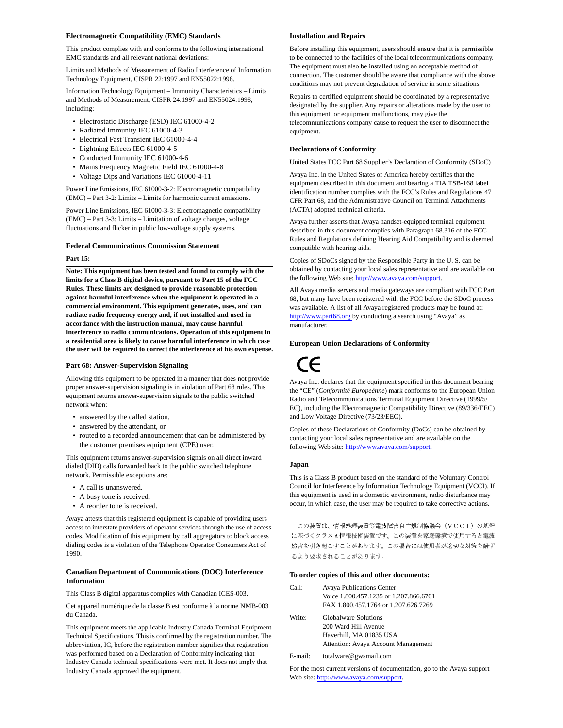### Electromagnetic Compatibility (EMC) Standards

This product complies with and conforms to the following international EMC standards and all relevant national deviations:

Limits and Methods of Measurement of Radio Interference of Information Technology Equipment, CISPR 22:1997 and EN55022:1998.

Information Technology Equipment – Immunity Characteristics – Limits and Methods of Measurement, CISPR 24:1997 and EN55024:1998, including:

- Electrostatic Discharge (ESD) IEC 61000-4-2
- Radiated Immunity IEC 61000-4-3
- Electrical Fast Transient IEC 61000-4-4
- Lightning Effects IEC 61000-4-5
- Conducted Immunity IEC 61000-4-6
- Mains Frequency Magnetic Field IEC 61000-4-8
- Voltage Dips and Variations IEC 61000-4-11

Power Line Emissions, IEC 61000-3-2: Electromagnetic compatibility (EMC) – Part 3-2: Limits – Limits for harmonic current emissions.

Power Line Emissions, IEC 61000-3-3: Electromagnetic compatibility (EMC) – Part 3-3: Limits – Limitation of voltage changes, voltage fluctuations and flicker in public low-voltage supply systems.

### Federal Communications Commission Statement

**Part 15:**

**Note: This equipment has been tested and found to comply with the limits for a Class B digital device, pursuant to Part 15 of the FCC Rules. These limits are designed to provide reasonable protection against harmful interference when the equipment is operated in a commercial environment. This equipment generates, uses, and can radiate radio frequency energy and, if not installed and used in accordance with the instruction manual, may cause harmful interference to radio communications. Operation of this equipment in a residential area is likely to cause harmful interference in which case the user will be required to correct the interference at his own expense.**

**Part 68: Answer-Supervision Signaling**

Allowing this equipment to be operated in a manner that does not provide proper answer-supervision signaling is in violation of Part 68 rules. This equipment returns answer-supervision signals to the public switched network when:

- answered by the called station,
- answered by the attendant, or
- routed to a recorded announcement that can be administered by the customer premises equipment (CPE) user.

This equipment returns answer-supervision signals on all direct inward dialed (DID) calls forwarded back to the public switched telephone network. Permissible exceptions are:

- A call is unanswered.
- A busy tone is received.
- A reorder tone is received.

Avaya attests that this registered equipment is capable of providing users access to interstate providers of operator services through the use of access codes. Modification of this equipment by call aggregators to block access dialing codes is a violation of the Telephone Operator Consumers Act of 1990.

### Canadian Department of Communications (DOC) Interference Information

This Class B digital apparatus complies with Canadian ICES-003.

Cet appareil numérique de la classe B est conforme à la norme NMB-003 du Canada.

This equipment meets the applicable Industry Canada Terminal Equipment Technical Specifications. This is confirmed by the registration number. The abbreviation, IC, before the registration number signifies that registration was performed based on a Declaration of Conformity indicating that Industry Canada technical specifications were met. It does not imply that Industry Canada approved the equipment.

### Installation and Repairs

Before installing this equipment, users should ensure that it is permissible to be connected to the facilities of the local telecommunications company. The equipment must also be installed using an acceptable method of connection. The customer should be aware that compliance with the above conditions may not prevent degradation of service in some situations.

Repairs to certified equipment should be coordinated by a representative designated by the supplier. Any repairs or alterations made by the user to this equipment, or equipment malfunctions, may give the telecommunications company cause to request the user to disconnect the equipment.

### Declarations of Conformity

United States FCC Part 68 Supplier's Declaration of Conformity (SDoC)

Avaya Inc. in the United States of America hereby certifies that the equipment described in this document and bearing a TIA TSB-168 label identification number complies with the FCC's Rules and Regulations 47 CFR Part 68, and the Administrative Council on Terminal Attachments (ACTA) adopted technical criteria.

Avaya further asserts that Avaya handset-equipped terminal equipment described in this document complies with Paragraph 68.316 of the FCC Rules and Regulations defining Hearing Aid Compatibility and is deemed compatible with hearing aids.

Copies of SDoCs signed by the Responsible Party in the U. S. can be obtained by contacting your local sales representative and are available on the following Web site: http://www.avaya.com/support.

All Avaya media servers and media gateways are compliant with FCC Part 68, but many have been registered with the FCC before the SDoC process was available. A list of all Avaya registered products may be found at: http://www.part68.org by conducting a search using "Avaya" as manufacturer.

### European Union Declarations of Conformity

CE

Avaya Inc. declares that the equipment specified in this document bearing the "CE" (*Conformité Europeénne*) mark conforms to the European Union Radio and Telecommunications Terminal Equipment Directive (1999/5/EC), including the Electromagnetic Compatibility Directive (89/336/EEC) and Low Voltage Directive (73/23/EEC).

Copies of these Declarations of Conformity (DoCs) can be obtained by contacting your local sales representative and are available on the following Web site: http://www.avaya.com/support.

### Japan

This is a Class B product based on the standard of the Voluntary Control Council for Interference by Information Technology Equipment (VCCI). If this equipment is used in a domestic environment, radio disturbance may occur, in which case, the user may be required to take corrective actions.

この装置は、情報処理装置等電波障害自主規制協議会（ＶＣＣＩ）の基準に基づくクラスＢ情報技術装置です。この装置を家庭環境で使用すると電波妨害を引き起こすことがあります。この場合には使用者が適切な対策を講ずるよう要求されることがあります。

### To order copies of this and other documents:

| | |
|---|---|
| Call: | Avaya Publications Center<br>Voice 1.800.457.1235 or 1.207.866.6701<br>FAX 1.800.457.1764 or 1.207.626.7269 |
| Write: | Globalware Solutions<br>200 Ward Hill Avenue<br>Haverhill, MA 01835 USA<br>Attention: Avaya Account Management |
| E-mail: | totalware@gwsmail.com |

For the most current versions of documentation, go to the Avaya support Web site: http://www.avaya.com/support.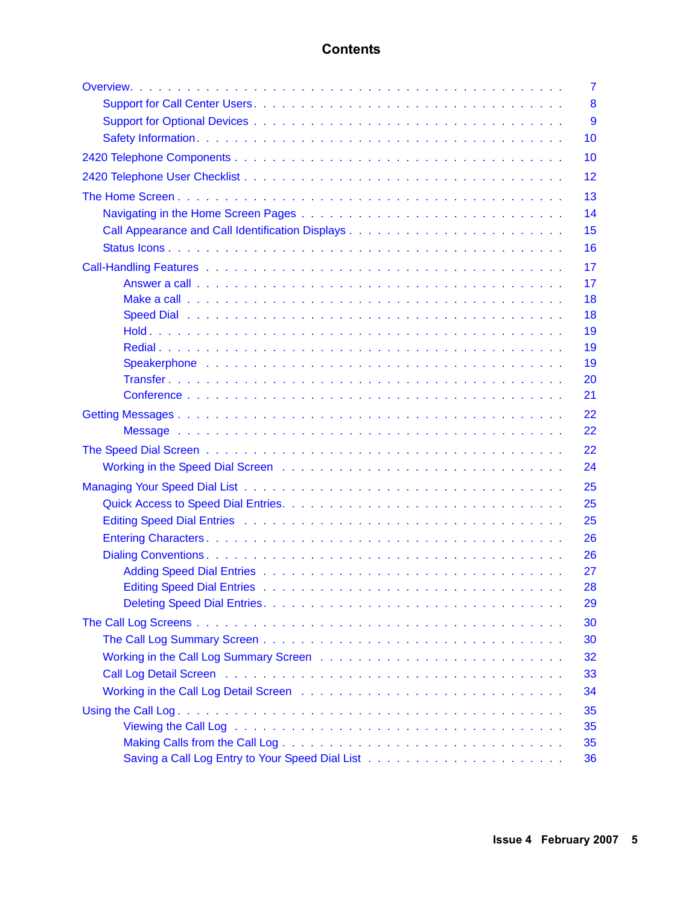# Contents

- Overview . . . . . . . . . . . . . . . . . . . . . . . . . . . . . . . . . . . . . . . . 7
  - Support for Call Center Users . . . . . . . . . . . . . . . . . . . . . . . . . . . . 8
  - Support for Optional Devices . . . . . . . . . . . . . . . . . . . . . . . . . . . . 9
  - Safety Information . . . . . . . . . . . . . . . . . . . . . . . . . . . . . . . . . 10
- 2420 Telephone Components . . . . . . . . . . . . . . . . . . . . . . . . . . . . . 10
- 2420 Telephone User Checklist . . . . . . . . . . . . . . . . . . . . . . . . . . . . 12
- The Home Screen . . . . . . . . . . . . . . . . . . . . . . . . . . . . . . . . . . . 13
  - Navigating in the Home Screen Pages . . . . . . . . . . . . . . . . . . . . . . . 14
  - Call Appearance and Call Identification Displays . . . . . . . . . . . . . . . . . 15
  - Status Icons . . . . . . . . . . . . . . . . . . . . . . . . . . . . . . . . . . . 16
- Call-Handling Features . . . . . . . . . . . . . . . . . . . . . . . . . . . . . . . 17
    - Answer a call . . . . . . . . . . . . . . . . . . . . . . . . . . . . . . . . . 17
    - Make a call . . . . . . . . . . . . . . . . . . . . . . . . . . . . . . . . . . 18
    - Speed Dial . . . . . . . . . . . . . . . . . . . . . . . . . . . . . . . . . . 18
    - Hold . . . . . . . . . . . . . . . . . . . . . . . . . . . . . . . . . . . . . 19
    - Redial . . . . . . . . . . . . . . . . . . . . . . . . . . . . . . . . . . . . 19
    - Speakerphone . . . . . . . . . . . . . . . . . . . . . . . . . . . . . . . . . 19
    - Transfer . . . . . . . . . . . . . . . . . . . . . . . . . . . . . . . . . . . 20
    - Conference . . . . . . . . . . . . . . . . . . . . . . . . . . . . . . . . . . 21
- Getting Messages . . . . . . . . . . . . . . . . . . . . . . . . . . . . . . . . . . 22
    - Message . . . . . . . . . . . . . . . . . . . . . . . . . . . . . . . . . . . 22
- The Speed Dial Screen . . . . . . . . . . . . . . . . . . . . . . . . . . . . . . . 22
  - Working in the Speed Dial Screen . . . . . . . . . . . . . . . . . . . . . . . . 24
- Managing Your Speed Dial List . . . . . . . . . . . . . . . . . . . . . . . . . . . 25
  - Quick Access to Speed Dial Entries. . . . . . . . . . . . . . . . . . . . . . . . 25
  - Editing Speed Dial Entries . . . . . . . . . . . . . . . . . . . . . . . . . . . . 25
  - Entering Characters . . . . . . . . . . . . . . . . . . . . . . . . . . . . . . . 26
  - Dialing Conventions . . . . . . . . . . . . . . . . . . . . . . . . . . . . . . . 26
    - Adding Speed Dial Entries . . . . . . . . . . . . . . . . . . . . . . . . . . 27
    - Editing Speed Dial Entries . . . . . . . . . . . . . . . . . . . . . . . . . . 28
    - Deleting Speed Dial Entries . . . . . . . . . . . . . . . . . . . . . . . . . 29
- The Call Log Screens . . . . . . . . . . . . . . . . . . . . . . . . . . . . . . . . 30
  - The Call Log Summary Screen . . . . . . . . . . . . . . . . . . . . . . . . . . 30
  - Working in the Call Log Summary Screen . . . . . . . . . . . . . . . . . . . . . 32
  - Call Log Detail Screen . . . . . . . . . . . . . . . . . . . . . . . . . . . . . 33
  - Working in the Call Log Detail Screen . . . . . . . . . . . . . . . . . . . . . . 34
- Using the Call Log . . . . . . . . . . . . . . . . . . . . . . . . . . . . . . . . . 35
    - Viewing the Call Log . . . . . . . . . . . . . . . . . . . . . . . . . . . . . 35
    - Making Calls from the Call Log . . . . . . . . . . . . . . . . . . . . . . . . 35
    - Saving a Call Log Entry to Your Speed Dial List . . . . . . . . . . . . . . . 36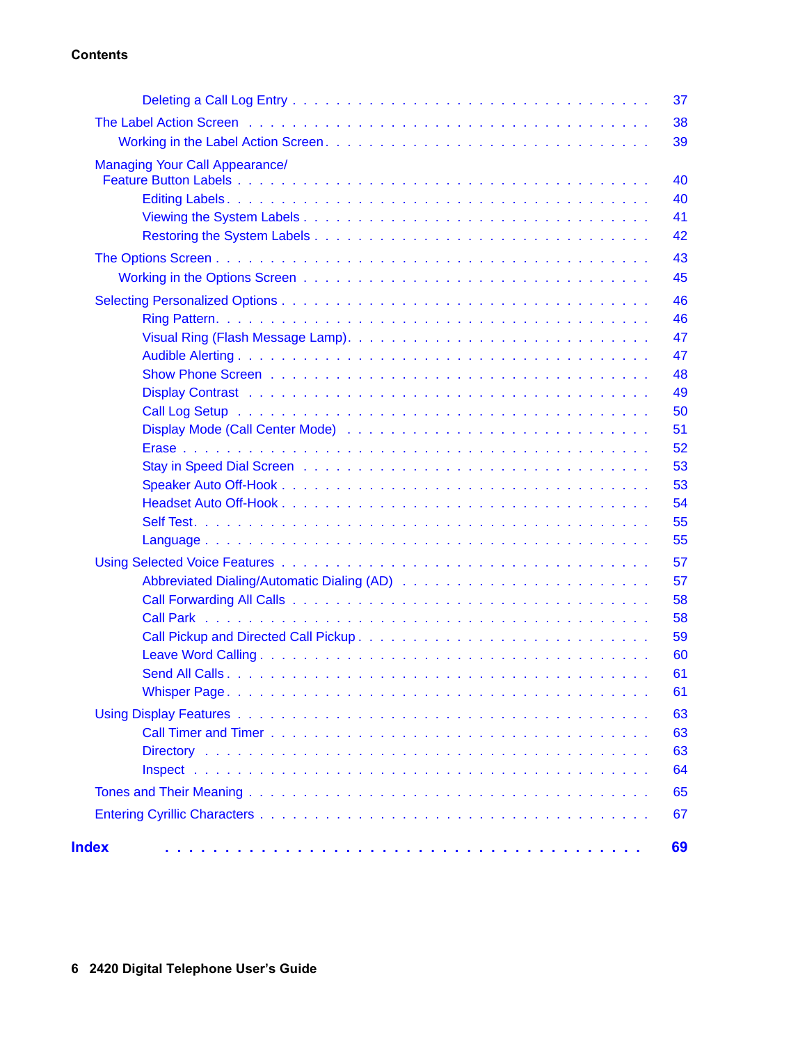**Contents**

- Deleting a Call Log Entry . . . 37
- The Label Action Screen . . . 38
  - Working in the Label Action Screen . . . 39
- Managing Your Call Appearance/ Feature Button Labels . . . 40
  - Editing Labels . . . 40
  - Viewing the System Labels . . . 41
  - Restoring the System Labels . . . 42
- The Options Screen . . . 43
  - Working in the Options Screen . . . 45
- Selecting Personalized Options . . . 46
  - Ring Pattern . . . 46
  - Visual Ring (Flash Message Lamp) . . . 47
  - Audible Alerting . . . 47
  - Show Phone Screen . . . 48
  - Display Contrast . . . 49
  - Call Log Setup . . . 50
  - Display Mode (Call Center Mode) . . . 51
  - Erase . . . 52
  - Stay in Speed Dial Screen . . . 53
  - Speaker Auto Off-Hook . . . 53
  - Headset Auto Off-Hook . . . 54
  - Self Test . . . 55
  - Language . . . 55
- Using Selected Voice Features . . . 57
  - Abbreviated Dialing/Automatic Dialing (AD) . . . 57
  - Call Forwarding All Calls . . . 58
  - Call Park . . . 58
  - Call Pickup and Directed Call Pickup . . . 59
  - Leave Word Calling . . . 60
  - Send All Calls . . . 61
  - Whisper Page . . . 61
- Using Display Features . . . 63
  - Call Timer and Timer . . . 63
  - Directory . . . 63
  - Inspect . . . 64
- Tones and Their Meaning . . . 65
- Entering Cyrillic Characters . . . 67

**Index . . . 69**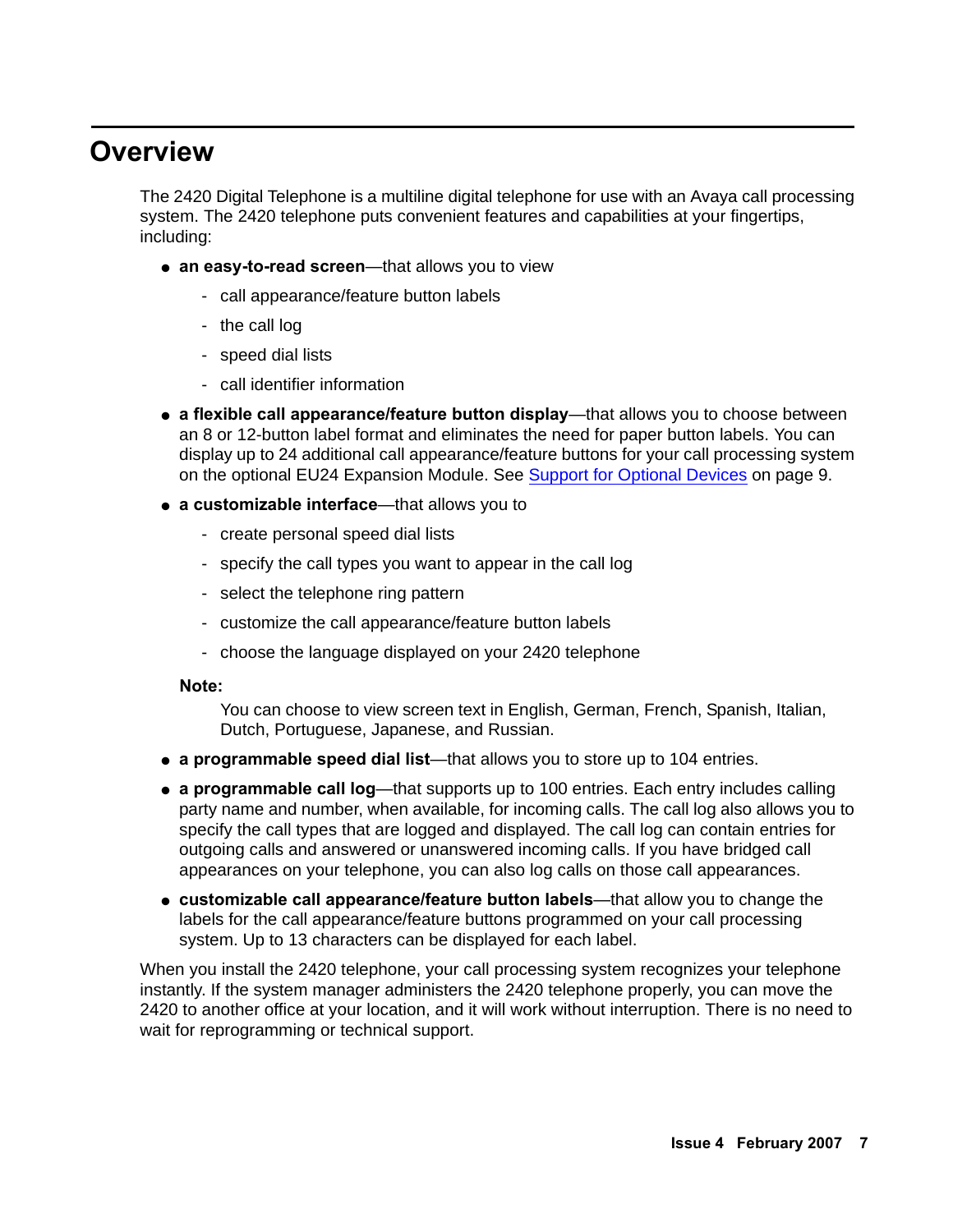# Overview

The 2420 Digital Telephone is a multiline digital telephone for use with an Avaya call processing system. The 2420 telephone puts convenient features and capabilities at your fingertips, including:

- **an easy-to-read screen**—that allows you to view
  - call appearance/feature button labels
  - the call log
  - speed dial lists
  - call identifier information
- **a flexible call appearance/feature button display**—that allows you to choose between an 8 or 12-button label format and eliminates the need for paper button labels. You can display up to 24 additional call appearance/feature buttons for your call processing system on the optional EU24 Expansion Module. See Support for Optional Devices on page 9.
- **a customizable interface**—that allows you to
  - create personal speed dial lists
  - specify the call types you want to appear in the call log
  - select the telephone ring pattern
  - customize the call appearance/feature button labels
  - choose the language displayed on your 2420 telephone

  **Note:**

  You can choose to view screen text in English, German, French, Spanish, Italian, Dutch, Portuguese, Japanese, and Russian.
- **a programmable speed dial list**—that allows you to store up to 104 entries.
- **a programmable call log**—that supports up to 100 entries. Each entry includes calling party name and number, when available, for incoming calls. The call log also allows you to specify the call types that are logged and displayed. The call log can contain entries for outgoing calls and answered or unanswered incoming calls. If you have bridged call appearances on your telephone, you can also log calls on those call appearances.
- **customizable call appearance/feature button labels**—that allow you to change the labels for the call appearance/feature buttons programmed on your call processing system. Up to 13 characters can be displayed for each label.

When you install the 2420 telephone, your call processing system recognizes your telephone instantly. If the system manager administers the 2420 telephone properly, you can move the 2420 to another office at your location, and it will work without interruption. There is no need to wait for reprogramming or technical support.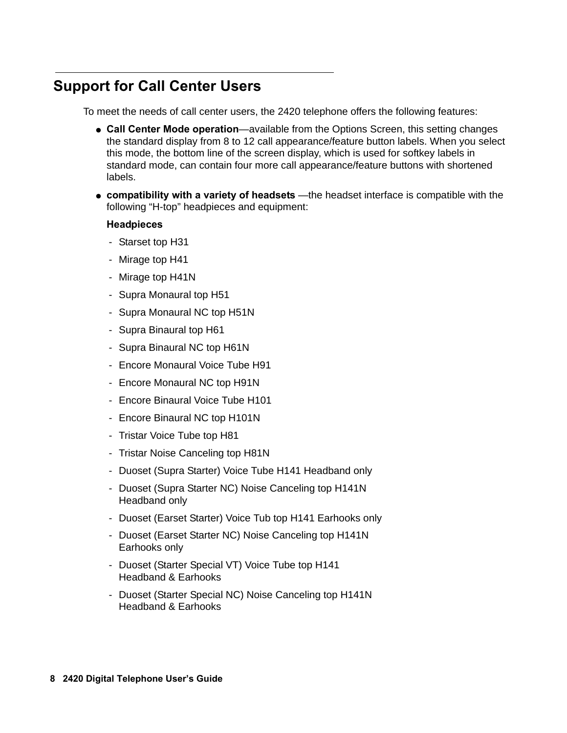## Support for Call Center Users

To meet the needs of call center users, the 2420 telephone offers the following features:

- **Call Center Mode operation**—available from the Options Screen, this setting changes the standard display from 8 to 12 call appearance/feature button labels. When you select this mode, the bottom line of the screen display, which is used for softkey labels in standard mode, can contain four more call appearance/feature buttons with shortened labels.
- **compatibility with a variety of headsets** —the headset interface is compatible with the following “H-top” headpieces and equipment:

  **Headpieces**

  - Starset top H31
  - Mirage top H41
  - Mirage top H41N
  - Supra Monaural top H51
  - Supra Monaural NC top H51N
  - Supra Binaural top H61
  - Supra Binaural NC top H61N
  - Encore Monaural Voice Tube H91
  - Encore Monaural NC top H91N
  - Encore Binaural Voice Tube H101
  - Encore Binaural NC top H101N
  - Tristar Voice Tube top H81
  - Tristar Noise Canceling top H81N
  - Duoset (Supra Starter) Voice Tube H141 Headband only
  - Duoset (Supra Starter NC) Noise Canceling top H141N Headband only
  - Duoset (Earset Starter) Voice Tub top H141 Earhooks only
  - Duoset (Earset Starter NC) Noise Canceling top H141N Earhooks only
  - Duoset (Starter Special VT) Voice Tube top H141 Headband & Earhooks
  - Duoset (Starter Special NC) Noise Canceling top H141N Headband & Earhooks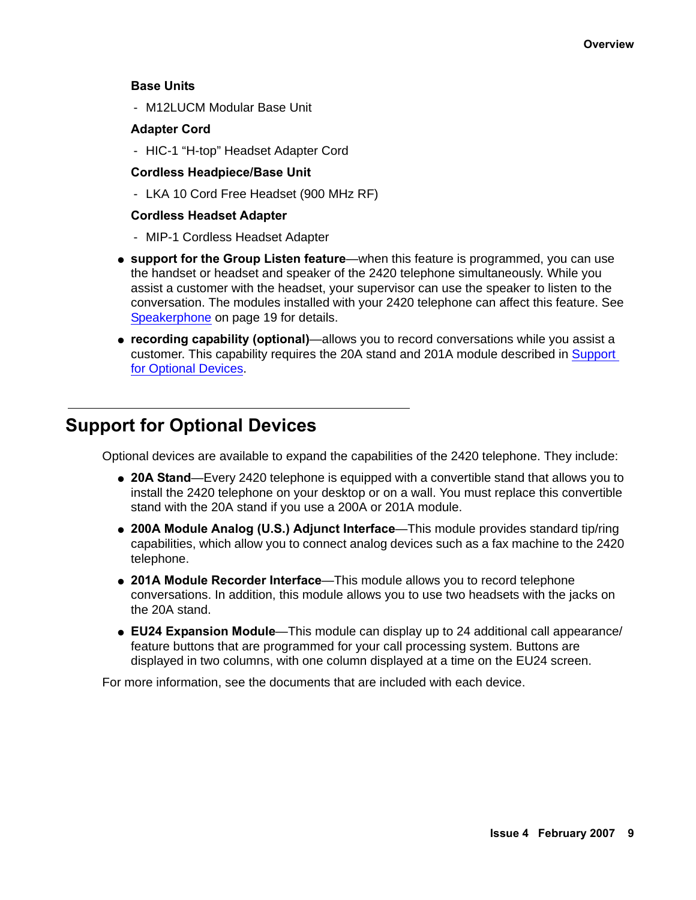**Base Units**

- M12LUCM Modular Base Unit

**Adapter Cord**

- HIC-1 “H-top” Headset Adapter Cord

**Cordless Headpiece/Base Unit**

- LKA 10 Cord Free Headset (900 MHz RF)

**Cordless Headset Adapter**

- MIP-1 Cordless Headset Adapter

- **support for the Group Listen feature**—when this feature is programmed, you can use the handset or headset and speaker of the 2420 telephone simultaneously. While you assist a customer with the headset, your supervisor can use the speaker to listen to the conversation. The modules installed with your 2420 telephone can affect this feature. See Speakerphone on page 19 for details.
- **recording capability (optional)**—allows you to record conversations while you assist a customer. This capability requires the 20A stand and 201A module described in Support for Optional Devices.

## Support for Optional Devices

Optional devices are available to expand the capabilities of the 2420 telephone. They include:

- **20A Stand**—Every 2420 telephone is equipped with a convertible stand that allows you to install the 2420 telephone on your desktop or on a wall. You must replace this convertible stand with the 20A stand if you use a 200A or 201A module.
- **200A Module Analog (U.S.) Adjunct Interface**—This module provides standard tip/ring capabilities, which allow you to connect analog devices such as a fax machine to the 2420 telephone.
- **201A Module Recorder Interface**—This module allows you to record telephone conversations. In addition, this module allows you to use two headsets with the jacks on the 20A stand.
- **EU24 Expansion Module**—This module can display up to 24 additional call appearance/ feature buttons that are programmed for your call processing system. Buttons are displayed in two columns, with one column displayed at a time on the EU24 screen.

For more information, see the documents that are included with each device.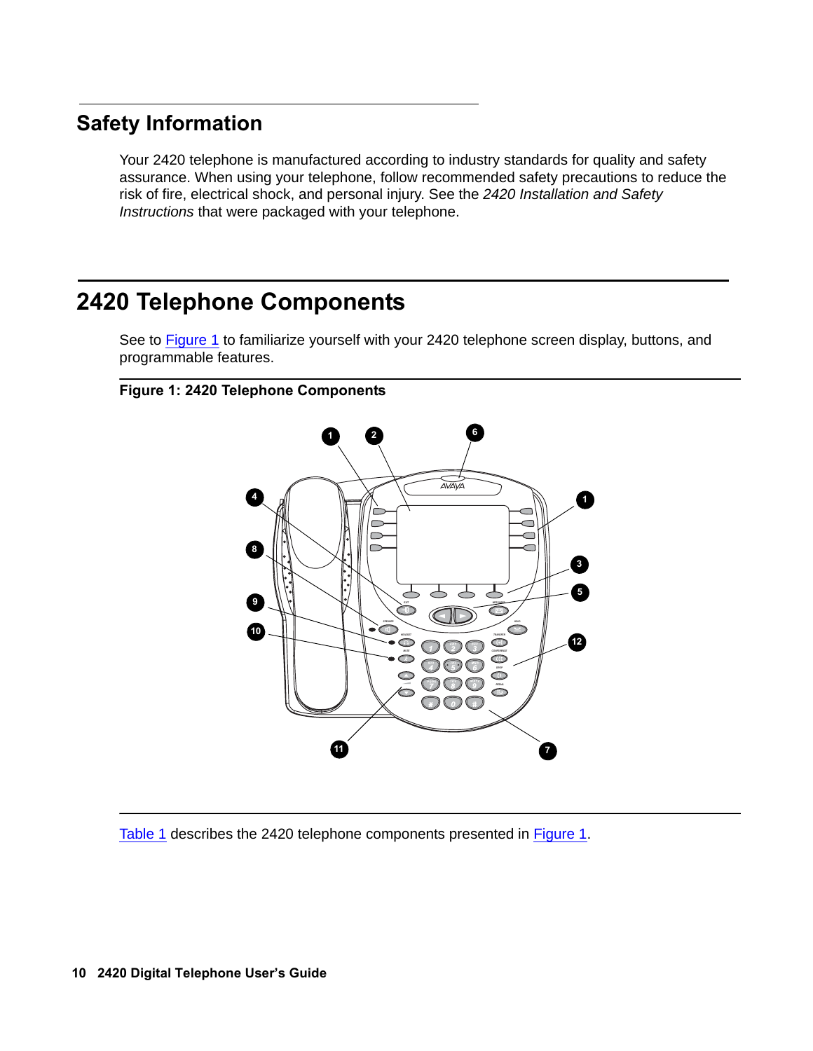## Safety Information

Your 2420 telephone is manufactured according to industry standards for quality and safety assurance. When using your telephone, follow recommended safety precautions to reduce the risk of fire, electrical shock, and personal injury. See the *2420 Installation and Safety Instructions* that were packaged with your telephone.

## 2420 Telephone Components

See to Figure 1 to familiarize yourself with your 2420 telephone screen display, buttons, and programmable features.

**Figure 1: 2420 Telephone Components**

Table 1 describes the 2420 telephone components presented in Figure 1.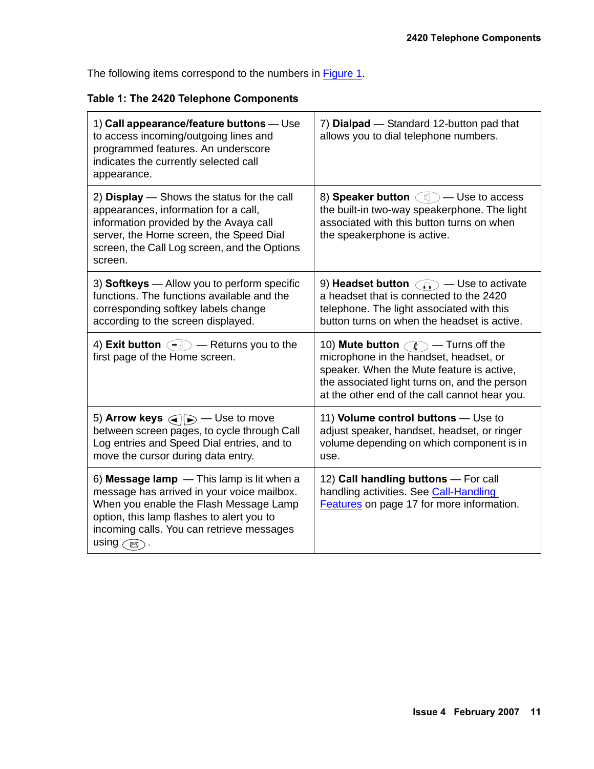The following items correspond to the numbers in Figure 1.

**Table 1: The 2420 Telephone Components**

| | |
|---|---|
| 1) **Call appearance/feature buttons** — Use to access incoming/outgoing lines and programmed features. An underscore indicates the currently selected call appearance. | 7) **Dialpad** — Standard 12-button pad that allows you to dial telephone numbers. |
| 2) **Display** — Shows the status for the call appearances, information for a call, information provided by the Avaya call server, the Home screen, the Speed Dial screen, the Call Log screen, and the Options screen. | 8) **Speaker button** — Use to access the built-in two-way speakerphone. The light associated with this button turns on when the speakerphone is active. |
| 3) **Softkeys** — Allow you to perform specific functions. The functions available and the corresponding softkey labels change according to the screen displayed. | 9) **Headset button** — Use to activate a headset that is connected to the 2420 telephone. The light associated with this button turns on when the headset is active. |
| 4) **Exit button** — Returns you to the first page of the Home screen. | 10) **Mute button** — Turns off the microphone in the handset, headset, or speaker. When the Mute feature is active, the associated light turns on, and the person at the other end of the call cannot hear you. |
| 5) **Arrow keys** — Use to move between screen pages, to cycle through Call Log entries and Speed Dial entries, and to move the cursor during data entry. | 11) **Volume control buttons** — Use to adjust speaker, handset, headset, or ringer volume depending on which component is in use. |
| 6) **Message lamp** — This lamp is lit when a message has arrived in your voice mailbox. When you enable the Flash Message Lamp option, this lamp flashes to alert you to incoming calls. You can retrieve messages using . | 12) **Call handling buttons** — For call handling activities. See Call-Handling Features on page 17 for more information. |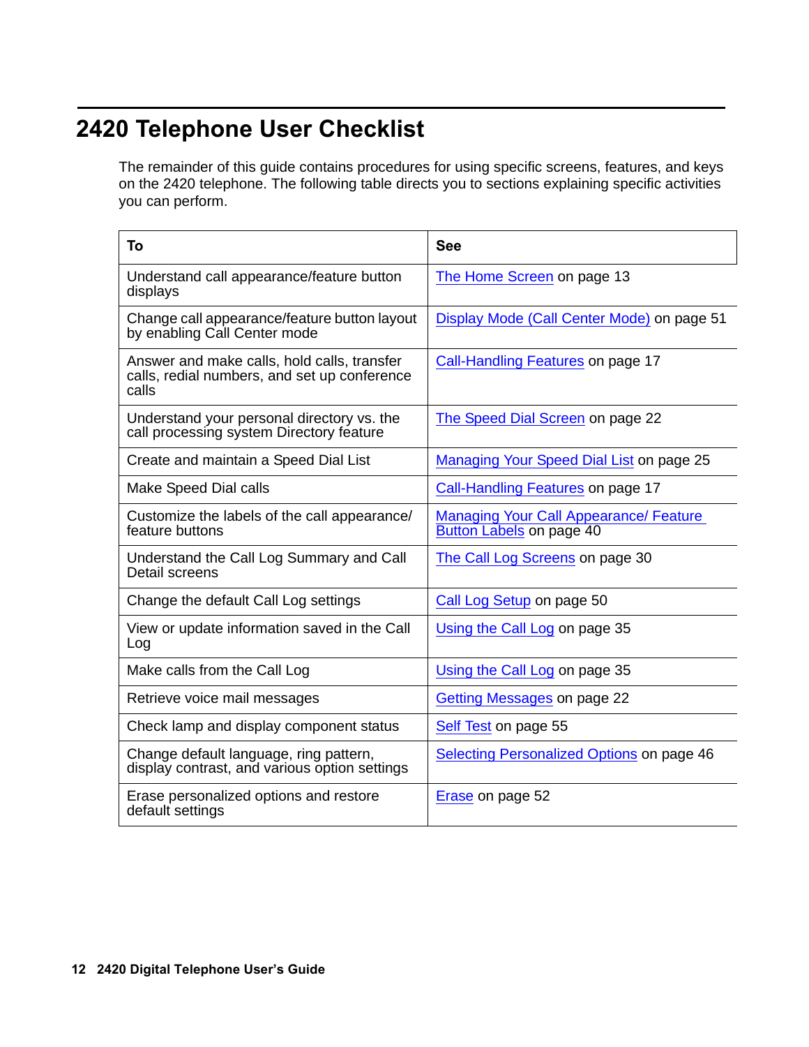# 2420 Telephone User Checklist

The remainder of this guide contains procedures for using specific screens, features, and keys on the 2420 telephone. The following table directs you to sections explaining specific activities you can perform.

| To | See |
|---|---|
| Understand call appearance/feature button displays | The Home Screen on page 13 |
| Change call appearance/feature button layout by enabling Call Center mode | Display Mode (Call Center Mode) on page 51 |
| Answer and make calls, hold calls, transfer calls, redial numbers, and set up conference calls | Call-Handling Features on page 17 |
| Understand your personal directory vs. the call processing system Directory feature | The Speed Dial Screen on page 22 |
| Create and maintain a Speed Dial List | Managing Your Speed Dial List on page 25 |
| Make Speed Dial calls | Call-Handling Features on page 17 |
| Customize the labels of the call appearance/ feature buttons | Managing Your Call Appearance/ Feature Button Labels on page 40 |
| Understand the Call Log Summary and Call Detail screens | The Call Log Screens on page 30 |
| Change the default Call Log settings | Call Log Setup on page 50 |
| View or update information saved in the Call Log | Using the Call Log on page 35 |
| Make calls from the Call Log | Using the Call Log on page 35 |
| Retrieve voice mail messages | Getting Messages on page 22 |
| Check lamp and display component status | Self Test on page 55 |
| Change default language, ring pattern, display contrast, and various option settings | Selecting Personalized Options on page 46 |
| Erase personalized options and restore default settings | Erase on page 52 |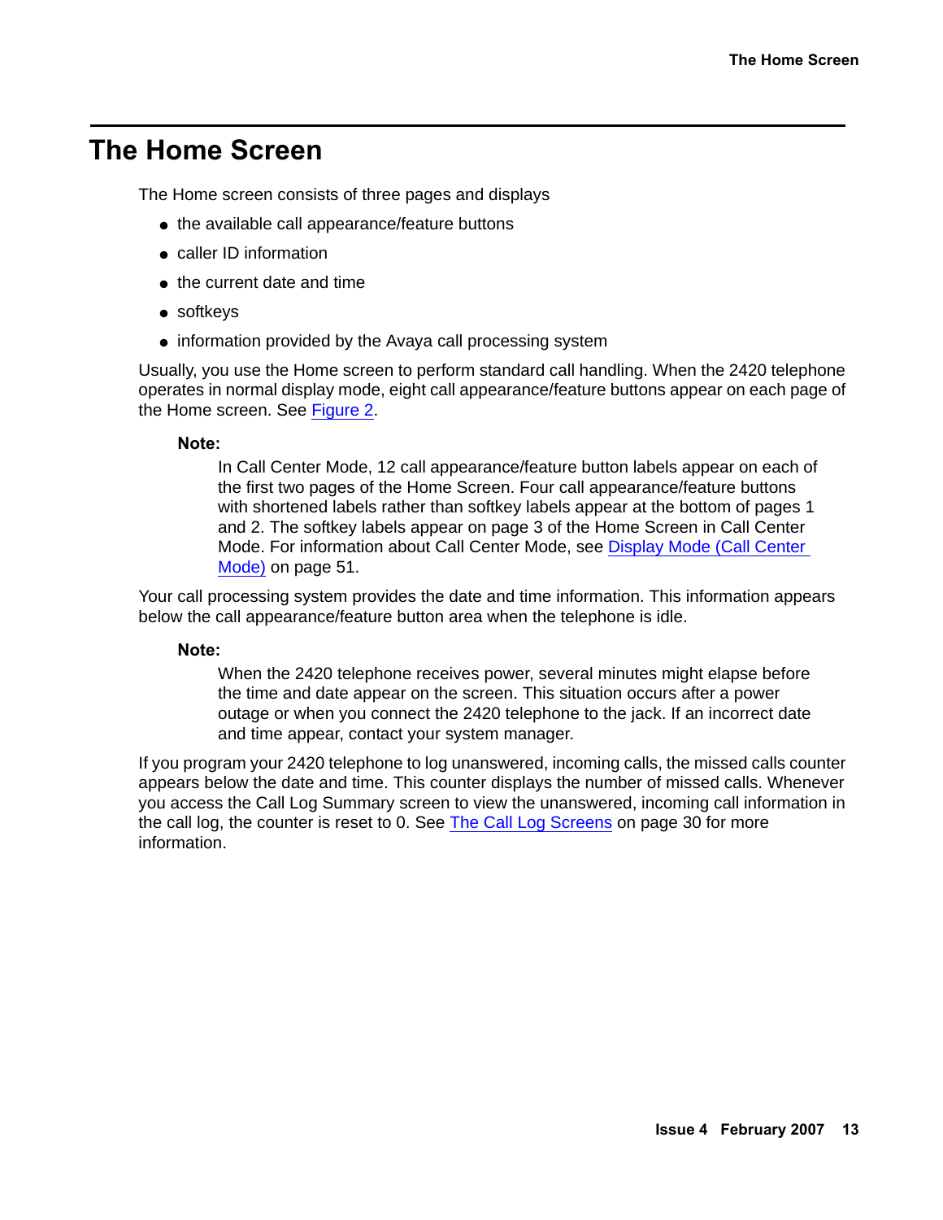# The Home Screen

The Home screen consists of three pages and displays

- the available call appearance/feature buttons
- caller ID information
- the current date and time
- softkeys
- information provided by the Avaya call processing system

Usually, you use the Home screen to perform standard call handling. When the 2420 telephone operates in normal display mode, eight call appearance/feature buttons appear on each page of the Home screen. See Figure 2.

**Note:**

In Call Center Mode, 12 call appearance/feature button labels appear on each of the first two pages of the Home Screen. Four call appearance/feature buttons with shortened labels rather than softkey labels appear at the bottom of pages 1 and 2. The softkey labels appear on page 3 of the Home Screen in Call Center Mode. For information about Call Center Mode, see Display Mode (Call Center Mode) on page 51.

Your call processing system provides the date and time information. This information appears below the call appearance/feature button area when the telephone is idle.

**Note:**

When the 2420 telephone receives power, several minutes might elapse before the time and date appear on the screen. This situation occurs after a power outage or when you connect the 2420 telephone to the jack. If an incorrect date and time appear, contact your system manager.

If you program your 2420 telephone to log unanswered, incoming calls, the missed calls counter appears below the date and time. This counter displays the number of missed calls. Whenever you access the Call Log Summary screen to view the unanswered, incoming call information in the call log, the counter is reset to 0. See The Call Log Screens on page 30 for more information.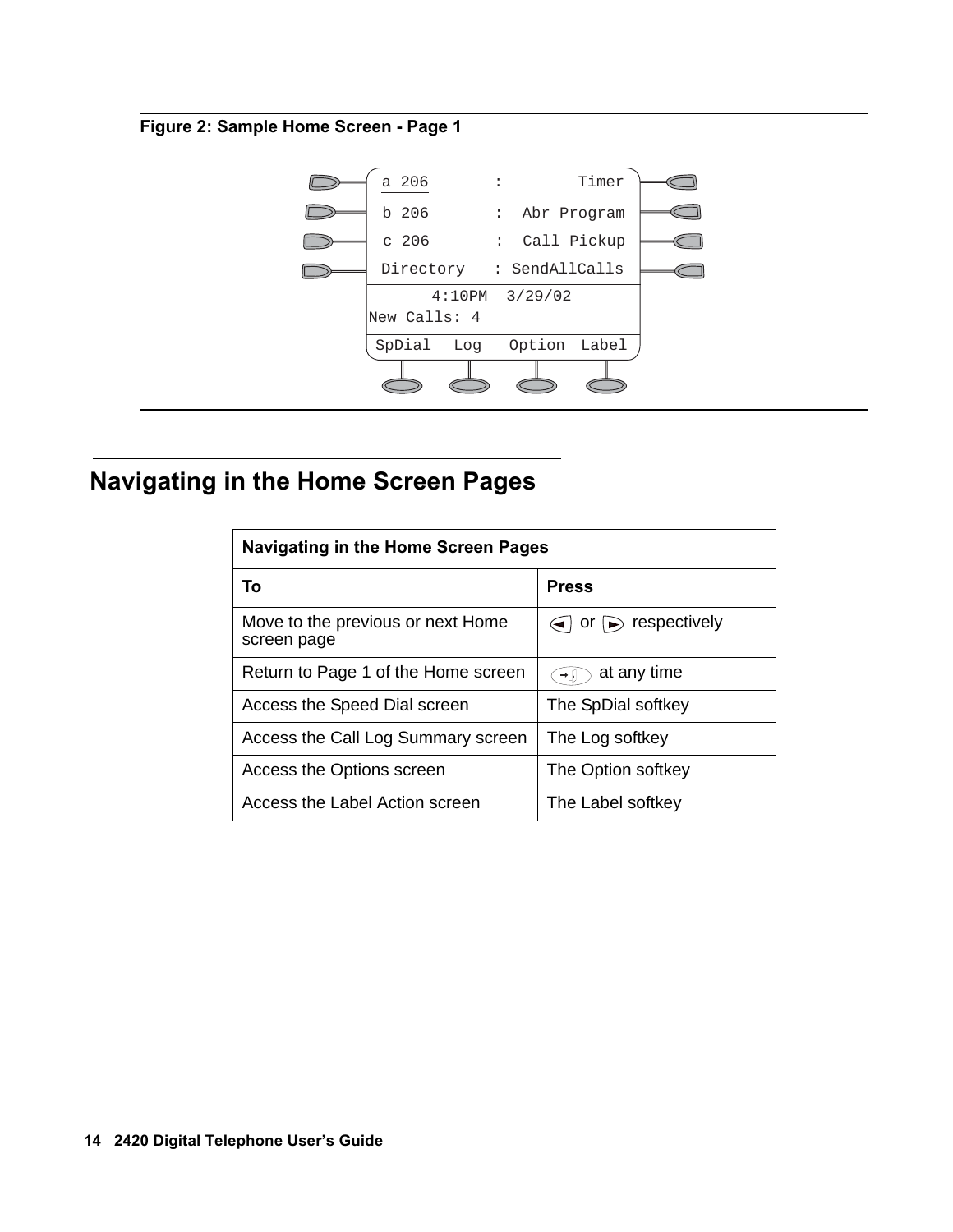**Figure 2: Sample Home Screen - Page 1**

```
a 206        :        Timer
b 206        :  Abr Program
c 206        :  Call Pickup
Directory   : SendAllCalls
      4:10PM  3/29/02
New Calls: 4
SpDial   Log   Option  Label
```

## Navigating in the Home Screen Pages

| Navigating in the Home Screen Pages | |
|---|---|
| **To** | **Press** |
| Move to the previous or next Home screen page | ◄ or ► respectively |
| Return to Page 1 of the Home screen | (Exit button) at any time |
| Access the Speed Dial screen | The SpDial softkey |
| Access the Call Log Summary screen | The Log softkey |
| Access the Options screen | The Option softkey |
| Access the Label Action screen | The Label softkey |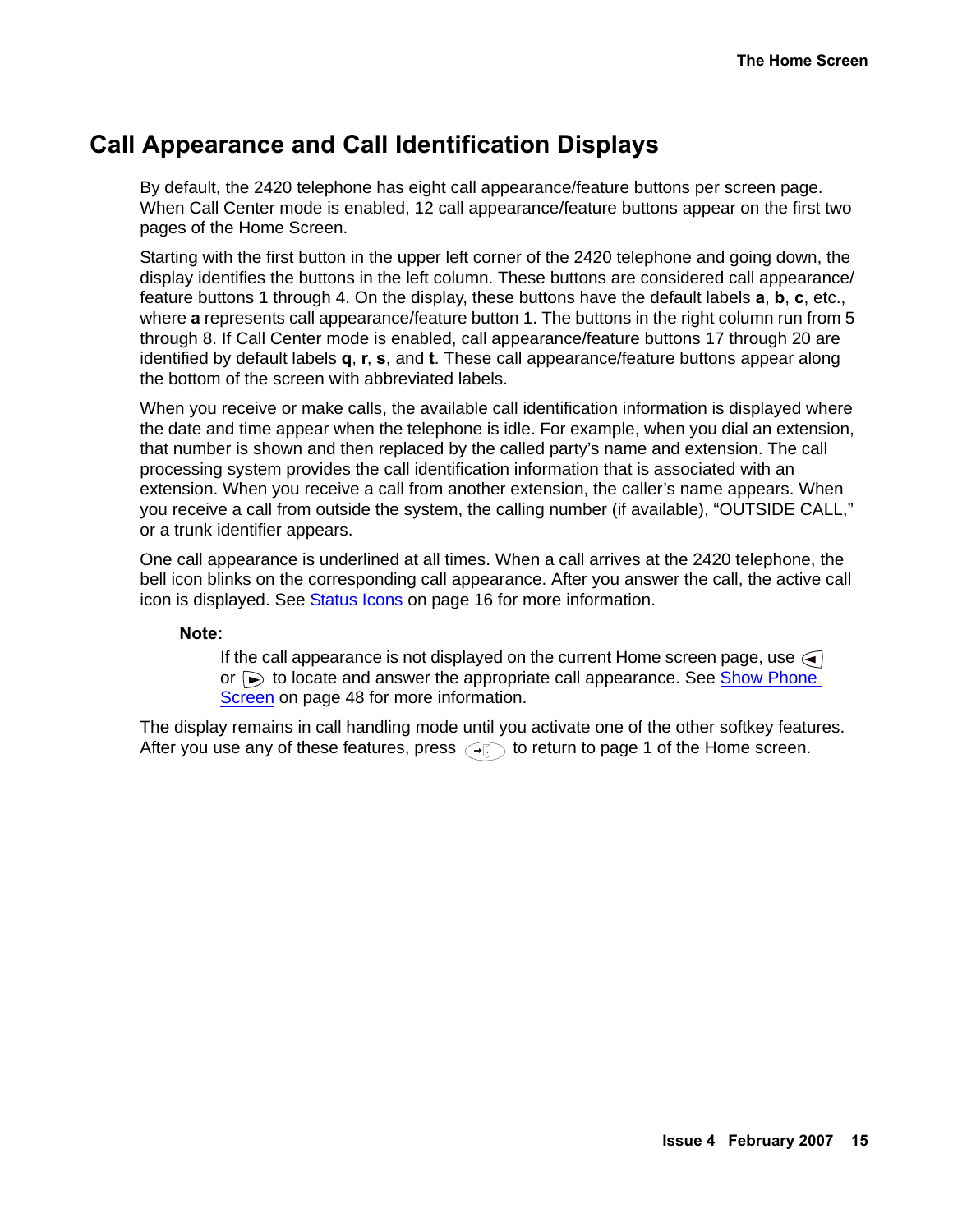## Call Appearance and Call Identification Displays

By default, the 2420 telephone has eight call appearance/feature buttons per screen page. When Call Center mode is enabled, 12 call appearance/feature buttons appear on the first two pages of the Home Screen.

Starting with the first button in the upper left corner of the 2420 telephone and going down, the display identifies the buttons in the left column. These buttons are considered call appearance/ feature buttons 1 through 4. On the display, these buttons have the default labels **a**, **b**, **c**, etc., where **a** represents call appearance/feature button 1. The buttons in the right column run from 5 through 8. If Call Center mode is enabled, call appearance/feature buttons 17 through 20 are identified by default labels **q**, **r**, **s**, and **t**. These call appearance/feature buttons appear along the bottom of the screen with abbreviated labels.

When you receive or make calls, the available call identification information is displayed where the date and time appear when the telephone is idle. For example, when you dial an extension, that number is shown and then replaced by the called party's name and extension. The call processing system provides the call identification information that is associated with an extension. When you receive a call from another extension, the caller's name appears. When you receive a call from outside the system, the calling number (if available), "OUTSIDE CALL," or a trunk identifier appears.

One call appearance is underlined at all times. When a call arrives at the 2420 telephone, the bell icon blinks on the corresponding call appearance. After you answer the call, the active call icon is displayed. See Status Icons on page 16 for more information.

**Note:**

If the call appearance is not displayed on the current Home screen page, use ◄ or ► to locate and answer the appropriate call appearance. See Show Phone Screen on page 48 for more information.

The display remains in call handling mode until you activate one of the other softkey features. After you use any of these features, press ⇥ to return to page 1 of the Home screen.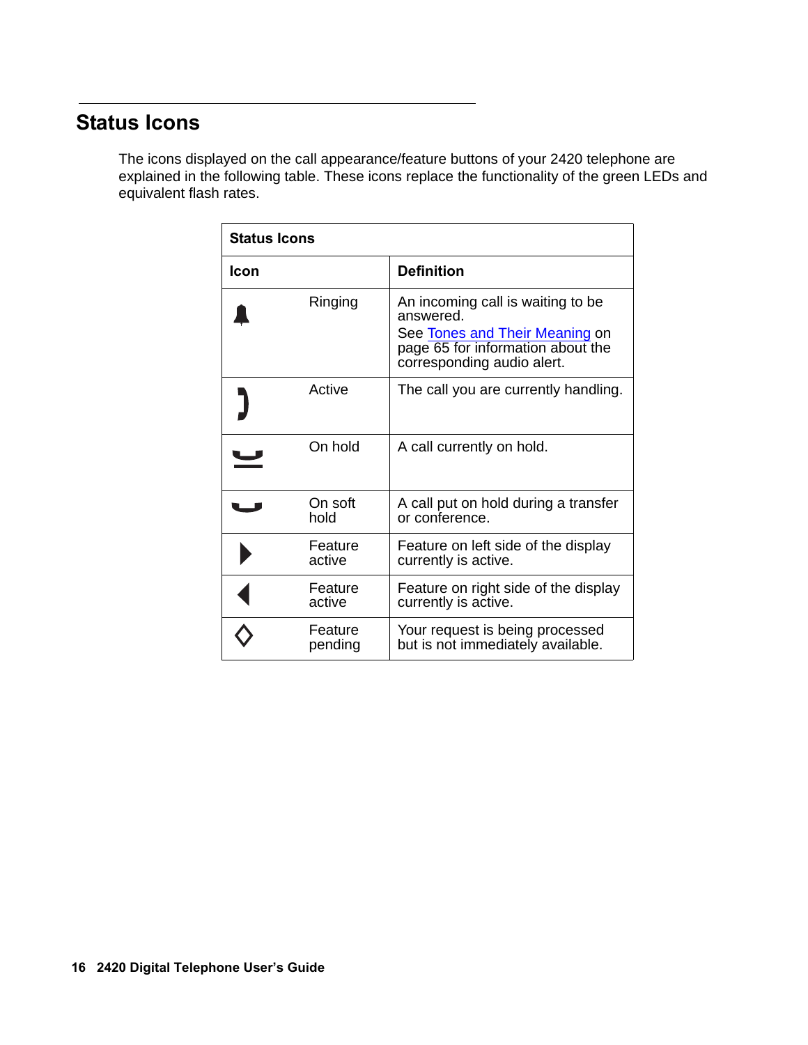## Status Icons

The icons displayed on the call appearance/feature buttons of your 2420 telephone are explained in the following table. These icons replace the functionality of the green LEDs and equivalent flash rates.

| Status Icons | | |
|---|---|---|
| **Icon** | | **Definition** |
| | Ringing | An incoming call is waiting to be answered.<br>See Tones and Their Meaning on page 65 for information about the corresponding audio alert. |
| | Active | The call you are currently handling. |
| | On hold | A call currently on hold. |
| | On soft hold | A call put on hold during a transfer or conference. |
| | Feature active | Feature on left side of the display currently is active. |
| | Feature active | Feature on right side of the display currently is active. |
| | Feature pending | Your request is being processed but is not immediately available. |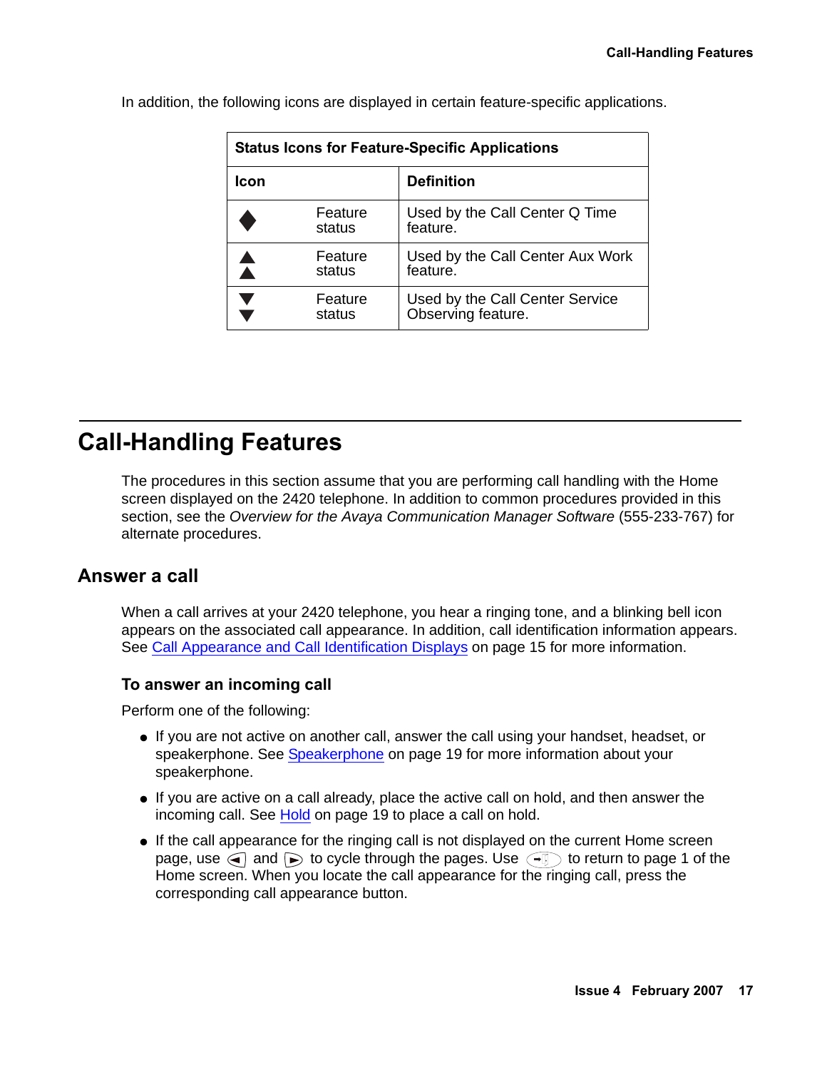In addition, the following icons are displayed in certain feature-specific applications.

| Status Icons for Feature-Specific Applications | |
| --- | --- |
| **Icon** | **Definition** |
| ◆ Feature status | Used by the Call Center Q Time feature. |
| ▲▲ Feature status | Used by the Call Center Aux Work feature. |
| ▼▼ Feature status | Used by the Call Center Service Observing feature. |

# Call-Handling Features

The procedures in this section assume that you are performing call handling with the Home screen displayed on the 2420 telephone. In addition to common procedures provided in this section, see the *Overview for the Avaya Communication Manager Software* (555-233-767) for alternate procedures.

## Answer a call

When a call arrives at your 2420 telephone, you hear a ringing tone, and a blinking bell icon appears on the associated call appearance. In addition, call identification information appears. See Call Appearance and Call Identification Displays on page 15 for more information.

### To answer an incoming call

Perform one of the following:

- If you are not active on another call, answer the call using your handset, headset, or speakerphone. See Speakerphone on page 19 for more information about your speakerphone.
- If you are active on a call already, place the active call on hold, and then answer the incoming call. See Hold on page 19 to place a call on hold.
- If the call appearance for the ringing call is not displayed on the current Home screen page, use ◄ and ► to cycle through the pages. Use ➔ to return to page 1 of the Home screen. When you locate the call appearance for the ringing call, press the corresponding call appearance button.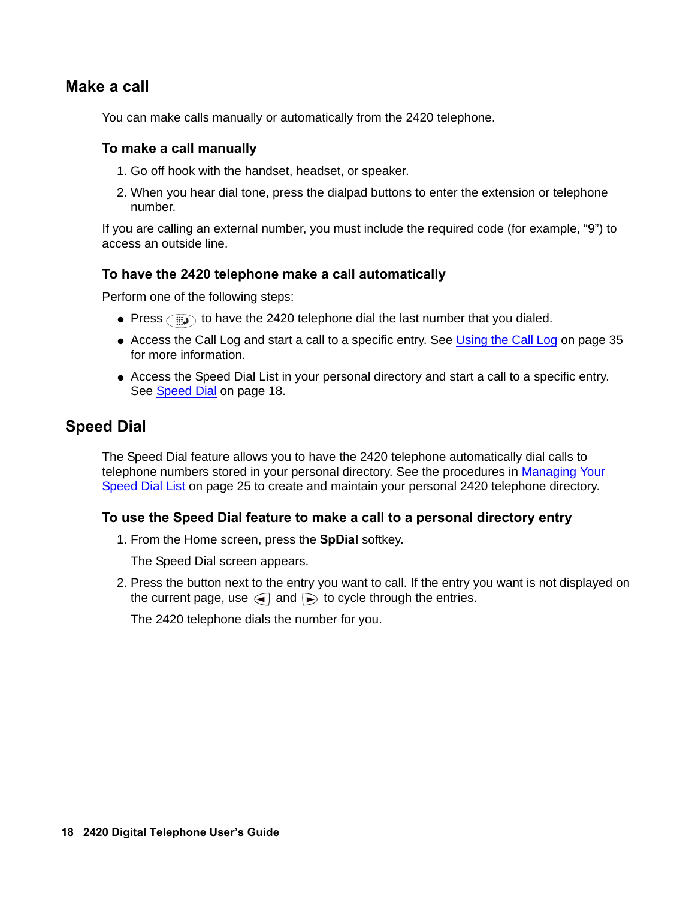## Make a call

You can make calls manually or automatically from the 2420 telephone.

### To make a call manually

1. Go off hook with the handset, headset, or speaker.
2. When you hear dial tone, press the dialpad buttons to enter the extension or telephone number.

If you are calling an external number, you must include the required code (for example, “9”) to access an outside line.

### To have the 2420 telephone make a call automatically

Perform one of the following steps:

- Press to have the 2420 telephone dial the last number that you dialed.
- Access the Call Log and start a call to a specific entry. See Using the Call Log on page 35 for more information.
- Access the Speed Dial List in your personal directory and start a call to a specific entry. See Speed Dial on page 18.

## Speed Dial

The Speed Dial feature allows you to have the 2420 telephone automatically dial calls to telephone numbers stored in your personal directory. See the procedures in Managing Your Speed Dial List on page 25 to create and maintain your personal 2420 telephone directory.

### To use the Speed Dial feature to make a call to a personal directory entry

1. From the Home screen, press the **SpDial** softkey.

   The Speed Dial screen appears.

2. Press the button next to the entry you want to call. If the entry you want is not displayed on the current page, use and to cycle through the entries.

   The 2420 telephone dials the number for you.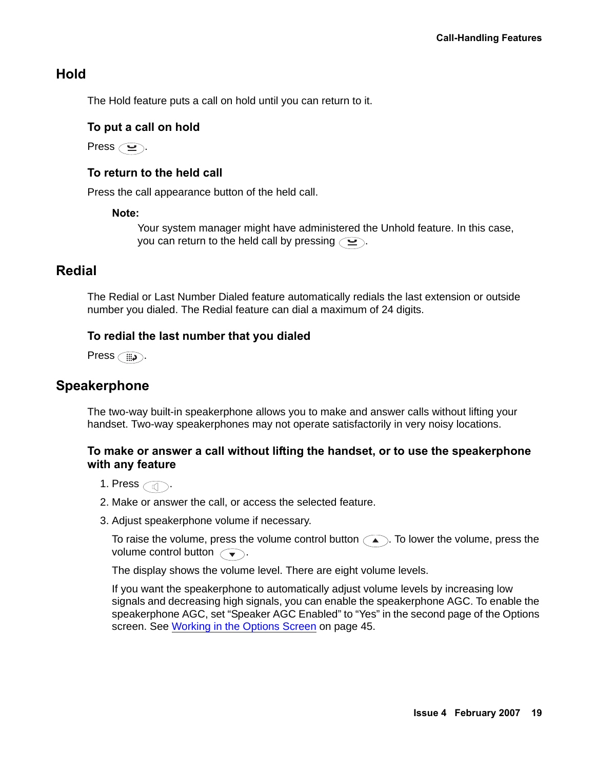## Hold

The Hold feature puts a call on hold until you can return to it.

### To put a call on hold

Press .

### To return to the held call

Press the call appearance button of the held call.

**Note:**

Your system manager might have administered the Unhold feature. In this case, you can return to the held call by pressing .

## Redial

The Redial or Last Number Dialed feature automatically redials the last extension or outside number you dialed. The Redial feature can dial a maximum of 24 digits.

### To redial the last number that you dialed

Press .

## Speakerphone

The two-way built-in speakerphone allows you to make and answer calls without lifting your handset. Two-way speakerphones may not operate satisfactorily in very noisy locations.

### To make or answer a call without lifting the handset, or to use the speakerphone with any feature

1. Press .
2. Make or answer the call, or access the selected feature.
3. Adjust speakerphone volume if necessary.

   To raise the volume, press the volume control button . To lower the volume, press the volume control button .

   The display shows the volume level. There are eight volume levels.

   If you want the speakerphone to automatically adjust volume levels by increasing low signals and decreasing high signals, you can enable the speakerphone AGC. To enable the speakerphone AGC, set "Speaker AGC Enabled" to "Yes" in the second page of the Options screen. See Working in the Options Screen on page 45.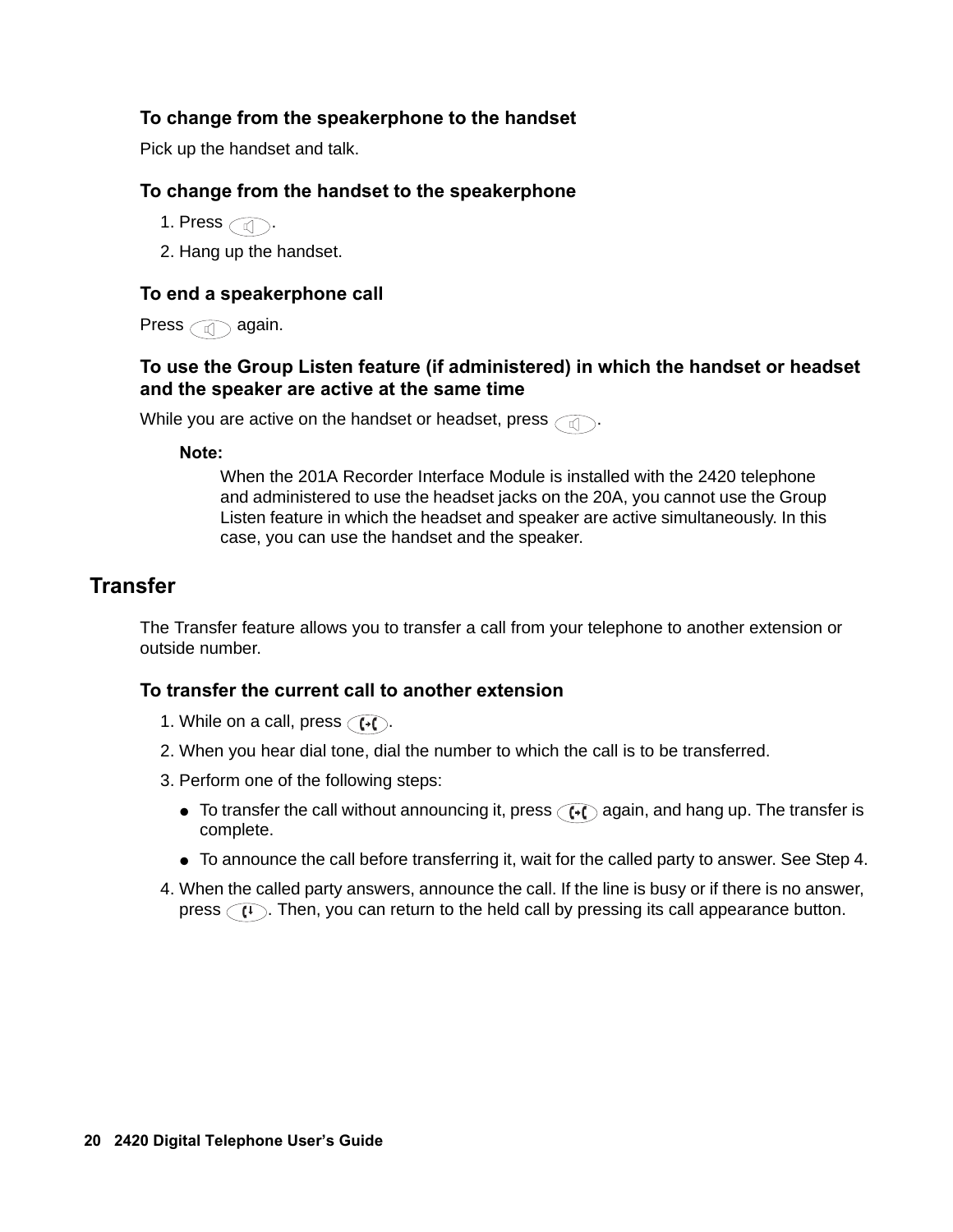### To change from the speakerphone to the handset

Pick up the handset and talk.

### To change from the handset to the speakerphone

1. Press .
2. Hang up the handset.

### To end a speakerphone call

Press  again.

### To use the Group Listen feature (if administered) in which the handset or headset and the speaker are active at the same time

While you are active on the handset or headset, press .

**Note:**

When the 201A Recorder Interface Module is installed with the 2420 telephone and administered to use the headset jacks on the 20A, you cannot use the Group Listen feature in which the headset and speaker are active simultaneously. In this case, you can use the handset and the speaker.

## Transfer

The Transfer feature allows you to transfer a call from your telephone to another extension or outside number.

### To transfer the current call to another extension

1. While on a call, press .
2. When you hear dial tone, dial the number to which the call is to be transferred.
3. Perform one of the following steps:
   - To transfer the call without announcing it, press  again, and hang up. The transfer is complete.
   - To announce the call before transferring it, wait for the called party to answer. See Step 4.
4. When the called party answers, announce the call. If the line is busy or if there is no answer, press . Then, you can return to the held call by pressing its call appearance button.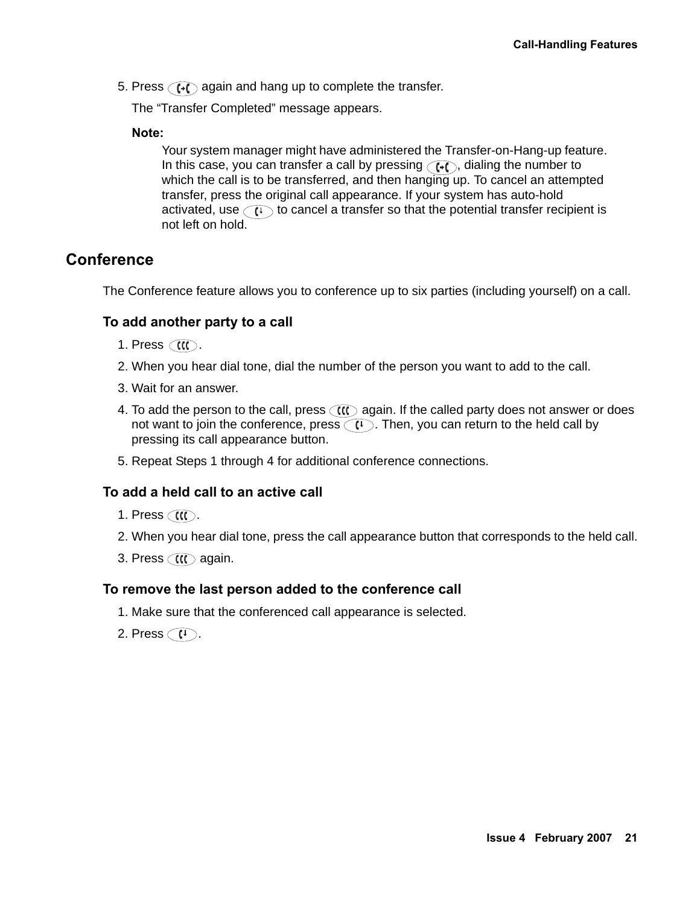5. Press  again and hang up to complete the transfer.

   The "Transfer Completed" message appears.

   **Note:**

   Your system manager might have administered the Transfer-on-Hang-up feature. In this case, you can transfer a call by pressing , dialing the number to which the call is to be transferred, and then hanging up. To cancel an attempted transfer, press the original call appearance. If your system has auto-hold activated, use  to cancel a transfer so that the potential transfer recipient is not left on hold.

## Conference

The Conference feature allows you to conference up to six parties (including yourself) on a call.

### To add another party to a call

1. Press .
2. When you hear dial tone, dial the number of the person you want to add to the call.
3. Wait for an answer.
4. To add the person to the call, press  again. If the called party does not answer or does not want to join the conference, press . Then, you can return to the held call by pressing its call appearance button.
5. Repeat Steps 1 through 4 for additional conference connections.

### To add a held call to an active call

1. Press .
2. When you hear dial tone, press the call appearance button that corresponds to the held call.
3. Press  again.

### To remove the last person added to the conference call

1. Make sure that the conferenced call appearance is selected.
2. Press .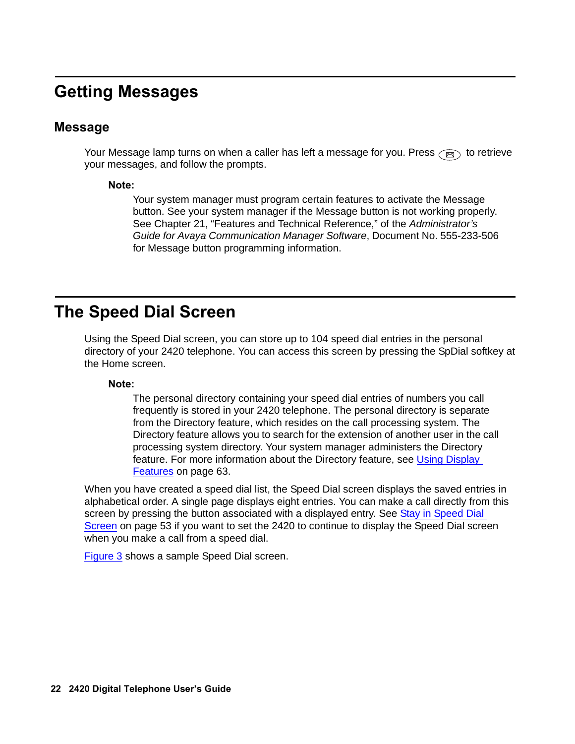# Getting Messages

## Message

Your Message lamp turns on when a caller has left a message for you. Press (✉) to retrieve your messages, and follow the prompts.

**Note:**

Your system manager must program certain features to activate the Message button. See your system manager if the Message button is not working properly. See Chapter 21, “Features and Technical Reference,” of the *Administrator’s Guide for Avaya Communication Manager Software*, Document No. 555-233-506 for Message button programming information.

# The Speed Dial Screen

Using the Speed Dial screen, you can store up to 104 speed dial entries in the personal directory of your 2420 telephone. You can access this screen by pressing the SpDial softkey at the Home screen.

**Note:**

The personal directory containing your speed dial entries of numbers you call frequently is stored in your 2420 telephone. The personal directory is separate from the Directory feature, which resides on the call processing system. The Directory feature allows you to search for the extension of another user in the call processing system directory. Your system manager administers the Directory feature. For more information about the Directory feature, see Using Display Features on page 63.

When you have created a speed dial list, the Speed Dial screen displays the saved entries in alphabetical order. A single page displays eight entries. You can make a call directly from this screen by pressing the button associated with a displayed entry. See Stay in Speed Dial Screen on page 53 if you want to set the 2420 to continue to display the Speed Dial screen when you make a call from a speed dial.

Figure 3 shows a sample Speed Dial screen.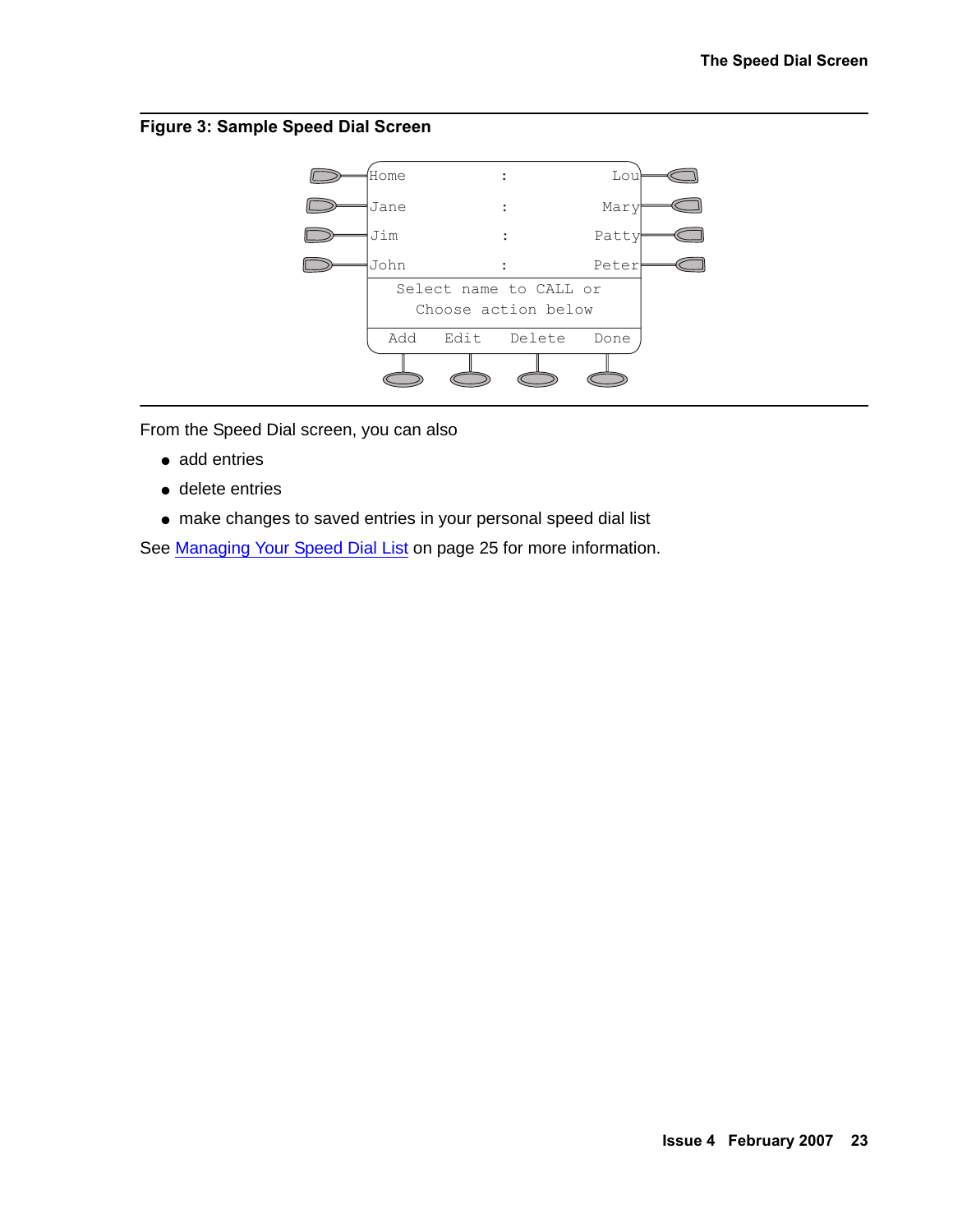**Figure 3: Sample Speed Dial Screen**

```
Home          :          Lou
Jane          :         Mary
Jim           :        Patty
John          :        Peter
  Select name to CALL or
    Choose action below
 Add   Edit   Delete   Done
```

From the Speed Dial screen, you can also

- add entries
- delete entries
- make changes to saved entries in your personal speed dial list

See Managing Your Speed Dial List on page 25 for more information.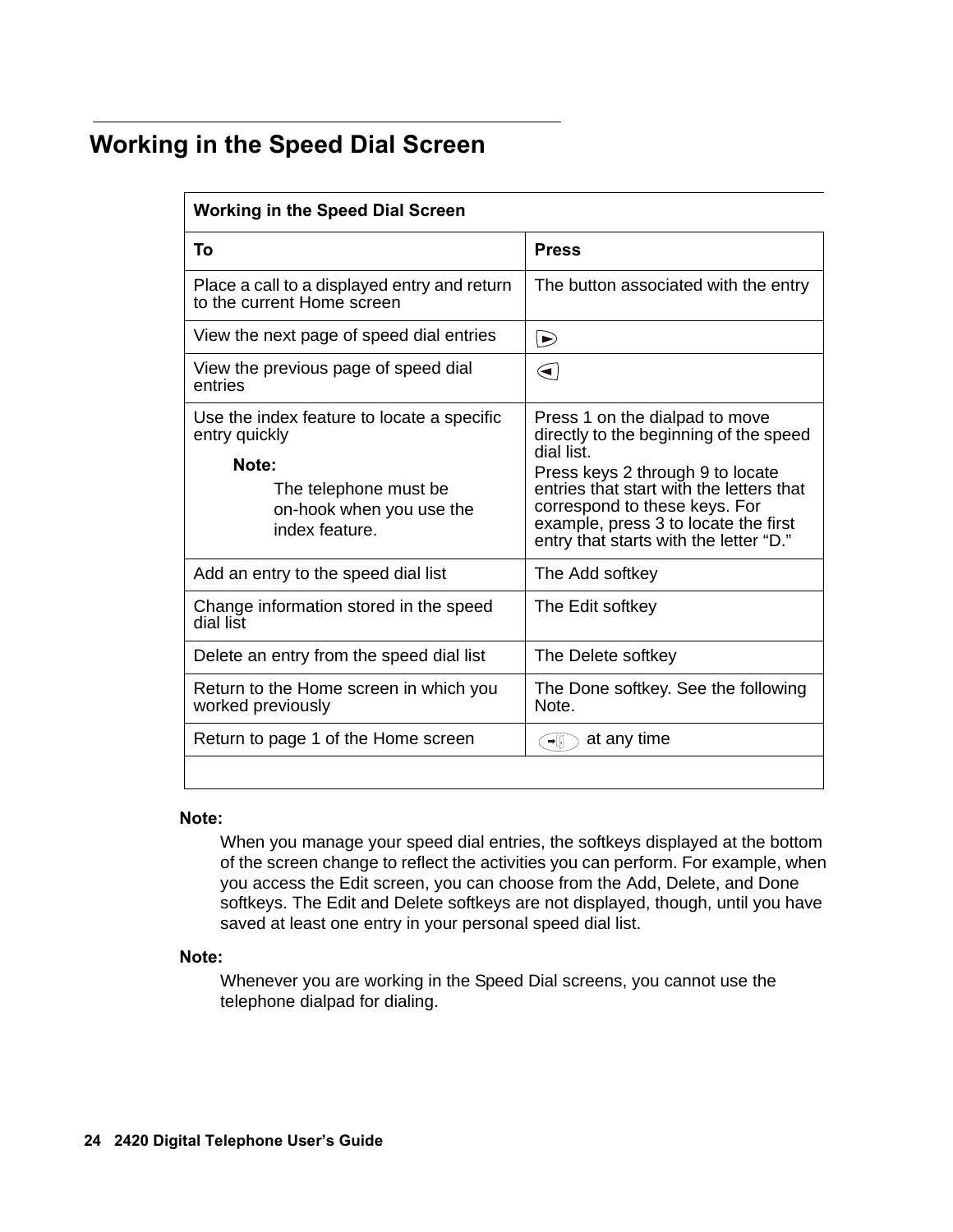## Working in the Speed Dial Screen

| Working in the Speed Dial Screen | |
|---|---|
| **To** | **Press** |
| Place a call to a displayed entry and return to the current Home screen | The button associated with the entry |
| View the next page of speed dial entries | ▷ |
| View the previous page of speed dial entries | ◁ |
| Use the index feature to locate a specific entry quickly<br>**Note:**<br>The telephone must be on-hook when you use the index feature. | Press 1 on the dialpad to move directly to the beginning of the speed dial list.<br>Press keys 2 through 9 to locate entries that start with the letters that correspond to these keys. For example, press 3 to locate the first entry that starts with the letter "D." |
| Add an entry to the speed dial list | The Add softkey |
| Change information stored in the speed dial list | The Edit softkey |
| Delete an entry from the speed dial list | The Delete softkey |
| Return to the Home screen in which you worked previously | The Done softkey. See the following Note. |
| Return to page 1 of the Home screen | (Home) at any time |

**Note:**

When you manage your speed dial entries, the softkeys displayed at the bottom of the screen change to reflect the activities you can perform. For example, when you access the Edit screen, you can choose from the Add, Delete, and Done softkeys. The Edit and Delete softkeys are not displayed, though, until you have saved at least one entry in your personal speed dial list.

**Note:**

Whenever you are working in the Speed Dial screens, you cannot use the telephone dialpad for dialing.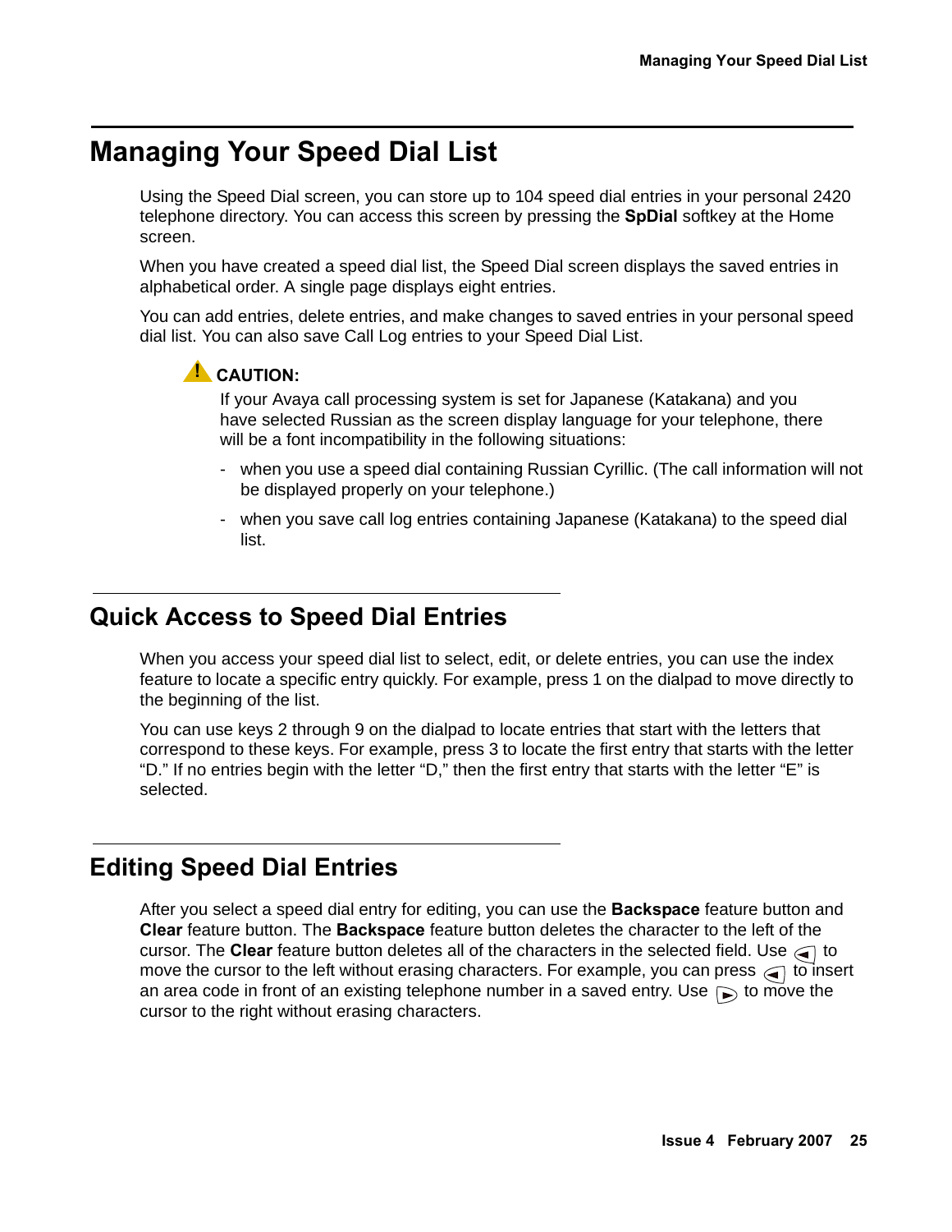# Managing Your Speed Dial List

Using the Speed Dial screen, you can store up to 104 speed dial entries in your personal 2420 telephone directory. You can access this screen by pressing the **SpDial** softkey at the Home screen.

When you have created a speed dial list, the Speed Dial screen displays the saved entries in alphabetical order. A single page displays eight entries.

You can add entries, delete entries, and make changes to saved entries in your personal speed dial list. You can also save Call Log entries to your Speed Dial List.

**CAUTION:**

If your Avaya call processing system is set for Japanese (Katakana) and you have selected Russian as the screen display language for your telephone, there will be a font incompatibility in the following situations:

- when you use a speed dial containing Russian Cyrillic. (The call information will not be displayed properly on your telephone.)
- when you save call log entries containing Japanese (Katakana) to the speed dial list.

## Quick Access to Speed Dial Entries

When you access your speed dial list to select, edit, or delete entries, you can use the index feature to locate a specific entry quickly. For example, press 1 on the dialpad to move directly to the beginning of the list.

You can use keys 2 through 9 on the dialpad to locate entries that start with the letters that correspond to these keys. For example, press 3 to locate the first entry that starts with the letter "D." If no entries begin with the letter "D," then the first entry that starts with the letter "E" is selected.

## Editing Speed Dial Entries

After you select a speed dial entry for editing, you can use the **Backspace** feature button and **Clear** feature button. The **Backspace** feature button deletes the character to the left of the cursor. The **Clear** feature button deletes all of the characters in the selected field. Use ◄ to move the cursor to the left without erasing characters. For example, you can press ◄ to insert an area code in front of an existing telephone number in a saved entry. Use ► to move the cursor to the right without erasing characters.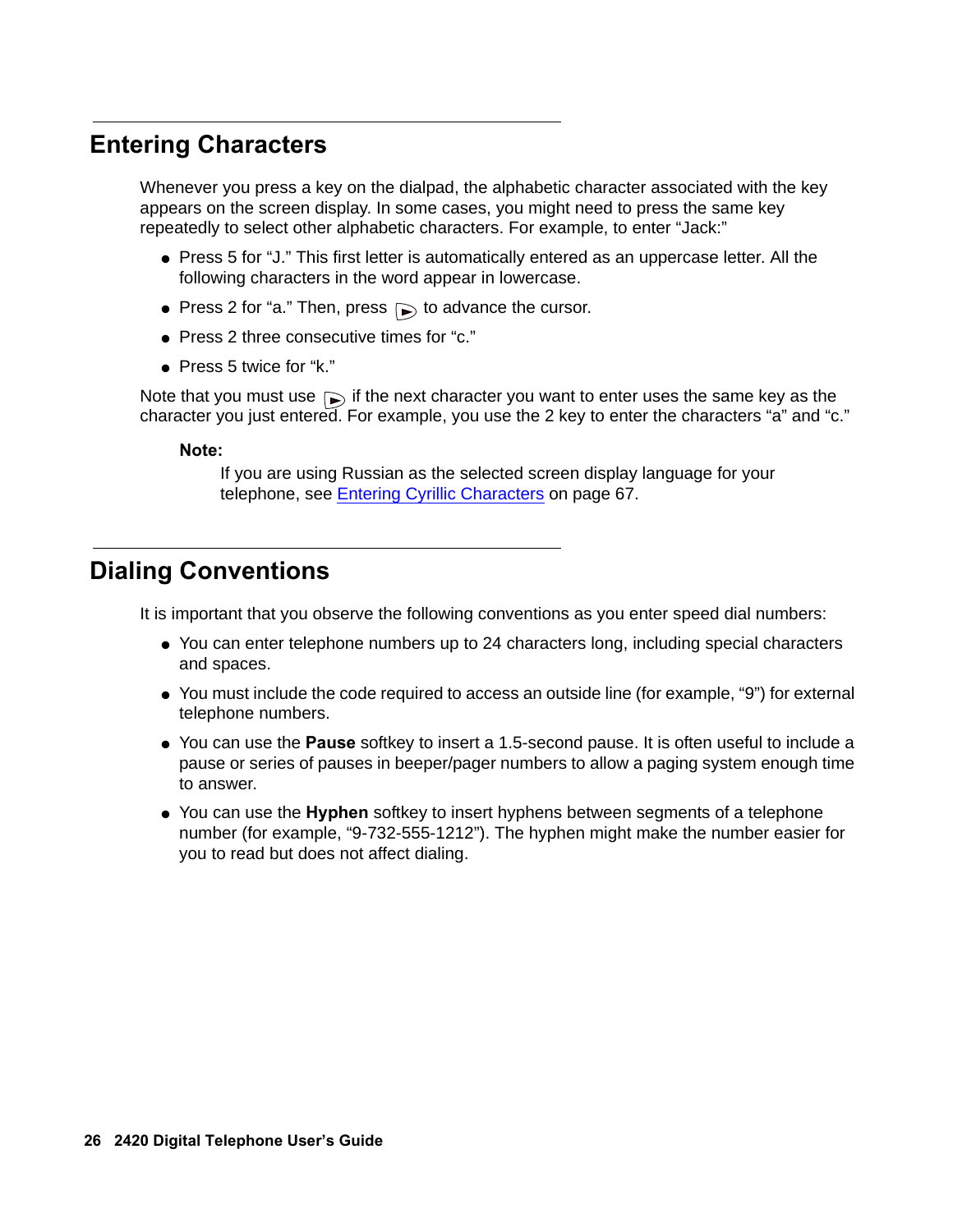## Entering Characters

Whenever you press a key on the dialpad, the alphabetic character associated with the key appears on the screen display. In some cases, you might need to press the same key repeatedly to select other alphabetic characters. For example, to enter "Jack:"

- Press 5 for "J." This first letter is automatically entered as an uppercase letter. All the following characters in the word appear in lowercase.
- Press 2 for "a." Then, press ► to advance the cursor.
- Press 2 three consecutive times for "c."
- Press 5 twice for "k."

Note that you must use ► if the next character you want to enter uses the same key as the character you just entered. For example, you use the 2 key to enter the characters "a" and "c."

**Note:**

If you are using Russian as the selected screen display language for your telephone, see Entering Cyrillic Characters on page 67.

## Dialing Conventions

It is important that you observe the following conventions as you enter speed dial numbers:

- You can enter telephone numbers up to 24 characters long, including special characters and spaces.
- You must include the code required to access an outside line (for example, "9") for external telephone numbers.
- You can use the **Pause** softkey to insert a 1.5-second pause. It is often useful to include a pause or series of pauses in beeper/pager numbers to allow a paging system enough time to answer.
- You can use the **Hyphen** softkey to insert hyphens between segments of a telephone number (for example, "9-732-555-1212"). The hyphen might make the number easier for you to read but does not affect dialing.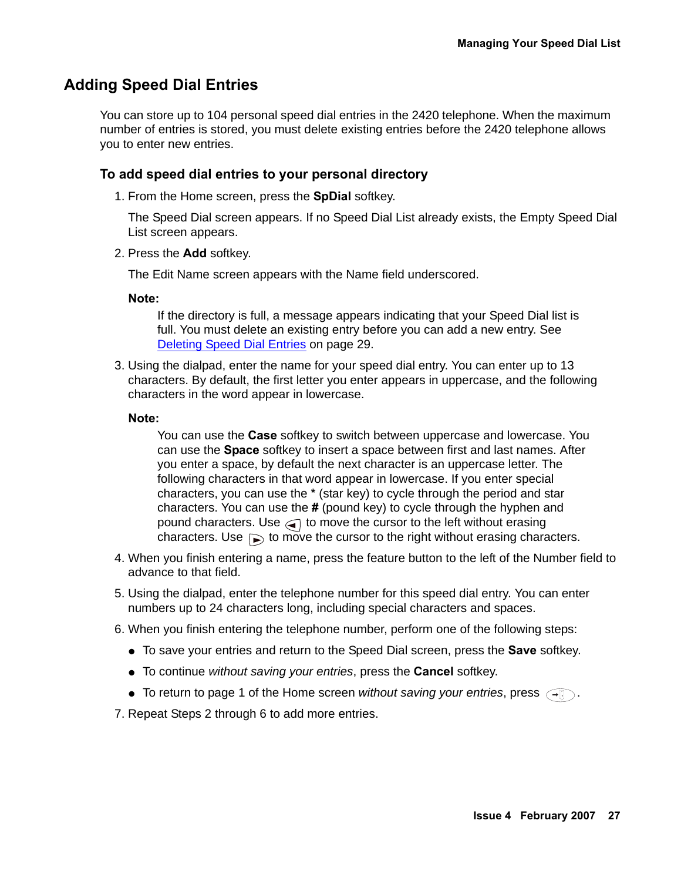## Adding Speed Dial Entries

You can store up to 104 personal speed dial entries in the 2420 telephone. When the maximum number of entries is stored, you must delete existing entries before the 2420 telephone allows you to enter new entries.

### To add speed dial entries to your personal directory

1. From the Home screen, press the **SpDial** softkey.

   The Speed Dial screen appears. If no Speed Dial List already exists, the Empty Speed Dial List screen appears.

2. Press the **Add** softkey.

   The Edit Name screen appears with the Name field underscored.

   **Note:**

   If the directory is full, a message appears indicating that your Speed Dial list is full. You must delete an existing entry before you can add a new entry. See Deleting Speed Dial Entries on page 29.

3. Using the dialpad, enter the name for your speed dial entry. You can enter up to 13 characters. By default, the first letter you enter appears in uppercase, and the following characters in the word appear in lowercase.

   **Note:**

   You can use the **Case** softkey to switch between uppercase and lowercase. You can use the **Space** softkey to insert a space between first and last names. After you enter a space, by default the next character is an uppercase letter. The following characters in that word appear in lowercase. If you enter special characters, you can use the **\*** (star key) to cycle through the period and star characters. You can use the **#** (pound key) to cycle through the hyphen and pound characters. Use ◄ to move the cursor to the left without erasing characters. Use ► to move the cursor to the right without erasing characters.

4. When you finish entering a name, press the feature button to the left of the Number field to advance to that field.

5. Using the dialpad, enter the telephone number for this speed dial entry. You can enter numbers up to 24 characters long, including special characters and spaces.

6. When you finish entering the telephone number, perform one of the following steps:

   - To save your entries and return to the Speed Dial screen, press the **Save** softkey.
   - To continue *without saving your entries*, press the **Cancel** softkey.
   - To return to page 1 of the Home screen *without saving your entries*, press (Exit button).

7. Repeat Steps 2 through 6 to add more entries.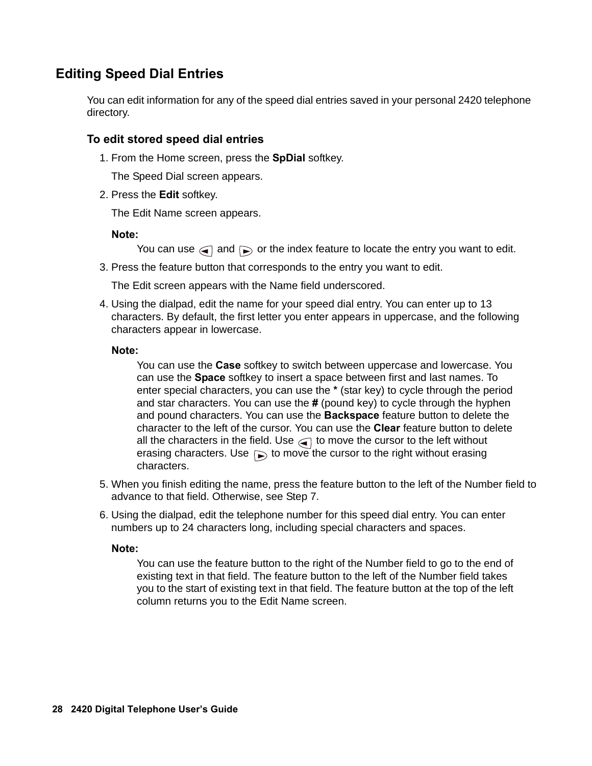## Editing Speed Dial Entries

You can edit information for any of the speed dial entries saved in your personal 2420 telephone directory.

### To edit stored speed dial entries

1. From the Home screen, press the **SpDial** softkey.

   The Speed Dial screen appears.

2. Press the **Edit** softkey.

   The Edit Name screen appears.

   **Note:**

   You can use ◄ and ► or the index feature to locate the entry you want to edit.

3. Press the feature button that corresponds to the entry you want to edit.

   The Edit screen appears with the Name field underscored.

4. Using the dialpad, edit the name for your speed dial entry. You can enter up to 13 characters. By default, the first letter you enter appears in uppercase, and the following characters appear in lowercase.

   **Note:**

   You can use the **Case** softkey to switch between uppercase and lowercase. You can use the **Space** softkey to insert a space between first and last names. To enter special characters, you can use the **\*** (star key) to cycle through the period and star characters. You can use the **#** (pound key) to cycle through the hyphen and pound characters. You can use the **Backspace** feature button to delete the character to the left of the cursor. You can use the **Clear** feature button to delete all the characters in the field. Use ◄ to move the cursor to the left without erasing characters. Use ► to move the cursor to the right without erasing characters.

5. When you finish editing the name, press the feature button to the left of the Number field to advance to that field. Otherwise, see Step 7.

6. Using the dialpad, edit the telephone number for this speed dial entry. You can enter numbers up to 24 characters long, including special characters and spaces.

   **Note:**

   You can use the feature button to the right of the Number field to go to the end of existing text in that field. The feature button to the left of the Number field takes you to the start of existing text in that field. The feature button at the top of the left column returns you to the Edit Name screen.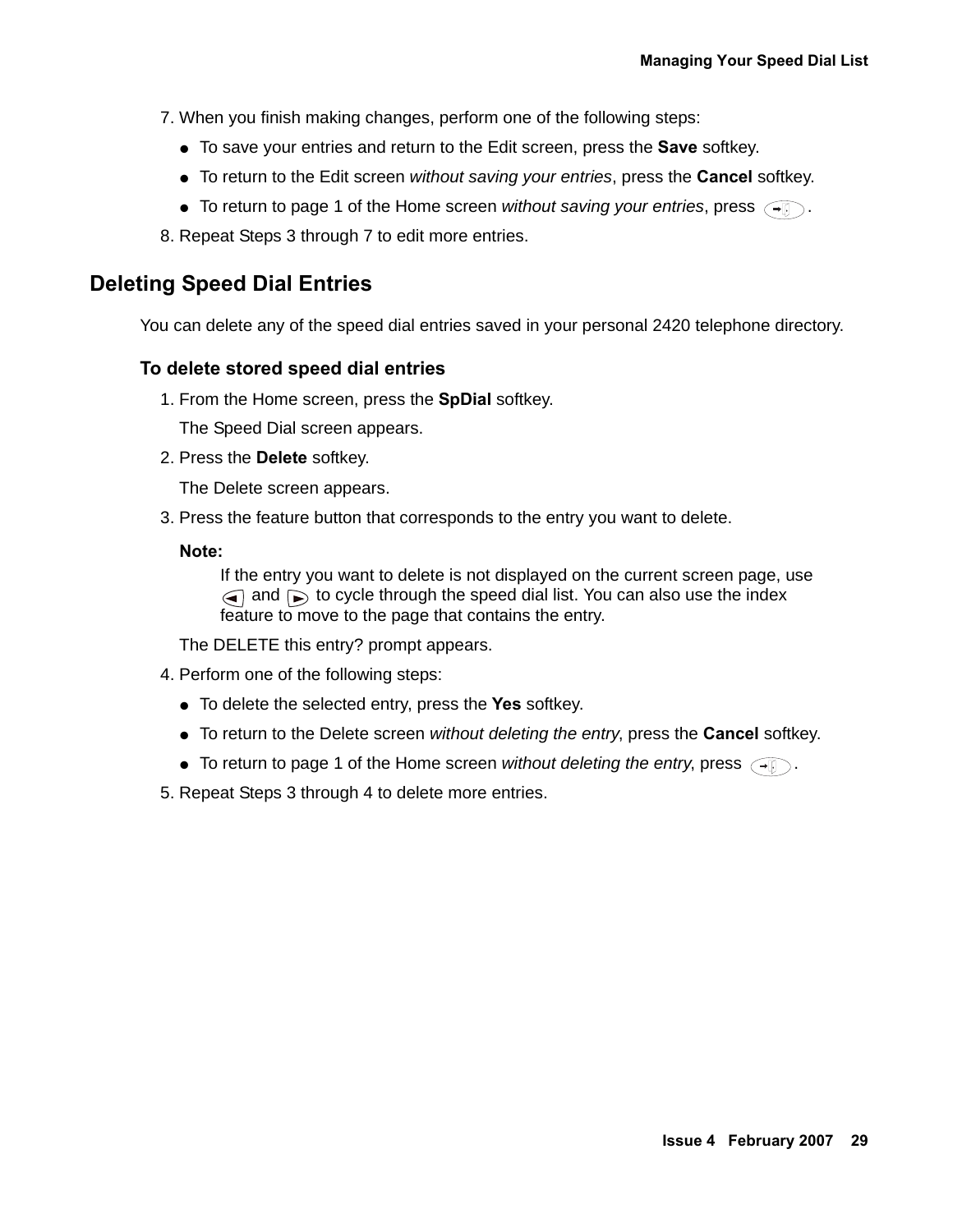7. When you finish making changes, perform one of the following steps:
   - To save your entries and return to the Edit screen, press the **Save** softkey.
   - To return to the Edit screen *without saving your entries*, press the **Cancel** softkey.
   - To return to page 1 of the Home screen *without saving your entries*, press .
8. Repeat Steps 3 through 7 to edit more entries.

## Deleting Speed Dial Entries

You can delete any of the speed dial entries saved in your personal 2420 telephone directory.

### To delete stored speed dial entries

1. From the Home screen, press the **SpDial** softkey.

   The Speed Dial screen appears.
2. Press the **Delete** softkey.

   The Delete screen appears.
3. Press the feature button that corresponds to the entry you want to delete.

   **Note:**

   If the entry you want to delete is not displayed on the current screen page, use and to cycle through the speed dial list. You can also use the index feature to move to the page that contains the entry.

   The DELETE this entry? prompt appears.
4. Perform one of the following steps:
   - To delete the selected entry, press the **Yes** softkey.
   - To return to the Delete screen *without deleting the entry*, press the **Cancel** softkey.
   - To return to page 1 of the Home screen *without deleting the entry*, press .
5. Repeat Steps 3 through 4 to delete more entries.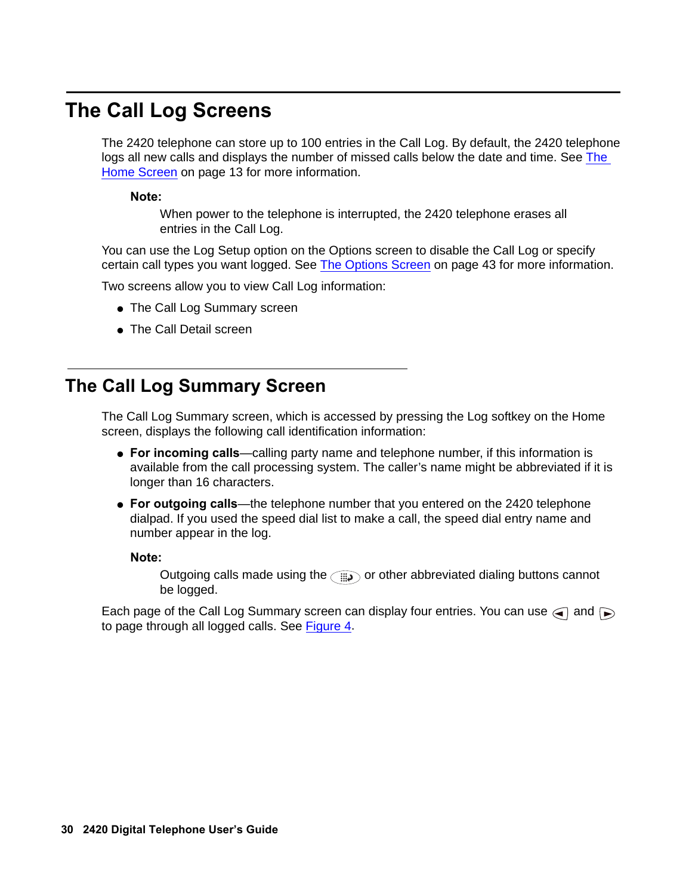# The Call Log Screens

The 2420 telephone can store up to 100 entries in the Call Log. By default, the 2420 telephone logs all new calls and displays the number of missed calls below the date and time. See The Home Screen on page 13 for more information.

**Note:**

When power to the telephone is interrupted, the 2420 telephone erases all entries in the Call Log.

You can use the Log Setup option on the Options screen to disable the Call Log or specify certain call types you want logged. See The Options Screen on page 43 for more information.

Two screens allow you to view Call Log information:

- The Call Log Summary screen
- The Call Detail screen

## The Call Log Summary Screen

The Call Log Summary screen, which is accessed by pressing the Log softkey on the Home screen, displays the following call identification information:

- **For incoming calls**—calling party name and telephone number, if this information is available from the call processing system. The caller's name might be abbreviated if it is longer than 16 characters.
- **For outgoing calls**—the telephone number that you entered on the 2420 telephone dialpad. If you used the speed dial list to make a call, the speed dial entry name and number appear in the log.

**Note:**

Outgoing calls made using the or other abbreviated dialing buttons cannot be logged.

Each page of the Call Log Summary screen can display four entries. You can use and to page through all logged calls. See Figure 4.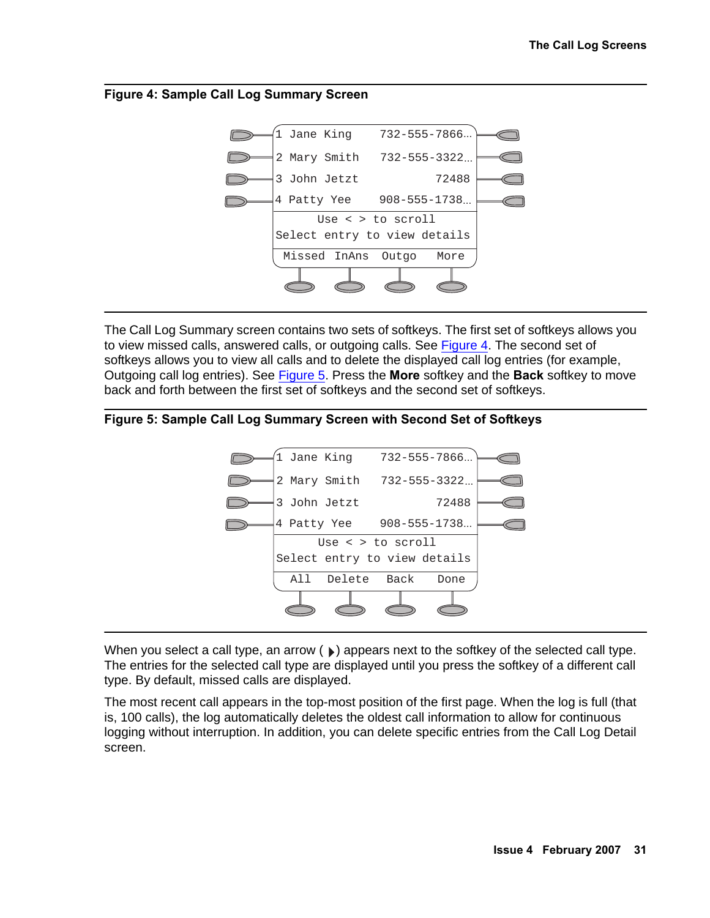**Figure 4: Sample Call Log Summary Screen**

```
1 Jane King     732-555-7866...
2 Mary Smith    732-555-3322...
3 John Jetzt             72488
4 Patty Yee     908-555-1738...
      Use < > to scroll
Select entry to view details
 Missed  InAns  Outgo   More
```

The Call Log Summary screen contains two sets of softkeys. The first set of softkeys allows you to view missed calls, answered calls, or outgoing calls. See Figure 4. The second set of softkeys allows you to view all calls and to delete the displayed call log entries (for example, Outgoing call log entries). See Figure 5. Press the **More** softkey and the **Back** softkey to move back and forth between the first set of softkeys and the second set of softkeys.

**Figure 5: Sample Call Log Summary Screen with Second Set of Softkeys**

```
1 Jane King     732-555-7866...
2 Mary Smith    732-555-3322...
3 John Jetzt             72488
4 Patty Yee     908-555-1738...
      Use < > to scroll
Select entry to view details
  All   Delete   Back   Done
```

When you select a call type, an arrow ( ▸) appears next to the softkey of the selected call type. The entries for the selected call type are displayed until you press the softkey of a different call type. By default, missed calls are displayed.

The most recent call appears in the top-most position of the first page. When the log is full (that is, 100 calls), the log automatically deletes the oldest call information to allow for continuous logging without interruption. In addition, you can delete specific entries from the Call Log Detail screen.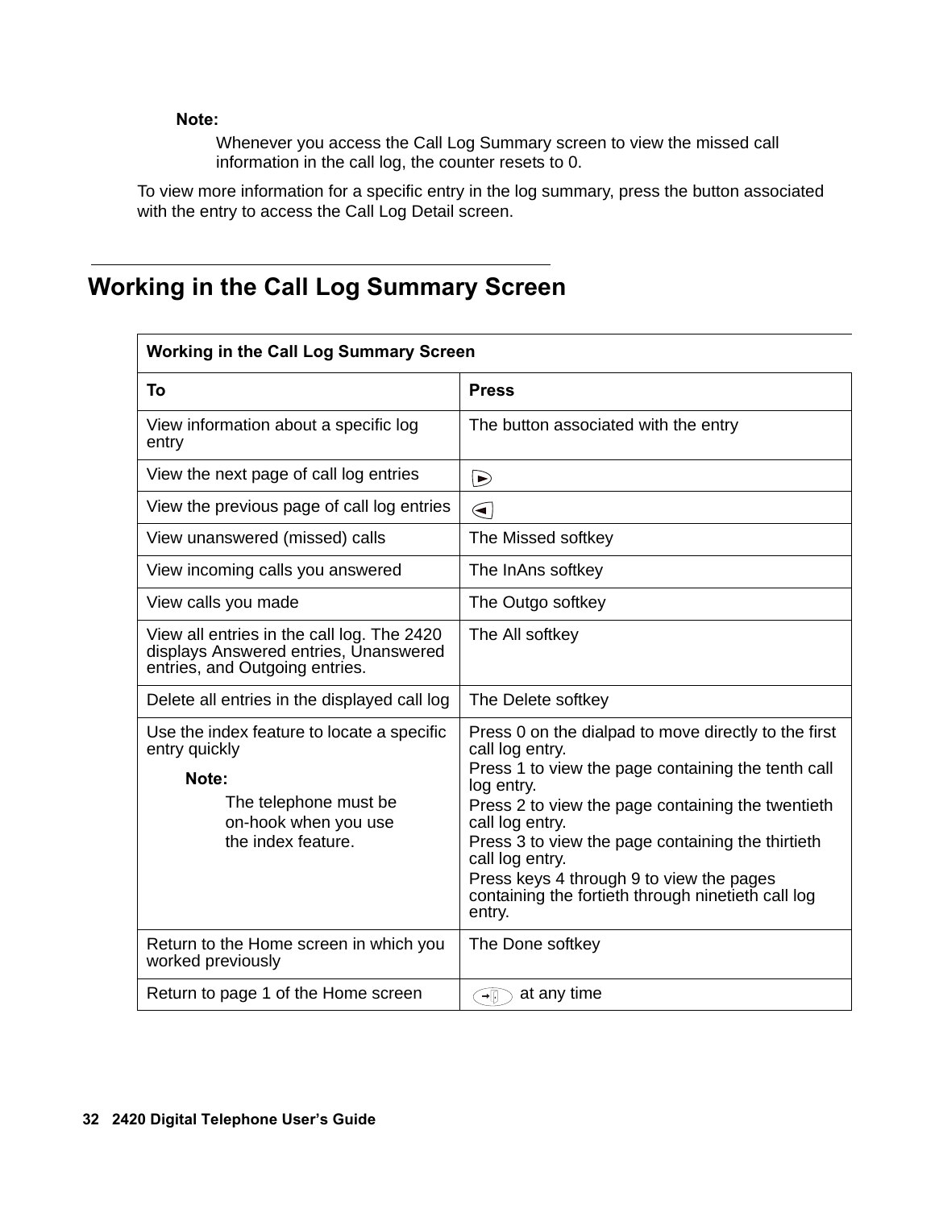**Note:**

Whenever you access the Call Log Summary screen to view the missed call information in the call log, the counter resets to 0.

To view more information for a specific entry in the log summary, press the button associated with the entry to access the Call Log Detail screen.

## Working in the Call Log Summary Screen

| Working in the Call Log Summary Screen | |
|---|---|
| **To** | **Press** |
| View information about a specific log entry | The button associated with the entry |
| View the next page of call log entries | ▷ |
| View the previous page of call log entries | ◁ |
| View unanswered (missed) calls | The Missed softkey |
| View incoming calls you answered | The InAns softkey |
| View calls you made | The Outgo softkey |
| View all entries in the call log. The 2420 displays Answered entries, Unanswered entries, and Outgoing entries. | The All softkey |
| Delete all entries in the displayed call log | The Delete softkey |
| Use the index feature to locate a specific entry quickly<br>**Note:**<br>The telephone must be on-hook when you use the index feature. | Press 0 on the dialpad to move directly to the first call log entry.<br>Press 1 to view the page containing the tenth call log entry.<br>Press 2 to view the page containing the twentieth call log entry.<br>Press 3 to view the page containing the thirtieth call log entry.<br>Press keys 4 through 9 to view the pages containing the fortieth through ninetieth call log entry. |
| Return to the Home screen in which you worked previously | The Done softkey |
| Return to page 1 of the Home screen | (Home button) at any time |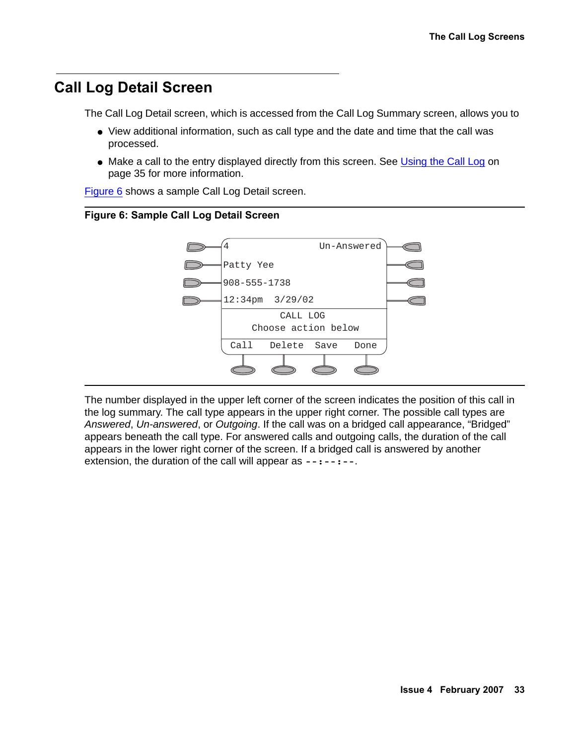## Call Log Detail Screen

The Call Log Detail screen, which is accessed from the Call Log Summary screen, allows you to

- View additional information, such as call type and the date and time that the call was processed.
- Make a call to the entry displayed directly from this screen. See Using the Call Log on page 35 for more information.

Figure 6 shows a sample Call Log Detail screen.

**Figure 6: Sample Call Log Detail Screen**

```
4                    Un-Answered
Patty Yee
908-555-1738
12:34pm  3/29/02
           CALL LOG
      Choose action below
 Call   Delete   Save   Done
```

The number displayed in the upper left corner of the screen indicates the position of this call in the log summary. The call type appears in the upper right corner. The possible call types are *Answered*, *Un-answered*, or *Outgoing*. If the call was on a bridged call appearance, "Bridged" appears beneath the call type. For answered calls and outgoing calls, the duration of the call appears in the lower right corner of the screen. If a bridged call is answered by another extension, the duration of the call will appear as `--:--:--`.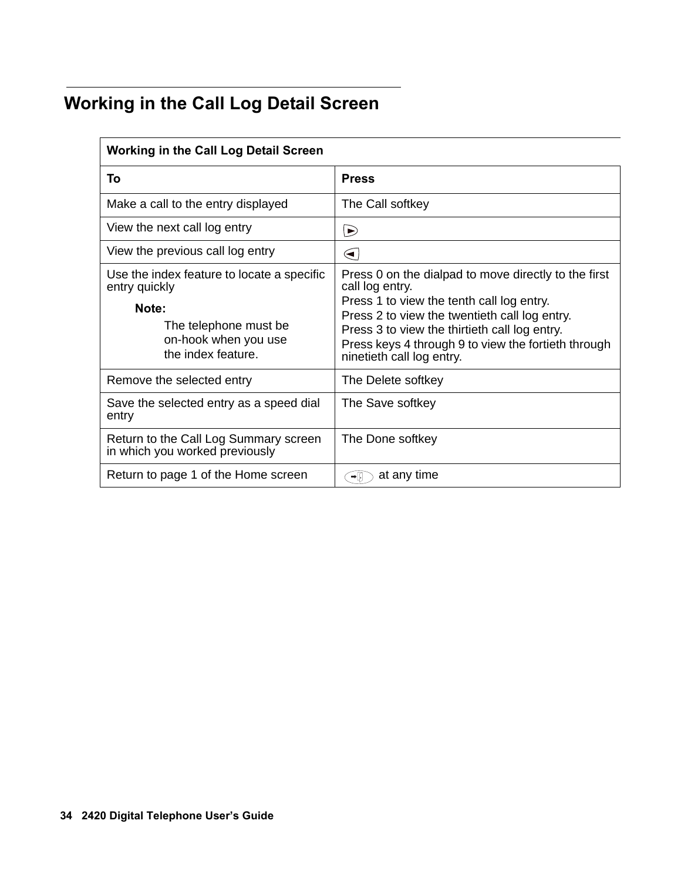## Working in the Call Log Detail Screen

| Working in the Call Log Detail Screen | |
|---|---|
| **To** | **Press** |
| Make a call to the entry displayed | The Call softkey |
| View the next call log entry | ► |
| View the previous call log entry | ◄ |
| Use the index feature to locate a specific entry quickly<br><br>**Note:**<br>The telephone must be on-hook when you use the index feature. | Press 0 on the dialpad to move directly to the first call log entry.<br>Press 1 to view the tenth call log entry.<br>Press 2 to view the twentieth call log entry.<br>Press 3 to view the thirtieth call log entry.<br>Press keys 4 through 9 to view the fortieth through ninetieth call log entry. |
| Remove the selected entry | The Delete softkey |
| Save the selected entry as a speed dial entry | The Save softkey |
| Return to the Call Log Summary screen in which you worked previously | The Done softkey |
| Return to page 1 of the Home screen | [Exit] at any time |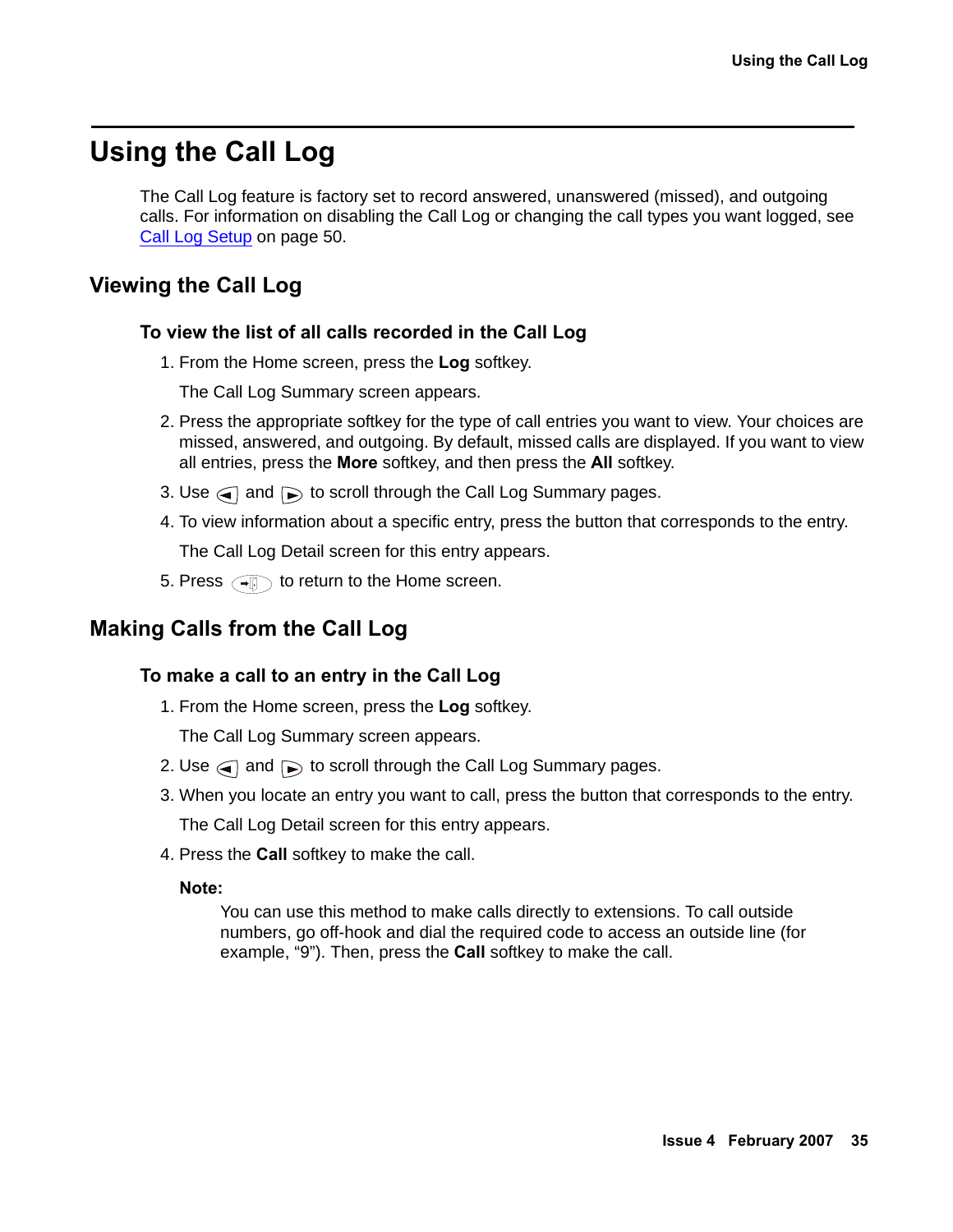# Using the Call Log

The Call Log feature is factory set to record answered, unanswered (missed), and outgoing calls. For information on disabling the Call Log or changing the call types you want logged, see Call Log Setup on page 50.

## Viewing the Call Log

### To view the list of all calls recorded in the Call Log

1. From the Home screen, press the **Log** softkey.

   The Call Log Summary screen appears.

2. Press the appropriate softkey for the type of call entries you want to view. Your choices are missed, answered, and outgoing. By default, missed calls are displayed. If you want to view all entries, press the **More** softkey, and then press the **All** softkey.
3. Use ◄ and ► to scroll through the Call Log Summary pages.
4. To view information about a specific entry, press the button that corresponds to the entry.

   The Call Log Detail screen for this entry appears.

5. Press [Phone/Exit] to return to the Home screen.

## Making Calls from the Call Log

### To make a call to an entry in the Call Log

1. From the Home screen, press the **Log** softkey.

   The Call Log Summary screen appears.

2. Use ◄ and ► to scroll through the Call Log Summary pages.
3. When you locate an entry you want to call, press the button that corresponds to the entry.

   The Call Log Detail screen for this entry appears.

4. Press the **Call** softkey to make the call.

   **Note:**

   You can use this method to make calls directly to extensions. To call outside numbers, go off-hook and dial the required code to access an outside line (for example, "9"). Then, press the **Call** softkey to make the call.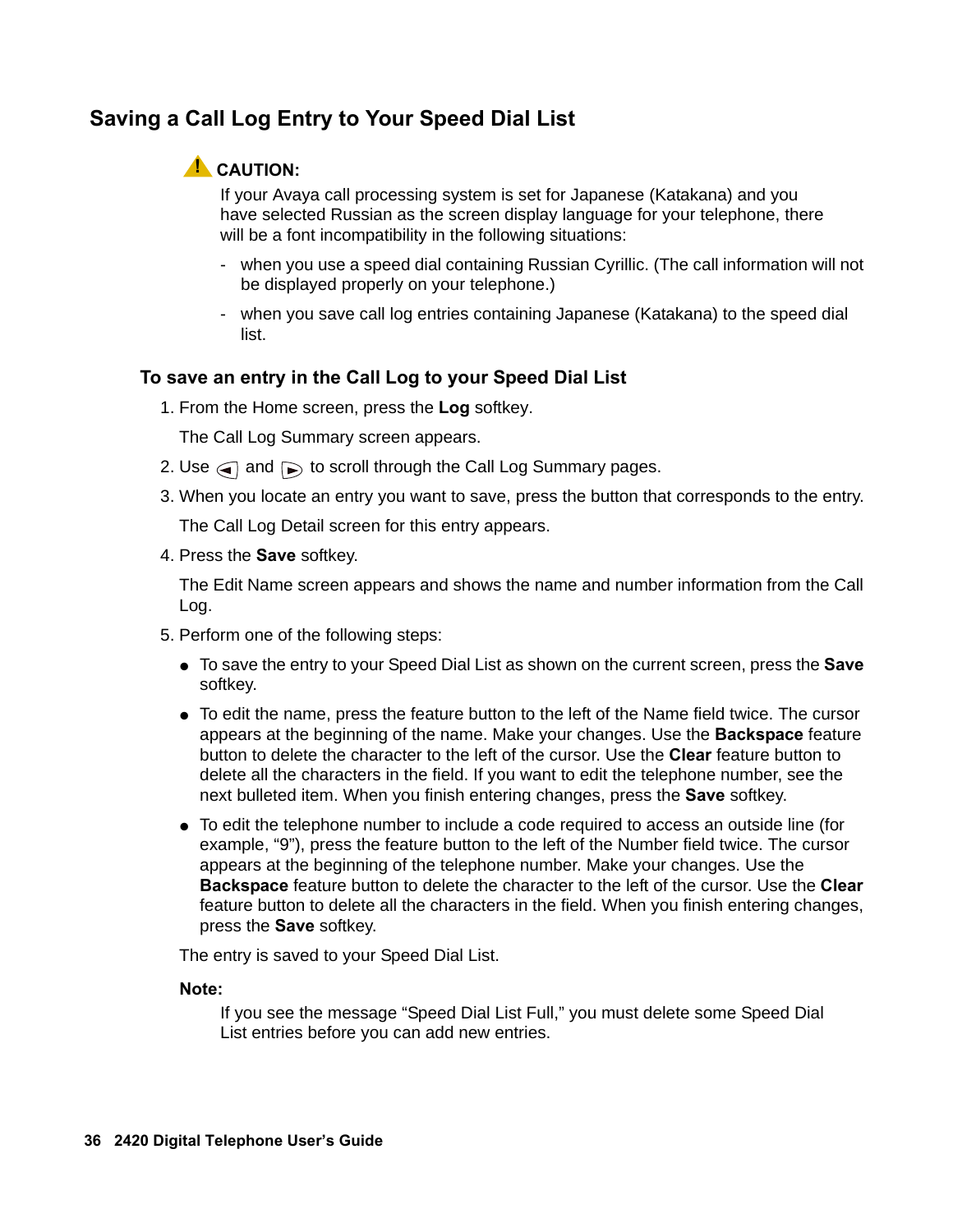## Saving a Call Log Entry to Your Speed Dial List

**CAUTION:**

If your Avaya call processing system is set for Japanese (Katakana) and you have selected Russian as the screen display language for your telephone, there will be a font incompatibility in the following situations:

- when you use a speed dial containing Russian Cyrillic. (The call information will not be displayed properly on your telephone.)
- when you save call log entries containing Japanese (Katakana) to the speed dial list.

### To save an entry in the Call Log to your Speed Dial List

1. From the Home screen, press the **Log** softkey.

   The Call Log Summary screen appears.

2. Use ◄ and ► to scroll through the Call Log Summary pages.
3. When you locate an entry you want to save, press the button that corresponds to the entry.

   The Call Log Detail screen for this entry appears.

4. Press the **Save** softkey.

   The Edit Name screen appears and shows the name and number information from the Call Log.

5. Perform one of the following steps:
   - To save the entry to your Speed Dial List as shown on the current screen, press the **Save** softkey.
   - To edit the name, press the feature button to the left of the Name field twice. The cursor appears at the beginning of the name. Make your changes. Use the **Backspace** feature button to delete the character to the left of the cursor. Use the **Clear** feature button to delete all the characters in the field. If you want to edit the telephone number, see the next bulleted item. When you finish entering changes, press the **Save** softkey.
   - To edit the telephone number to include a code required to access an outside line (for example, "9"), press the feature button to the left of the Number field twice. The cursor appears at the beginning of the telephone number. Make your changes. Use the **Backspace** feature button to delete the character to the left of the cursor. Use the **Clear** feature button to delete all the characters in the field. When you finish entering changes, press the **Save** softkey.

   The entry is saved to your Speed Dial List.

   **Note:**

   If you see the message "Speed Dial List Full," you must delete some Speed Dial List entries before you can add new entries.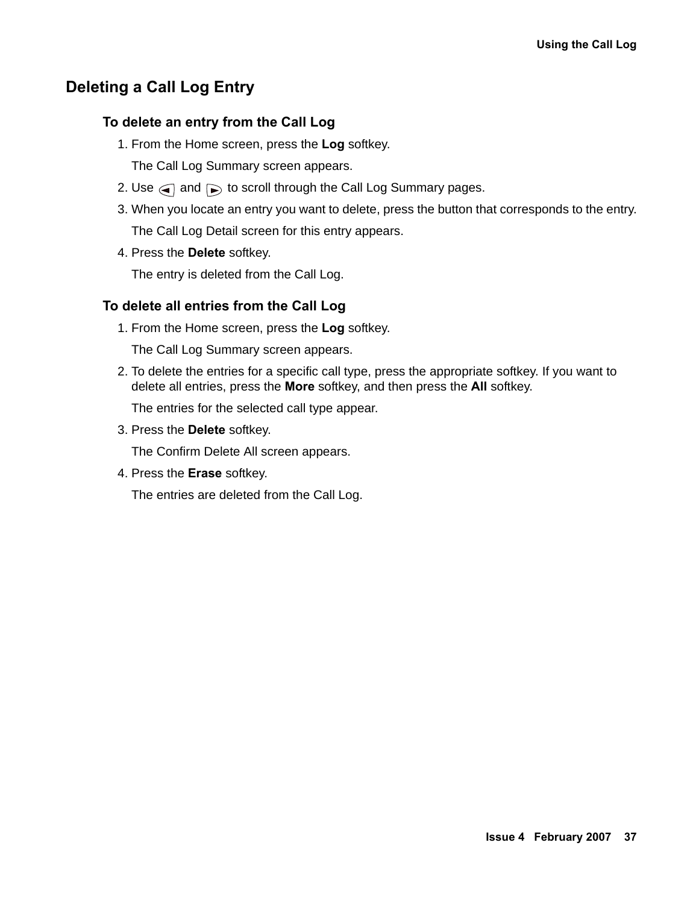## Deleting a Call Log Entry

### To delete an entry from the Call Log

1. From the Home screen, press the **Log** softkey.

   The Call Log Summary screen appears.

2. Use ◄ and ► to scroll through the Call Log Summary pages.
3. When you locate an entry you want to delete, press the button that corresponds to the entry.

   The Call Log Detail screen for this entry appears.

4. Press the **Delete** softkey.

   The entry is deleted from the Call Log.

### To delete all entries from the Call Log

1. From the Home screen, press the **Log** softkey.

   The Call Log Summary screen appears.

2. To delete the entries for a specific call type, press the appropriate softkey. If you want to delete all entries, press the **More** softkey, and then press the **All** softkey.

   The entries for the selected call type appear.

3. Press the **Delete** softkey.

   The Confirm Delete All screen appears.

4. Press the **Erase** softkey.

   The entries are deleted from the Call Log.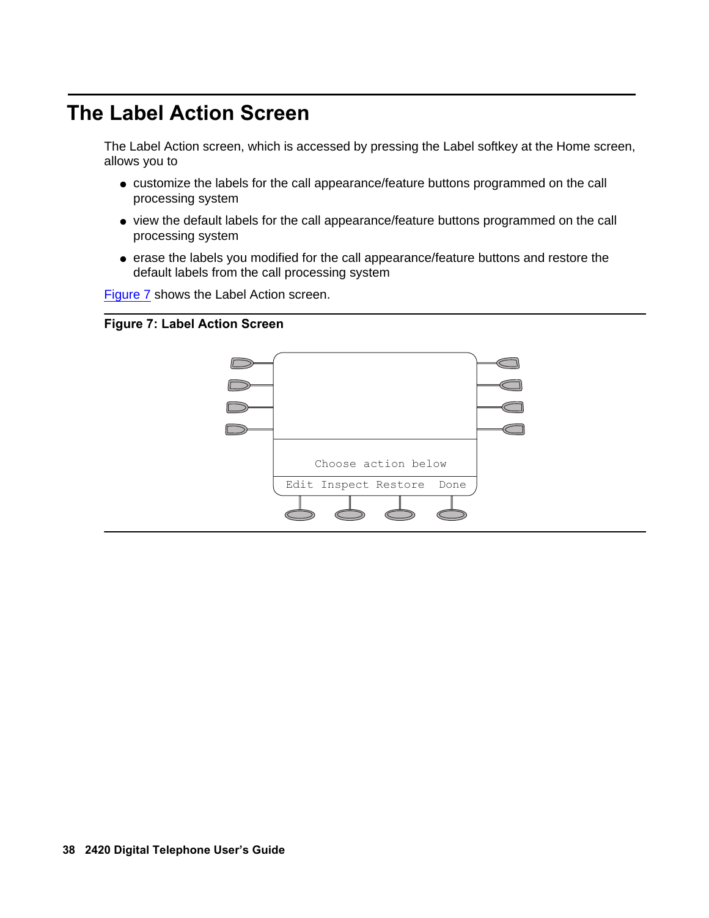# The Label Action Screen

The Label Action screen, which is accessed by pressing the Label softkey at the Home screen, allows you to

- customize the labels for the call appearance/feature buttons programmed on the call processing system
- view the default labels for the call appearance/feature buttons programmed on the call processing system
- erase the labels you modified for the call appearance/feature buttons and restore the default labels from the call processing system

Figure 7 shows the Label Action screen.

**Figure 7: Label Action Screen**

```
Choose action below
Edit  Inspect  Restore  Done
```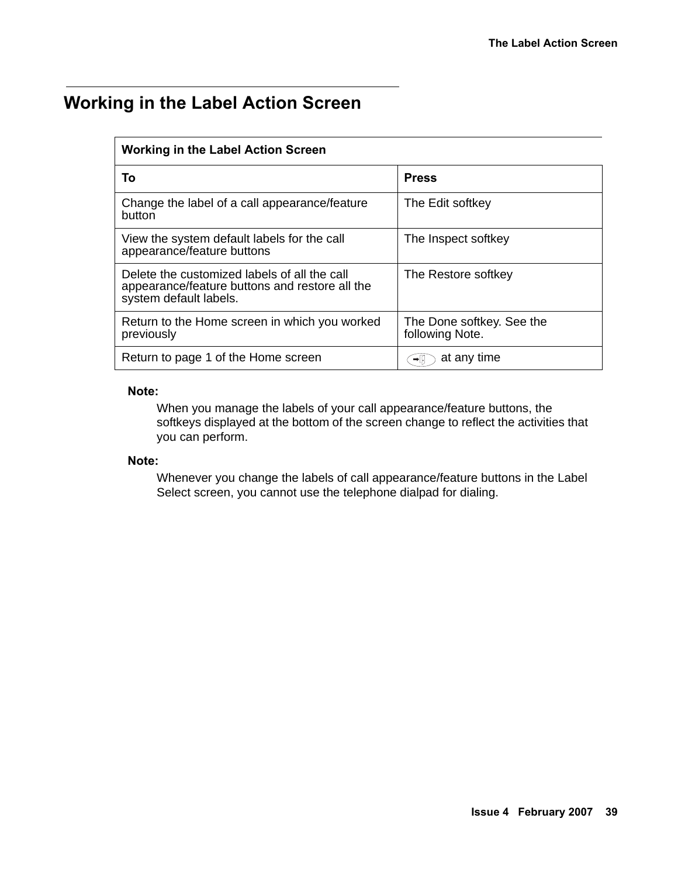## Working in the Label Action Screen

| Working in the Label Action Screen | |
|---|---|
| **To** | **Press** |
| Change the label of a call appearance/feature button | The Edit softkey |
| View the system default labels for the call appearance/feature buttons | The Inspect softkey |
| Delete the customized labels of all the call appearance/feature buttons and restore all the system default labels. | The Restore softkey |
| Return to the Home screen in which you worked previously | The Done softkey. See the following Note. |
| Return to page 1 of the Home screen | at any time |

**Note:**

When you manage the labels of your call appearance/feature buttons, the softkeys displayed at the bottom of the screen change to reflect the activities that you can perform.

**Note:**

Whenever you change the labels of call appearance/feature buttons in the Label Select screen, you cannot use the telephone dialpad for dialing.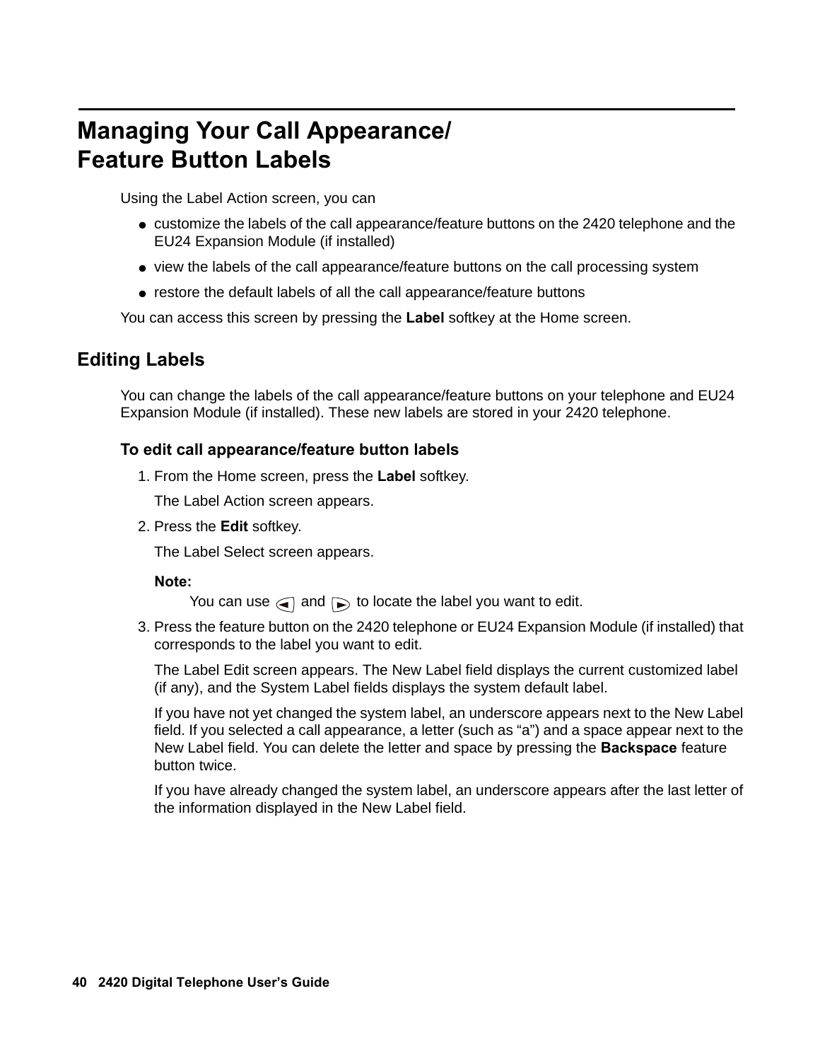# Managing Your Call Appearance/ Feature Button Labels

Using the Label Action screen, you can

- customize the labels of the call appearance/feature buttons on the 2420 telephone and the EU24 Expansion Module (if installed)
- view the labels of the call appearance/feature buttons on the call processing system
- restore the default labels of all the call appearance/feature buttons

You can access this screen by pressing the **Label** softkey at the Home screen.

## Editing Labels

You can change the labels of the call appearance/feature buttons on your telephone and EU24 Expansion Module (if installed). These new labels are stored in your 2420 telephone.

### To edit call appearance/feature button labels

1. From the Home screen, press the **Label** softkey.

   The Label Action screen appears.

2. Press the **Edit** softkey.

   The Label Select screen appears.

   **Note:**

   You can use ◄ and ► to locate the label you want to edit.

3. Press the feature button on the 2420 telephone or EU24 Expansion Module (if installed) that corresponds to the label you want to edit.

   The Label Edit screen appears. The New Label field displays the current customized label (if any), and the System Label fields displays the system default label.

   If you have not yet changed the system label, an underscore appears next to the New Label field. If you selected a call appearance, a letter (such as “a”) and a space appear next to the New Label field. You can delete the letter and space by pressing the **Backspace** feature button twice.

   If you have already changed the system label, an underscore appears after the last letter of the information displayed in the New Label field.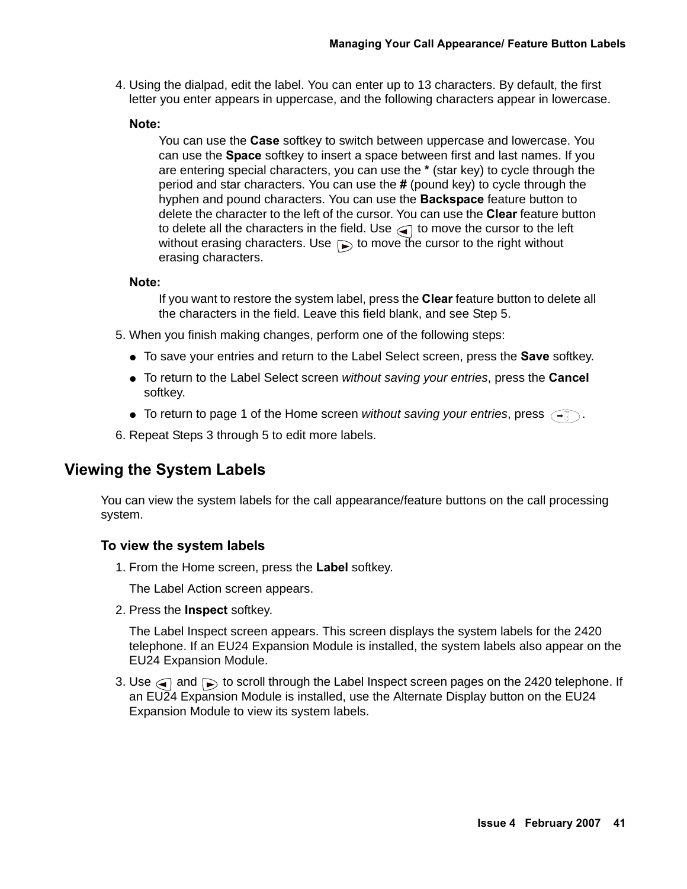4. Using the dialpad, edit the label. You can enter up to 13 characters. By default, the first letter you enter appears in uppercase, and the following characters appear in lowercase.

   **Note:**

   You can use the **Case** softkey to switch between uppercase and lowercase. You can use the **Space** softkey to insert a space between first and last names. If you are entering special characters, you can use the * (star key) to cycle through the period and star characters. You can use the **#** (pound key) to cycle through the hyphen and pound characters. You can use the **Backspace** feature button to delete the character to the left of the cursor. You can use the **Clear** feature button to delete all the characters in the field. Use ◄ to move the cursor to the left without erasing characters. Use ► to move the cursor to the right without erasing characters.

   **Note:**

   If you want to restore the system label, press the **Clear** feature button to delete all the characters in the field. Leave this field blank, and see Step 5.

5. When you finish making changes, perform one of the following steps:
   - To save your entries and return to the Label Select screen, press the **Save** softkey.
   - To return to the Label Select screen *without saving your entries*, press the **Cancel** softkey.
   - To return to page 1 of the Home screen *without saving your entries*, press .

6. Repeat Steps 3 through 5 to edit more labels.

## Viewing the System Labels

You can view the system labels for the call appearance/feature buttons on the call processing system.

### To view the system labels

1. From the Home screen, press the **Label** softkey.

   The Label Action screen appears.

2. Press the **Inspect** softkey.

   The Label Inspect screen appears. This screen displays the system labels for the 2420 telephone. If an EU24 Expansion Module is installed, the system labels also appear on the EU24 Expansion Module.

3. Use ◄ and ► to scroll through the Label Inspect screen pages on the 2420 telephone. If an EU24 Expansion Module is installed, use the Alternate Display button on the EU24 Expansion Module to view its system labels.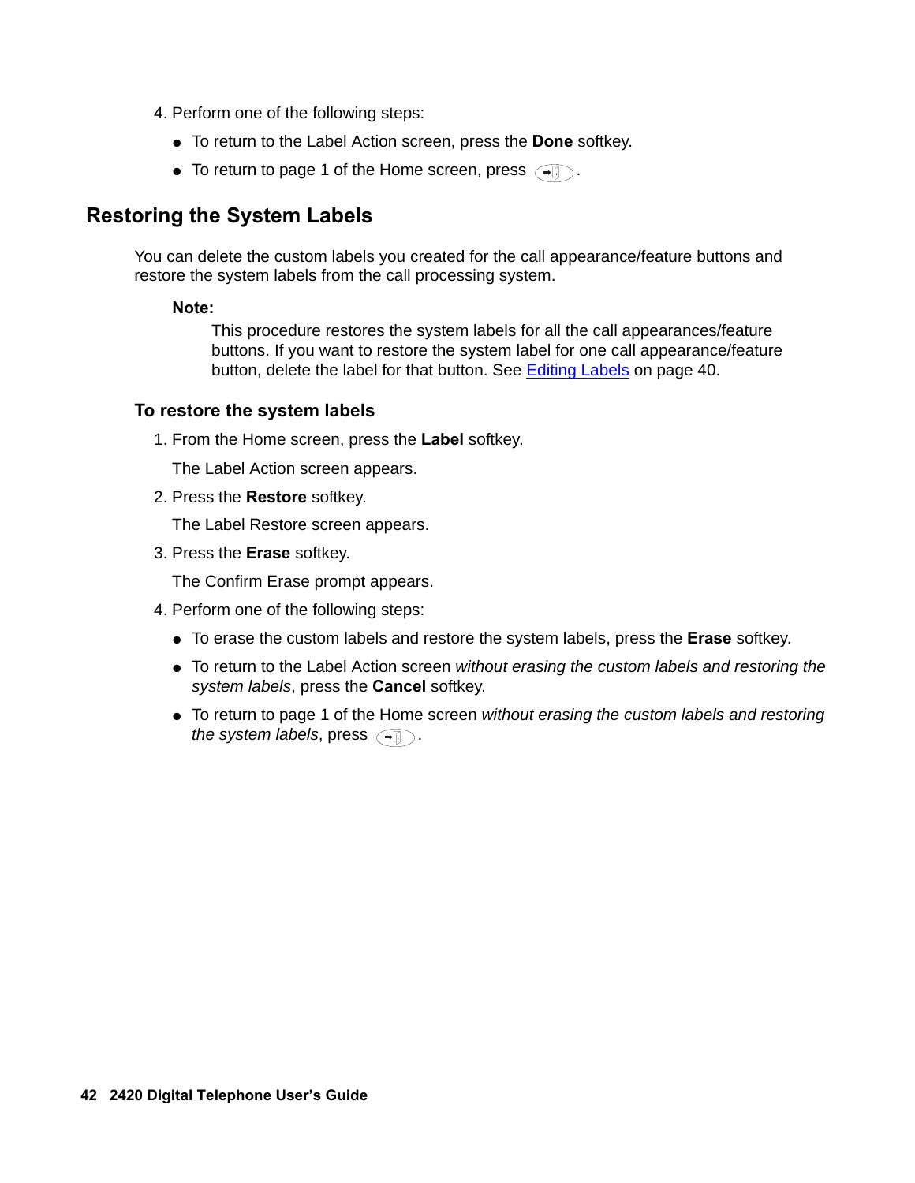4. Perform one of the following steps:
   - To return to the Label Action screen, press the **Done** softkey.
   - To return to page 1 of the Home screen, press .

## Restoring the System Labels

You can delete the custom labels you created for the call appearance/feature buttons and restore the system labels from the call processing system.

**Note:**

This procedure restores the system labels for all the call appearances/feature buttons. If you want to restore the system label for one call appearance/feature button, delete the label for that button. See Editing Labels on page 40.

### To restore the system labels

1. From the Home screen, press the **Label** softkey.

   The Label Action screen appears.

2. Press the **Restore** softkey.

   The Label Restore screen appears.

3. Press the **Erase** softkey.

   The Confirm Erase prompt appears.

4. Perform one of the following steps:
   - To erase the custom labels and restore the system labels, press the **Erase** softkey.
   - To return to the Label Action screen *without erasing the custom labels and restoring the system labels*, press the **Cancel** softkey.
   - To return to page 1 of the Home screen *without erasing the custom labels and restoring the system labels*, press .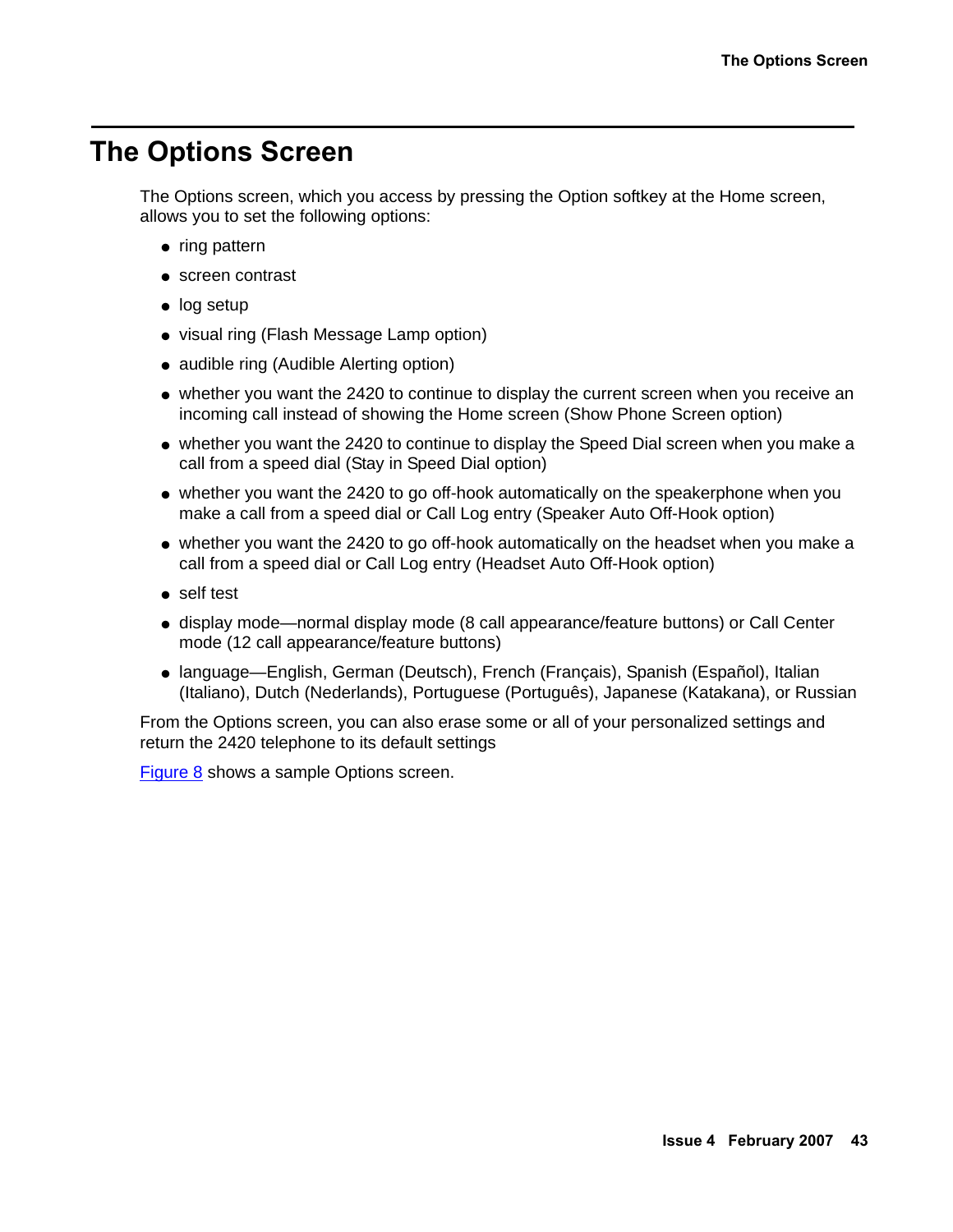# The Options Screen

The Options screen, which you access by pressing the Option softkey at the Home screen, allows you to set the following options:

- ring pattern
- screen contrast
- log setup
- visual ring (Flash Message Lamp option)
- audible ring (Audible Alerting option)
- whether you want the 2420 to continue to display the current screen when you receive an incoming call instead of showing the Home screen (Show Phone Screen option)
- whether you want the 2420 to continue to display the Speed Dial screen when you make a call from a speed dial (Stay in Speed Dial option)
- whether you want the 2420 to go off-hook automatically on the speakerphone when you make a call from a speed dial or Call Log entry (Speaker Auto Off-Hook option)
- whether you want the 2420 to go off-hook automatically on the headset when you make a call from a speed dial or Call Log entry (Headset Auto Off-Hook option)
- self test
- display mode—normal display mode (8 call appearance/feature buttons) or Call Center mode (12 call appearance/feature buttons)
- language—English, German (Deutsch), French (Français), Spanish (Español), Italian (Italiano), Dutch (Nederlands), Portuguese (Português), Japanese (Katakana), or Russian

From the Options screen, you can also erase some or all of your personalized settings and return the 2420 telephone to its default settings

Figure 8 shows a sample Options screen.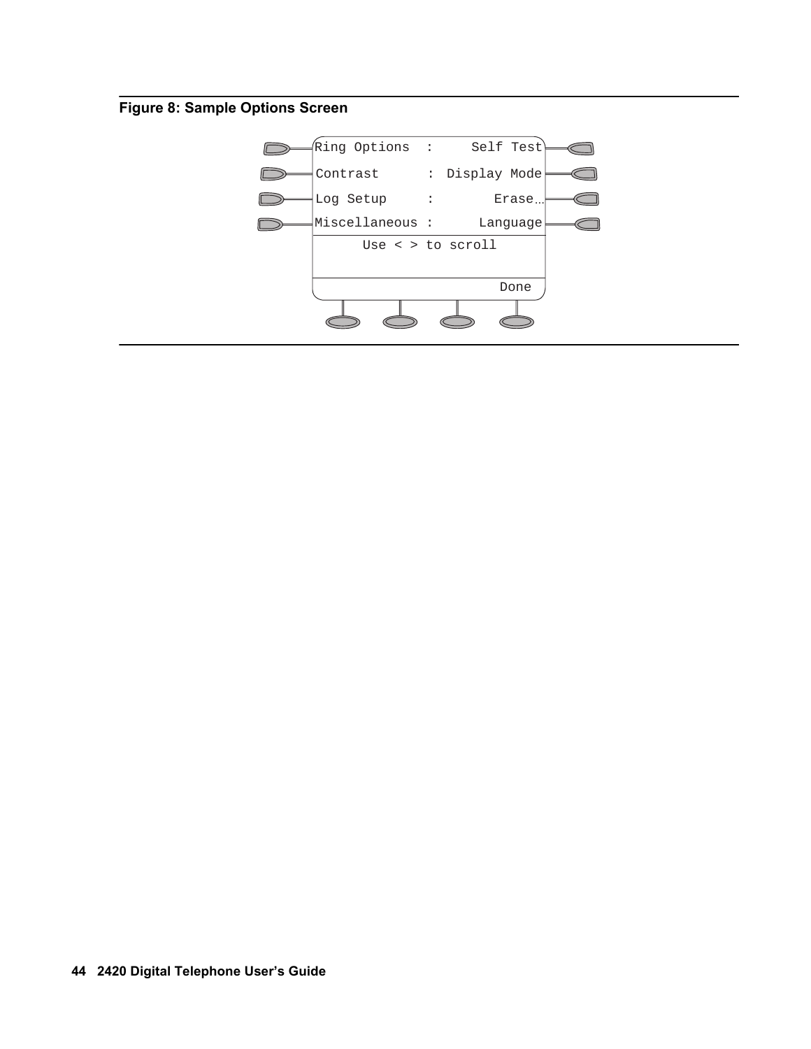**Figure 8: Sample Options Screen**

```
Ring Options  :     Self Test
Contrast      :  Display Mode
Log Setup     :        Erase…
Miscellaneous :      Language
      Use < > to scroll

                         Done
```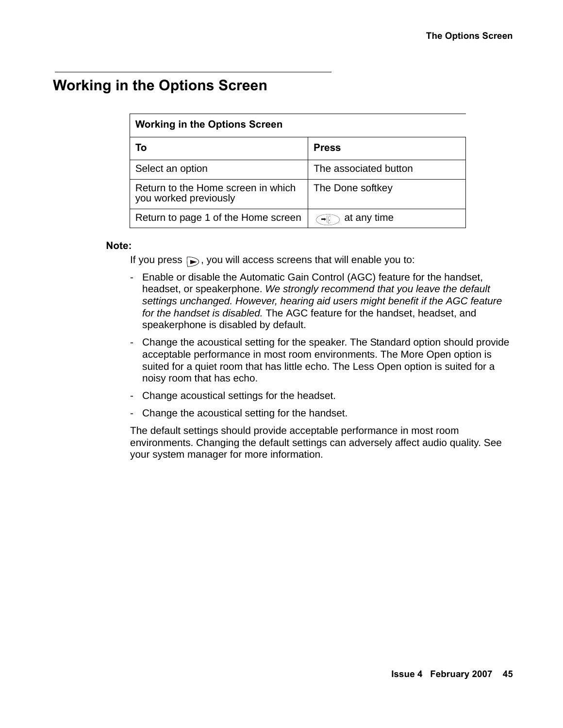## Working in the Options Screen

| Working in the Options Screen | |
|---|---|
| **To** | **Press** |
| Select an option | The associated button |
| Return to the Home screen in which you worked previously | The Done softkey |
| Return to page 1 of the Home screen | at any time |

**Note:**

If you press , you will access screens that will enable you to:

- Enable or disable the Automatic Gain Control (AGC) feature for the handset, headset, or speakerphone. *We strongly recommend that you leave the default settings unchanged. However, hearing aid users might benefit if the AGC feature for the handset is disabled.* The AGC feature for the handset, headset, and speakerphone is disabled by default.
- Change the acoustical setting for the speaker. The Standard option should provide acceptable performance in most room environments. The More Open option is suited for a quiet room that has little echo. The Less Open option is suited for a noisy room that has echo.
- Change acoustical settings for the headset.
- Change the acoustical setting for the handset.

The default settings should provide acceptable performance in most room environments. Changing the default settings can adversely affect audio quality. See your system manager for more information.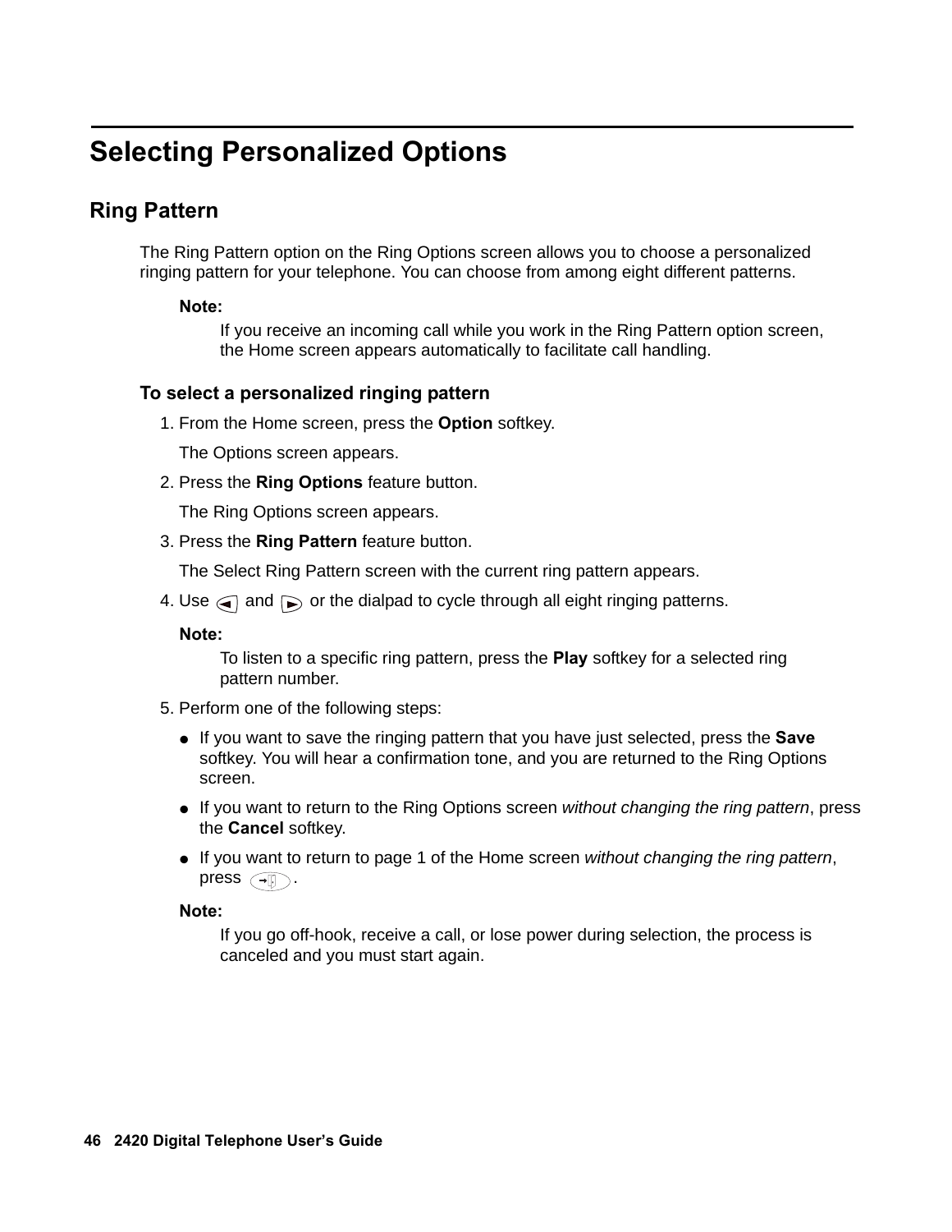# Selecting Personalized Options

## Ring Pattern

The Ring Pattern option on the Ring Options screen allows you to choose a personalized ringing pattern for your telephone. You can choose from among eight different patterns.

**Note:**

If you receive an incoming call while you work in the Ring Pattern option screen, the Home screen appears automatically to facilitate call handling.

### To select a personalized ringing pattern

1. From the Home screen, press the **Option** softkey.

   The Options screen appears.

2. Press the **Ring Options** feature button.

   The Ring Options screen appears.

3. Press the **Ring Pattern** feature button.

   The Select Ring Pattern screen with the current ring pattern appears.

4. Use ◄ and ► or the dialpad to cycle through all eight ringing patterns.

   **Note:**

   To listen to a specific ring pattern, press the **Play** softkey for a selected ring pattern number.

5. Perform one of the following steps:

   - If you want to save the ringing pattern that you have just selected, press the **Save** softkey. You will hear a confirmation tone, and you are returned to the Ring Options screen.
   - If you want to return to the Ring Options screen *without changing the ring pattern*, press the **Cancel** softkey.
   - If you want to return to page 1 of the Home screen *without changing the ring pattern*, press the Exit button.

   **Note:**

   If you go off-hook, receive a call, or lose power during selection, the process is canceled and you must start again.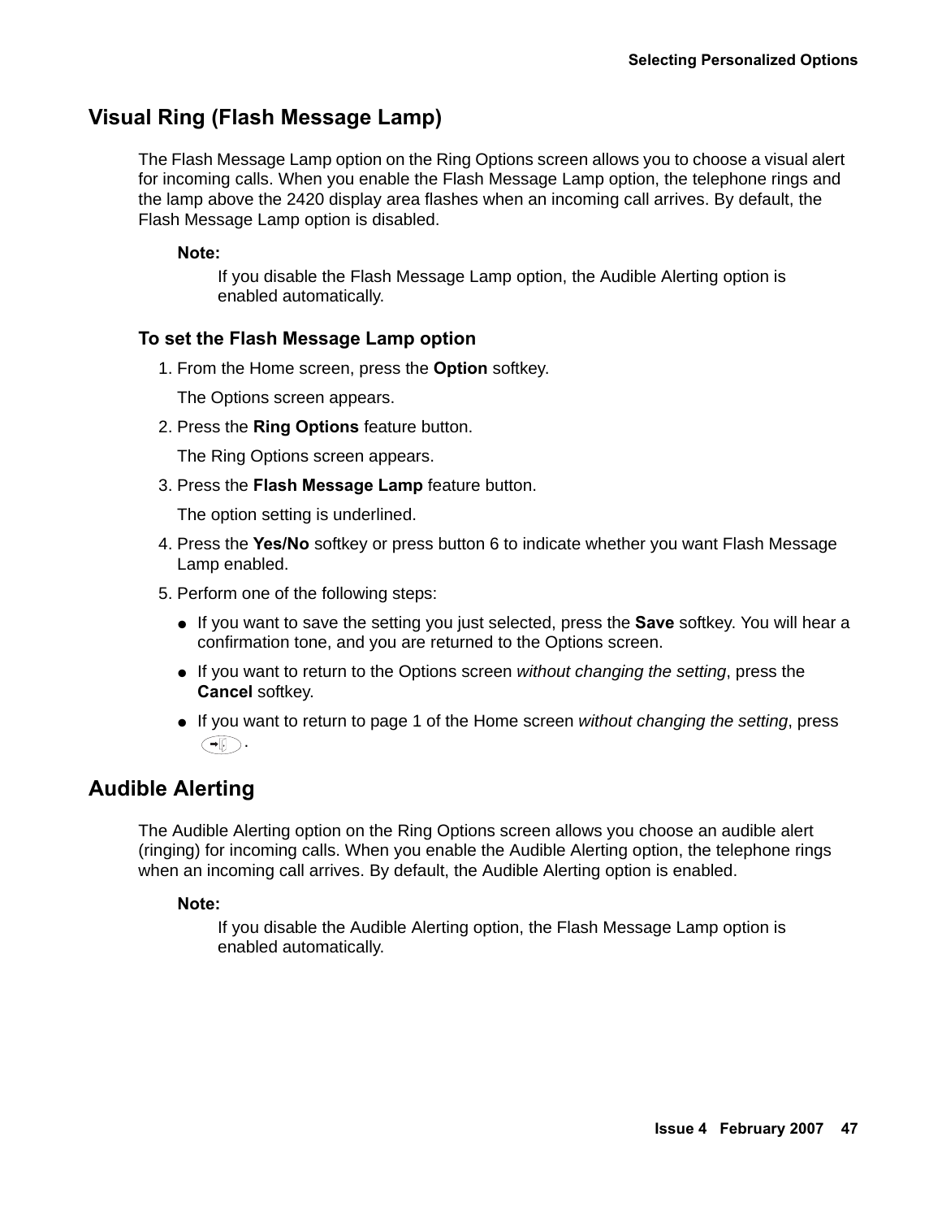## Visual Ring (Flash Message Lamp)

The Flash Message Lamp option on the Ring Options screen allows you to choose a visual alert for incoming calls. When you enable the Flash Message Lamp option, the telephone rings and the lamp above the 2420 display area flashes when an incoming call arrives. By default, the Flash Message Lamp option is disabled.

**Note:**

If you disable the Flash Message Lamp option, the Audible Alerting option is enabled automatically.

### To set the Flash Message Lamp option

1. From the Home screen, press the **Option** softkey.

   The Options screen appears.

2. Press the **Ring Options** feature button.

   The Ring Options screen appears.

3. Press the **Flash Message Lamp** feature button.

   The option setting is underlined.

4. Press the **Yes/No** softkey or press button 6 to indicate whether you want Flash Message Lamp enabled.
5. Perform one of the following steps:
   - If you want to save the setting you just selected, press the **Save** softkey. You will hear a confirmation tone, and you are returned to the Options screen.
   - If you want to return to the Options screen *without changing the setting*, press the **Cancel** softkey.
   - If you want to return to page 1 of the Home screen *without changing the setting*, press .

## Audible Alerting

The Audible Alerting option on the Ring Options screen allows you choose an audible alert (ringing) for incoming calls. When you enable the Audible Alerting option, the telephone rings when an incoming call arrives. By default, the Audible Alerting option is enabled.

**Note:**

If you disable the Audible Alerting option, the Flash Message Lamp option is enabled automatically.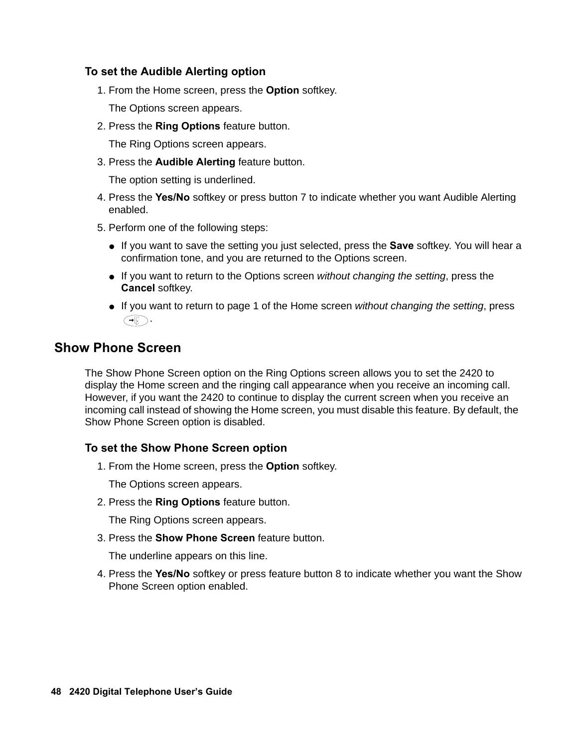### To set the Audible Alerting option

1. From the Home screen, press the **Option** softkey.

   The Options screen appears.

2. Press the **Ring Options** feature button.

   The Ring Options screen appears.

3. Press the **Audible Alerting** feature button.

   The option setting is underlined.

4. Press the **Yes/No** softkey or press button 7 to indicate whether you want Audible Alerting enabled.

5. Perform one of the following steps:

   - If you want to save the setting you just selected, press the **Save** softkey. You will hear a confirmation tone, and you are returned to the Options screen.
   - If you want to return to the Options screen *without changing the setting*, press the **Cancel** softkey.
   - If you want to return to page 1 of the Home screen *without changing the setting*, press .

## Show Phone Screen

The Show Phone Screen option on the Ring Options screen allows you to set the 2420 to display the Home screen and the ringing call appearance when you receive an incoming call. However, if you want the 2420 to continue to display the current screen when you receive an incoming call instead of showing the Home screen, you must disable this feature. By default, the Show Phone Screen option is disabled.

### To set the Show Phone Screen option

1. From the Home screen, press the **Option** softkey.

   The Options screen appears.

2. Press the **Ring Options** feature button.

   The Ring Options screen appears.

3. Press the **Show Phone Screen** feature button.

   The underline appears on this line.

4. Press the **Yes/No** softkey or press feature button 8 to indicate whether you want the Show Phone Screen option enabled.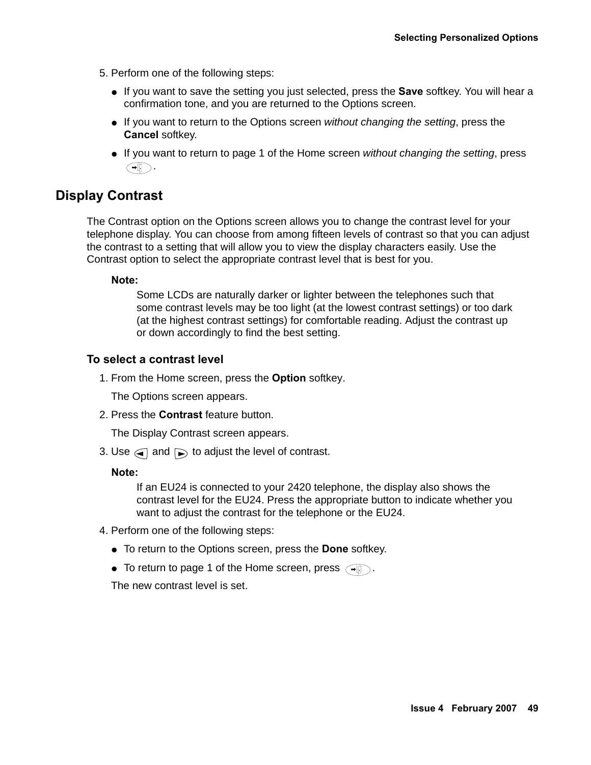5. Perform one of the following steps:

- If you want to save the setting you just selected, press the **Save** softkey. You will hear a confirmation tone, and you are returned to the Options screen.
- If you want to return to the Options screen *without changing the setting*, press the **Cancel** softkey.
- If you want to return to page 1 of the Home screen *without changing the setting*, press .

## Display Contrast

The Contrast option on the Options screen allows you to change the contrast level for your telephone display. You can choose from among fifteen levels of contrast so that you can adjust the contrast to a setting that will allow you to view the display characters easily. Use the Contrast option to select the appropriate contrast level that is best for you.

**Note:**

Some LCDs are naturally darker or lighter between the telephones such that some contrast levels may be too light (at the lowest contrast settings) or too dark (at the highest contrast settings) for comfortable reading. Adjust the contrast up or down accordingly to find the best setting.

### To select a contrast level

1. From the Home screen, press the **Option** softkey.

   The Options screen appears.

2. Press the **Contrast** feature button.

   The Display Contrast screen appears.

3. Use  and  to adjust the level of contrast.

   **Note:**

   If an EU24 is connected to your 2420 telephone, the display also shows the contrast level for the EU24. Press the appropriate button to indicate whether you want to adjust the contrast for the telephone or the EU24.

4. Perform one of the following steps:

   - To return to the Options screen, press the **Done** softkey.
   - To return to page 1 of the Home screen, press .

   The new contrast level is set.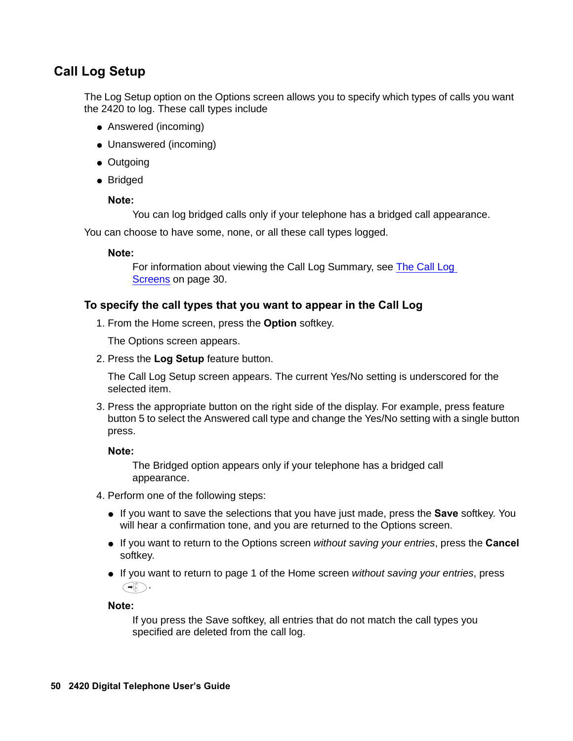## Call Log Setup

The Log Setup option on the Options screen allows you to specify which types of calls you want the 2420 to log. These call types include

- Answered (incoming)
- Unanswered (incoming)
- Outgoing
- Bridged

**Note:**

You can log bridged calls only if your telephone has a bridged call appearance.

You can choose to have some, none, or all these call types logged.

**Note:**

For information about viewing the Call Log Summary, see The Call Log Screens on page 30.

### To specify the call types that you want to appear in the Call Log

1. From the Home screen, press the **Option** softkey.

   The Options screen appears.

2. Press the **Log Setup** feature button.

   The Call Log Setup screen appears. The current Yes/No setting is underscored for the selected item.

3. Press the appropriate button on the right side of the display. For example, press feature button 5 to select the Answered call type and change the Yes/No setting with a single button press.

   **Note:**

   The Bridged option appears only if your telephone has a bridged call appearance.

4. Perform one of the following steps:

   - If you want to save the selections that you have just made, press the **Save** softkey. You will hear a confirmation tone, and you are returned to the Options screen.
   - If you want to return to the Options screen *without saving your entries*, press the **Cancel** softkey.
   - If you want to return to page 1 of the Home screen *without saving your entries*, press [button].

   **Note:**

   If you press the Save softkey, all entries that do not match the call types you specified are deleted from the call log.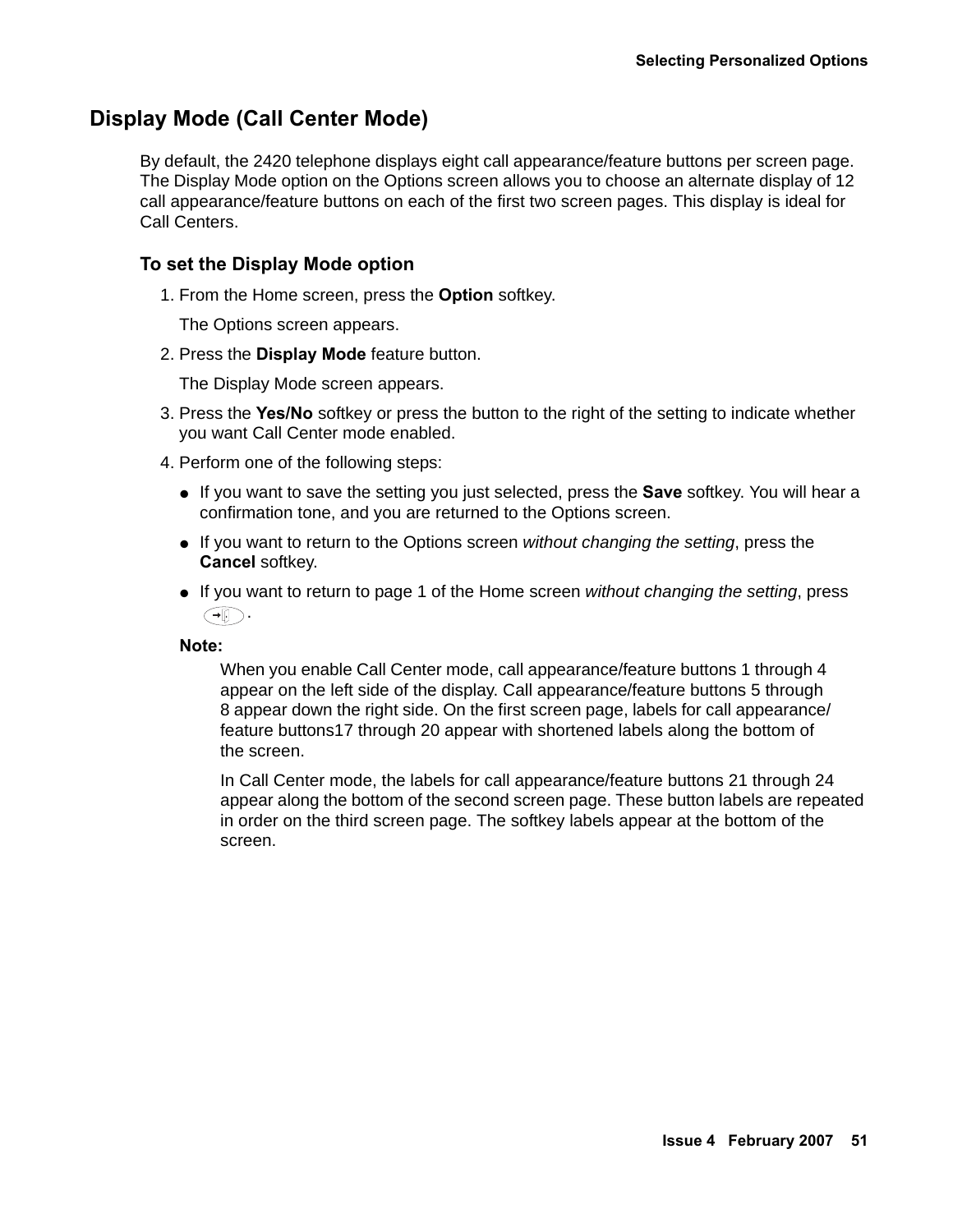## Display Mode (Call Center Mode)

By default, the 2420 telephone displays eight call appearance/feature buttons per screen page. The Display Mode option on the Options screen allows you to choose an alternate display of 12 call appearance/feature buttons on each of the first two screen pages. This display is ideal for Call Centers.

### To set the Display Mode option

1. From the Home screen, press the **Option** softkey.

   The Options screen appears.

2. Press the **Display Mode** feature button.

   The Display Mode screen appears.

3. Press the **Yes/No** softkey or press the button to the right of the setting to indicate whether you want Call Center mode enabled.

4. Perform one of the following steps:

   - If you want to save the setting you just selected, press the **Save** softkey. You will hear a confirmation tone, and you are returned to the Options screen.
   - If you want to return to the Options screen *without changing the setting*, press the **Cancel** softkey.
   - If you want to return to page 1 of the Home screen *without changing the setting*, press .

   **Note:**

   When you enable Call Center mode, call appearance/feature buttons 1 through 4 appear on the left side of the display. Call appearance/feature buttons 5 through 8 appear down the right side. On the first screen page, labels for call appearance/ feature buttons17 through 20 appear with shortened labels along the bottom of the screen.

   In Call Center mode, the labels for call appearance/feature buttons 21 through 24 appear along the bottom of the second screen page. These button labels are repeated in order on the third screen page. The softkey labels appear at the bottom of the screen.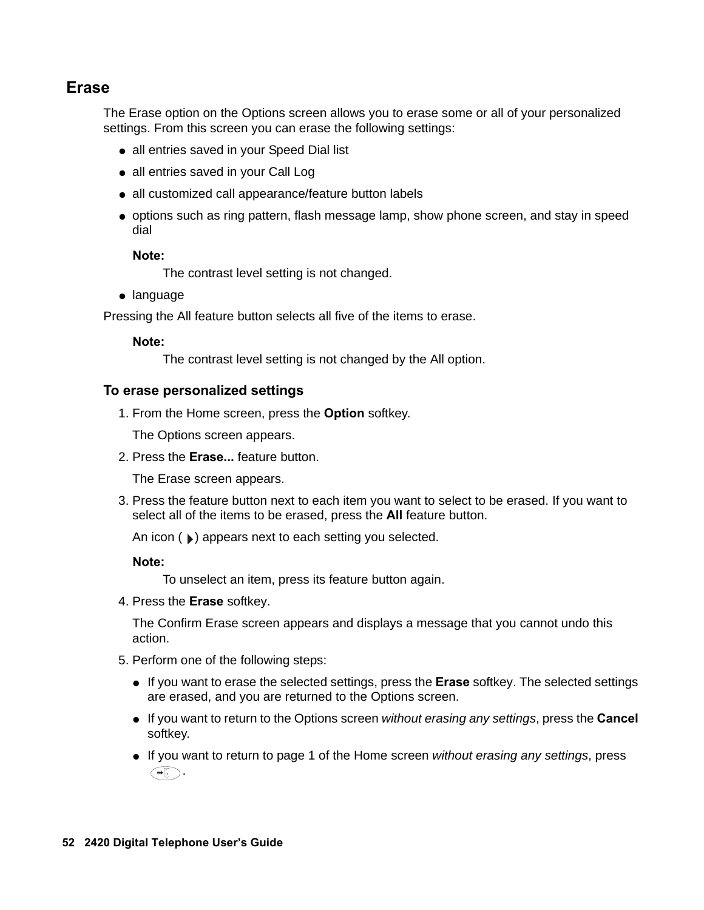## Erase

The Erase option on the Options screen allows you to erase some or all of your personalized settings. From this screen you can erase the following settings:

- all entries saved in your Speed Dial list
- all entries saved in your Call Log
- all customized call appearance/feature button labels
- options such as ring pattern, flash message lamp, show phone screen, and stay in speed dial

  **Note:**
  
  The contrast level setting is not changed.

- language

Pressing the All feature button selects all five of the items to erase.

**Note:**

The contrast level setting is not changed by the All option.

### To erase personalized settings

1. From the Home screen, press the **Option** softkey.

   The Options screen appears.

2. Press the **Erase...** feature button.

   The Erase screen appears.

3. Press the feature button next to each item you want to select to be erased. If you want to select all of the items to be erased, press the **All** feature button.

   An icon ( ▶ ) appears next to each setting you selected.

   **Note:**
   
   To unselect an item, press its feature button again.

4. Press the **Erase** softkey.

   The Confirm Erase screen appears and displays a message that you cannot undo this action.

5. Perform one of the following steps:

   - If you want to erase the selected settings, press the **Erase** softkey. The selected settings are erased, and you are returned to the Options screen.
   - If you want to return to the Options screen *without erasing any settings*, press the **Cancel** softkey.
   - If you want to return to page 1 of the Home screen *without erasing any settings*, press .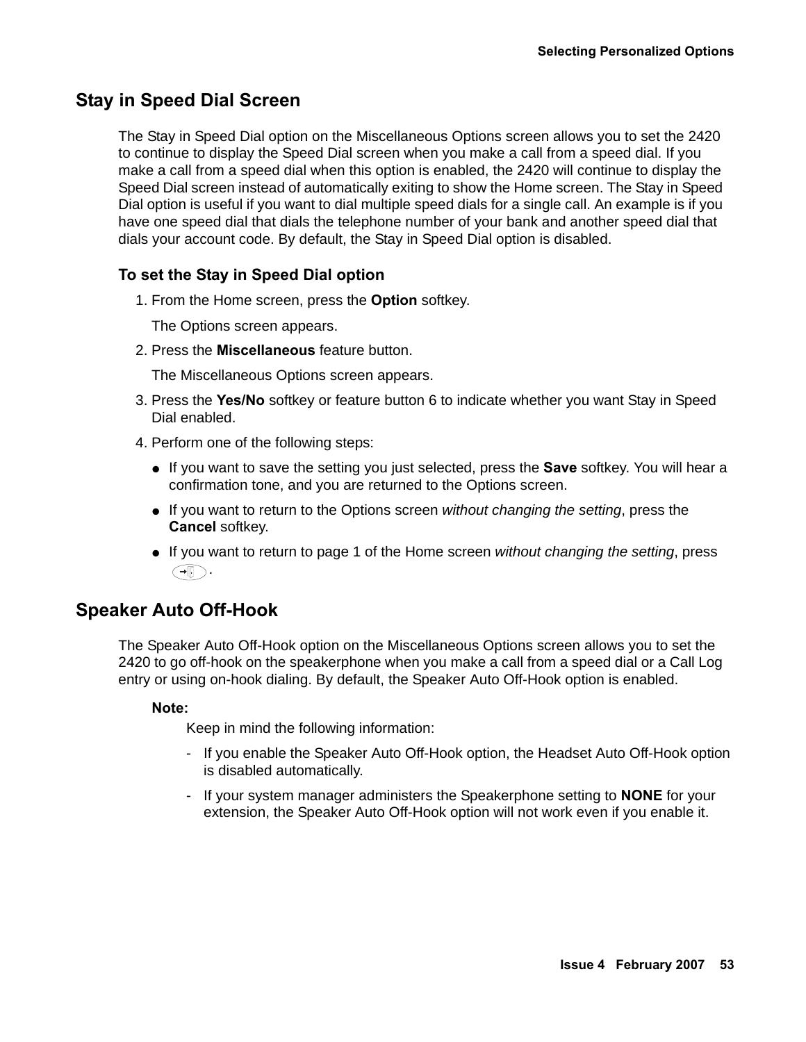## Stay in Speed Dial Screen

The Stay in Speed Dial option on the Miscellaneous Options screen allows you to set the 2420 to continue to display the Speed Dial screen when you make a call from a speed dial. If you make a call from a speed dial when this option is enabled, the 2420 will continue to display the Speed Dial screen instead of automatically exiting to show the Home screen. The Stay in Speed Dial option is useful if you want to dial multiple speed dials for a single call. An example is if you have one speed dial that dials the telephone number of your bank and another speed dial that dials your account code. By default, the Stay in Speed Dial option is disabled.

### To set the Stay in Speed Dial option

1. From the Home screen, press the **Option** softkey.

   The Options screen appears.

2. Press the **Miscellaneous** feature button.

   The Miscellaneous Options screen appears.

3. Press the **Yes/No** softkey or feature button 6 to indicate whether you want Stay in Speed Dial enabled.

4. Perform one of the following steps:

   - If you want to save the setting you just selected, press the **Save** softkey. You will hear a confirmation tone, and you are returned to the Options screen.
   - If you want to return to the Options screen *without changing the setting*, press the **Cancel** softkey.
   - If you want to return to page 1 of the Home screen *without changing the setting*, press .

## Speaker Auto Off-Hook

The Speaker Auto Off-Hook option on the Miscellaneous Options screen allows you to set the 2420 to go off-hook on the speakerphone when you make a call from a speed dial or a Call Log entry or using on-hook dialing. By default, the Speaker Auto Off-Hook option is enabled.

**Note:**

Keep in mind the following information:

- If you enable the Speaker Auto Off-Hook option, the Headset Auto Off-Hook option is disabled automatically.
- If your system manager administers the Speakerphone setting to **NONE** for your extension, the Speaker Auto Off-Hook option will not work even if you enable it.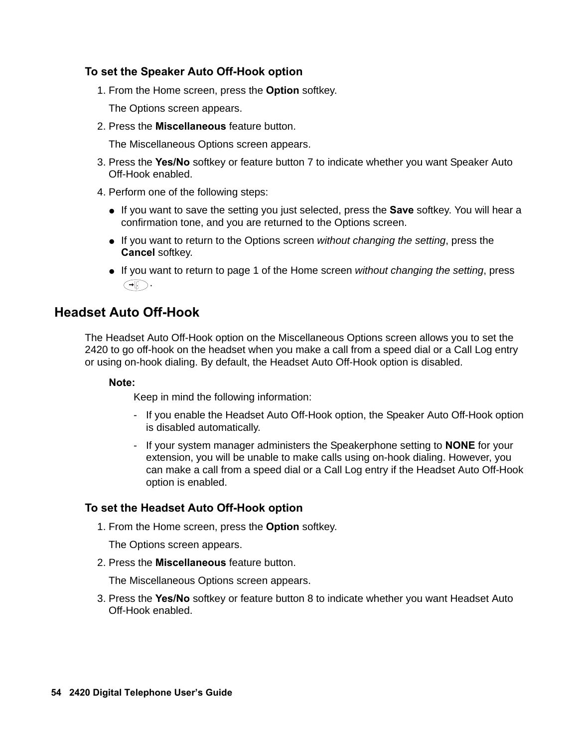### To set the Speaker Auto Off-Hook option

1. From the Home screen, press the **Option** softkey.

   The Options screen appears.

2. Press the **Miscellaneous** feature button.

   The Miscellaneous Options screen appears.

3. Press the **Yes/No** softkey or feature button 7 to indicate whether you want Speaker Auto Off-Hook enabled.

4. Perform one of the following steps:

   - If you want to save the setting you just selected, press the **Save** softkey. You will hear a confirmation tone, and you are returned to the Options screen.
   - If you want to return to the Options screen *without changing the setting*, press the **Cancel** softkey.
   - If you want to return to page 1 of the Home screen *without changing the setting*, press .

## Headset Auto Off-Hook

The Headset Auto Off-Hook option on the Miscellaneous Options screen allows you to set the 2420 to go off-hook on the headset when you make a call from a speed dial or a Call Log entry or using on-hook dialing. By default, the Headset Auto Off-Hook option is disabled.

**Note:**

Keep in mind the following information:

- If you enable the Headset Auto Off-Hook option, the Speaker Auto Off-Hook option is disabled automatically.
- If your system manager administers the Speakerphone setting to **NONE** for your extension, you will be unable to make calls using on-hook dialing. However, you can make a call from a speed dial or a Call Log entry if the Headset Auto Off-Hook option is enabled.

### To set the Headset Auto Off-Hook option

1. From the Home screen, press the **Option** softkey.

   The Options screen appears.

2. Press the **Miscellaneous** feature button.

   The Miscellaneous Options screen appears.

3. Press the **Yes/No** softkey or feature button 8 to indicate whether you want Headset Auto Off-Hook enabled.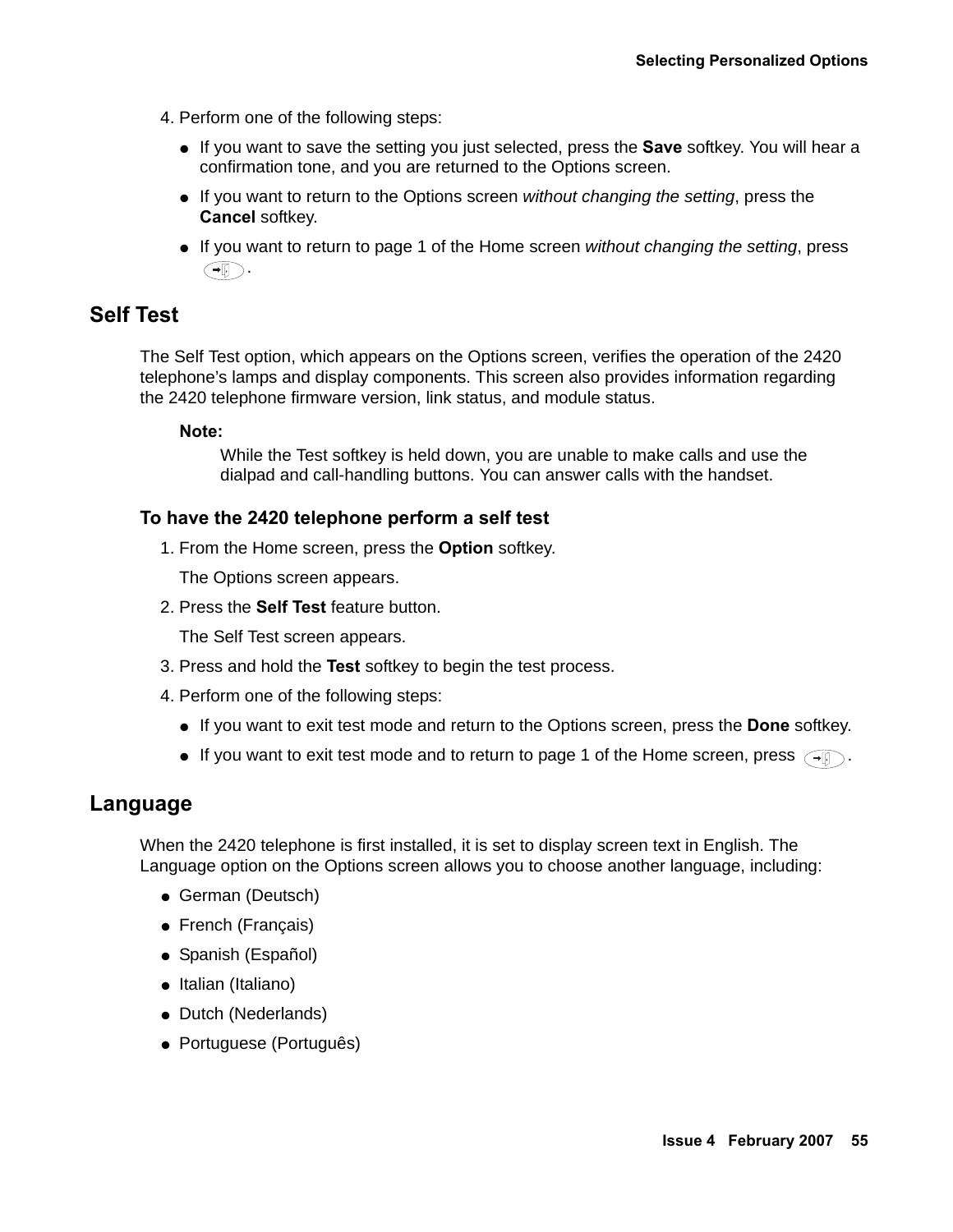4. Perform one of the following steps:

   - If you want to save the setting you just selected, press the **Save** softkey. You will hear a confirmation tone, and you are returned to the Options screen.
   - If you want to return to the Options screen *without changing the setting*, press the **Cancel** softkey.
   - If you want to return to page 1 of the Home screen *without changing the setting*, press .

## Self Test

The Self Test option, which appears on the Options screen, verifies the operation of the 2420 telephone's lamps and display components. This screen also provides information regarding the 2420 telephone firmware version, link status, and module status.

**Note:**

While the Test softkey is held down, you are unable to make calls and use the dialpad and call-handling buttons. You can answer calls with the handset.

### To have the 2420 telephone perform a self test

1. From the Home screen, press the **Option** softkey.

   The Options screen appears.

2. Press the **Self Test** feature button.

   The Self Test screen appears.

3. Press and hold the **Test** softkey to begin the test process.

4. Perform one of the following steps:

   - If you want to exit test mode and return to the Options screen, press the **Done** softkey.
   - If you want to exit test mode and to return to page 1 of the Home screen, press .

## Language

When the 2420 telephone is first installed, it is set to display screen text in English. The Language option on the Options screen allows you to choose another language, including:

- German (Deutsch)
- French (Français)
- Spanish (Español)
- Italian (Italiano)
- Dutch (Nederlands)
- Portuguese (Português)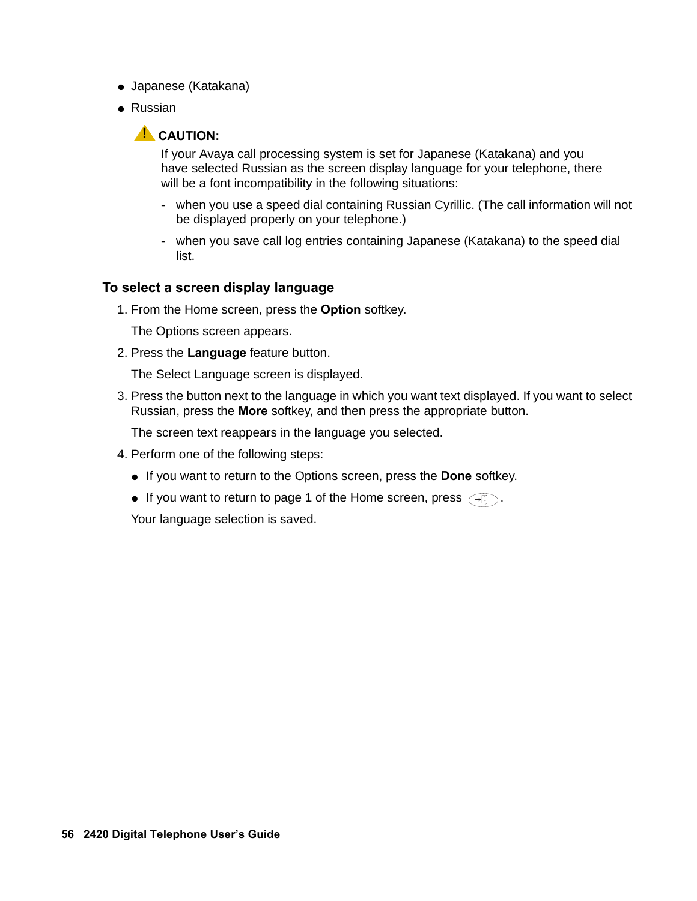- Japanese (Katakana)
- Russian

> **CAUTION:**
>
> If your Avaya call processing system is set for Japanese (Katakana) and you have selected Russian as the screen display language for your telephone, there will be a font incompatibility in the following situations:
>
> - when you use a speed dial containing Russian Cyrillic. (The call information will not be displayed properly on your telephone.)
> - when you save call log entries containing Japanese (Katakana) to the speed dial list.

### To select a screen display language

1. From the Home screen, press the **Option** softkey.

   The Options screen appears.

2. Press the **Language** feature button.

   The Select Language screen is displayed.

3. Press the button next to the language in which you want text displayed. If you want to select Russian, press the **More** softkey, and then press the appropriate button.

   The screen text reappears in the language you selected.

4. Perform one of the following steps:

   - If you want to return to the Options screen, press the **Done** softkey.
   - If you want to return to page 1 of the Home screen, press .

   Your language selection is saved.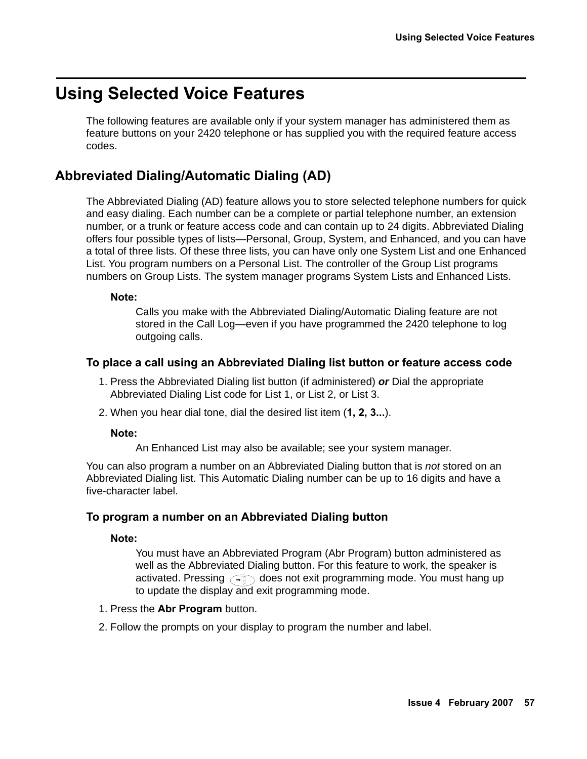# Using Selected Voice Features

The following features are available only if your system manager has administered them as feature buttons on your 2420 telephone or has supplied you with the required feature access codes.

## Abbreviated Dialing/Automatic Dialing (AD)

The Abbreviated Dialing (AD) feature allows you to store selected telephone numbers for quick and easy dialing. Each number can be a complete or partial telephone number, an extension number, or a trunk or feature access code and can contain up to 24 digits. Abbreviated Dialing offers four possible types of lists—Personal, Group, System, and Enhanced, and you can have a total of three lists. Of these three lists, you can have only one System List and one Enhanced List. You program numbers on a Personal List. The controller of the Group List programs numbers on Group Lists. The system manager programs System Lists and Enhanced Lists.

**Note:**

Calls you make with the Abbreviated Dialing/Automatic Dialing feature are not stored in the Call Log—even if you have programmed the 2420 telephone to log outgoing calls.

### To place a call using an Abbreviated Dialing list button or feature access code

1. Press the Abbreviated Dialing list button (if administered) ***or*** Dial the appropriate Abbreviated Dialing List code for List 1, or List 2, or List 3.
2. When you hear dial tone, dial the desired list item (**1, 2, 3...**).

**Note:**

An Enhanced List may also be available; see your system manager.

You can also program a number on an Abbreviated Dialing button that is *not* stored on an Abbreviated Dialing list. This Automatic Dialing number can be up to 16 digits and have a five-character label.

### To program a number on an Abbreviated Dialing button

**Note:**

You must have an Abbreviated Program (Abr Program) button administered as well as the Abbreviated Dialing button. For this feature to work, the speaker is activated. Pressing (Exit) does not exit programming mode. You must hang up to update the display and exit programming mode.

1. Press the **Abr Program** button.
2. Follow the prompts on your display to program the number and label.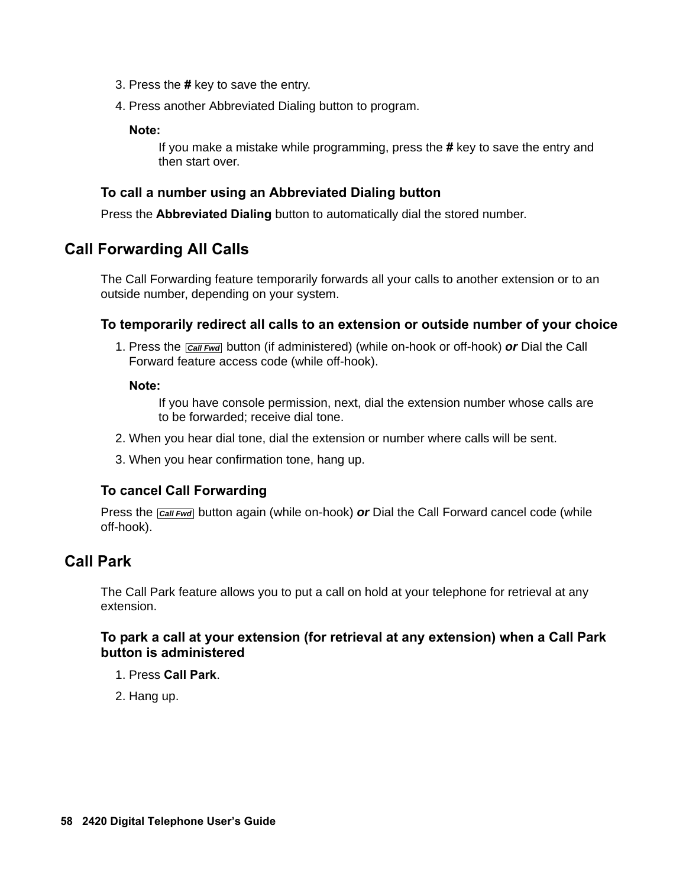3. Press the **#** key to save the entry.
4. Press another Abbreviated Dialing button to program.

   **Note:**

   If you make a mistake while programming, press the **#** key to save the entry and then start over.

### To call a number using an Abbreviated Dialing button

Press the **Abbreviated Dialing** button to automatically dial the stored number.

## Call Forwarding All Calls

The Call Forwarding feature temporarily forwards all your calls to another extension or to an outside number, depending on your system.

### To temporarily redirect all calls to an extension or outside number of your choice

1. Press the *Call Fwd* button (if administered) (while on-hook or off-hook) ***or*** Dial the Call Forward feature access code (while off-hook).

   **Note:**

   If you have console permission, next, dial the extension number whose calls are to be forwarded; receive dial tone.

2. When you hear dial tone, dial the extension or number where calls will be sent.
3. When you hear confirmation tone, hang up.

### To cancel Call Forwarding

Press the *Call Fwd* button again (while on-hook) ***or*** Dial the Call Forward cancel code (while off-hook).

## Call Park

The Call Park feature allows you to put a call on hold at your telephone for retrieval at any extension.

### To park a call at your extension (for retrieval at any extension) when a Call Park button is administered

1. Press **Call Park**.
2. Hang up.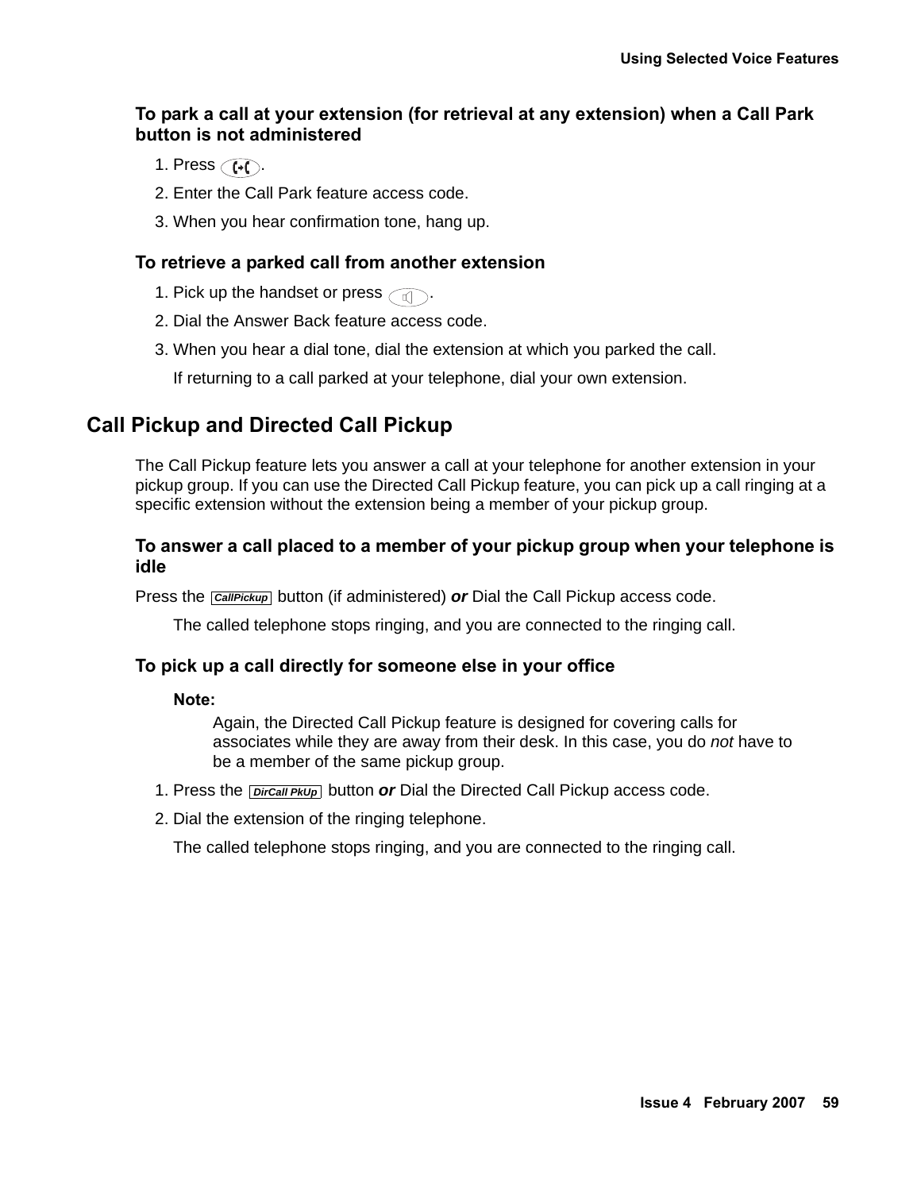#### To park a call at your extension (for retrieval at any extension) when a Call Park button is not administered

1. Press [Transfer].
2. Enter the Call Park feature access code.
3. When you hear confirmation tone, hang up.

#### To retrieve a parked call from another extension

1. Pick up the handset or press [Speaker].
2. Dial the Answer Back feature access code.
3. When you hear a dial tone, dial the extension at which you parked the call.

   If returning to a call parked at your telephone, dial your own extension.

## Call Pickup and Directed Call Pickup

The Call Pickup feature lets you answer a call at your telephone for another extension in your pickup group. If you can use the Directed Call Pickup feature, you can pick up a call ringing at a specific extension without the extension being a member of your pickup group.

#### To answer a call placed to a member of your pickup group when your telephone is idle

Press the **CallPickup** button (if administered) ***or*** Dial the Call Pickup access code.

The called telephone stops ringing, and you are connected to the ringing call.

#### To pick up a call directly for someone else in your office

**Note:**

Again, the Directed Call Pickup feature is designed for covering calls for associates while they are away from their desk. In this case, you do *not* have to be a member of the same pickup group.

1. Press the **DirCall PkUp** button ***or*** Dial the Directed Call Pickup access code.
2. Dial the extension of the ringing telephone.

   The called telephone stops ringing, and you are connected to the ringing call.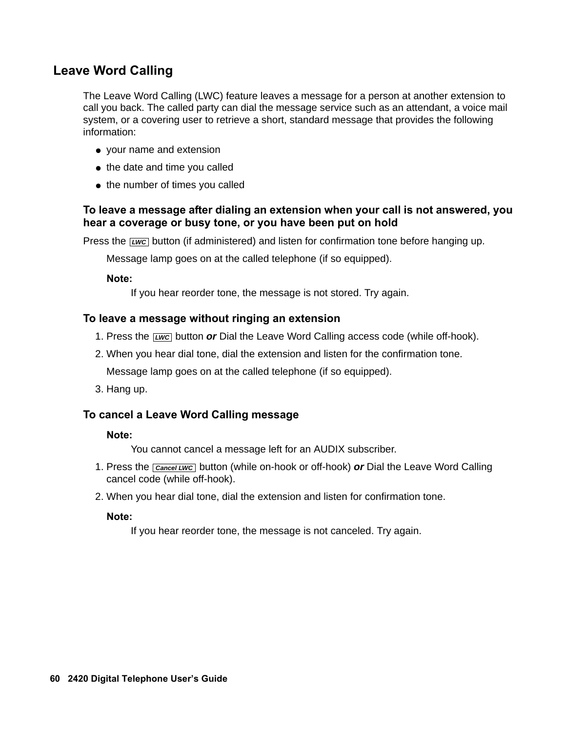## Leave Word Calling

The Leave Word Calling (LWC) feature leaves a message for a person at another extension to call you back. The called party can dial the message service such as an attendant, a voice mail system, or a covering user to retrieve a short, standard message that provides the following information:

- your name and extension
- the date and time you called
- the number of times you called

### To leave a message after dialing an extension when your call is not answered, you hear a coverage or busy tone, or you have been put on hold

Press the *LWC* button (if administered) and listen for confirmation tone before hanging up.

Message lamp goes on at the called telephone (if so equipped).

**Note:**
If you hear reorder tone, the message is not stored. Try again.

### To leave a message without ringing an extension

1. Press the *LWC* button ***or*** Dial the Leave Word Calling access code (while off-hook).
2. When you hear dial tone, dial the extension and listen for the confirmation tone.

   Message lamp goes on at the called telephone (if so equipped).
3. Hang up.

### To cancel a Leave Word Calling message

**Note:**
You cannot cancel a message left for an AUDIX subscriber.

1. Press the *Cancel LWC* button (while on-hook or off-hook) ***or*** Dial the Leave Word Calling cancel code (while off-hook).
2. When you hear dial tone, dial the extension and listen for confirmation tone.

**Note:**
If you hear reorder tone, the message is not canceled. Try again.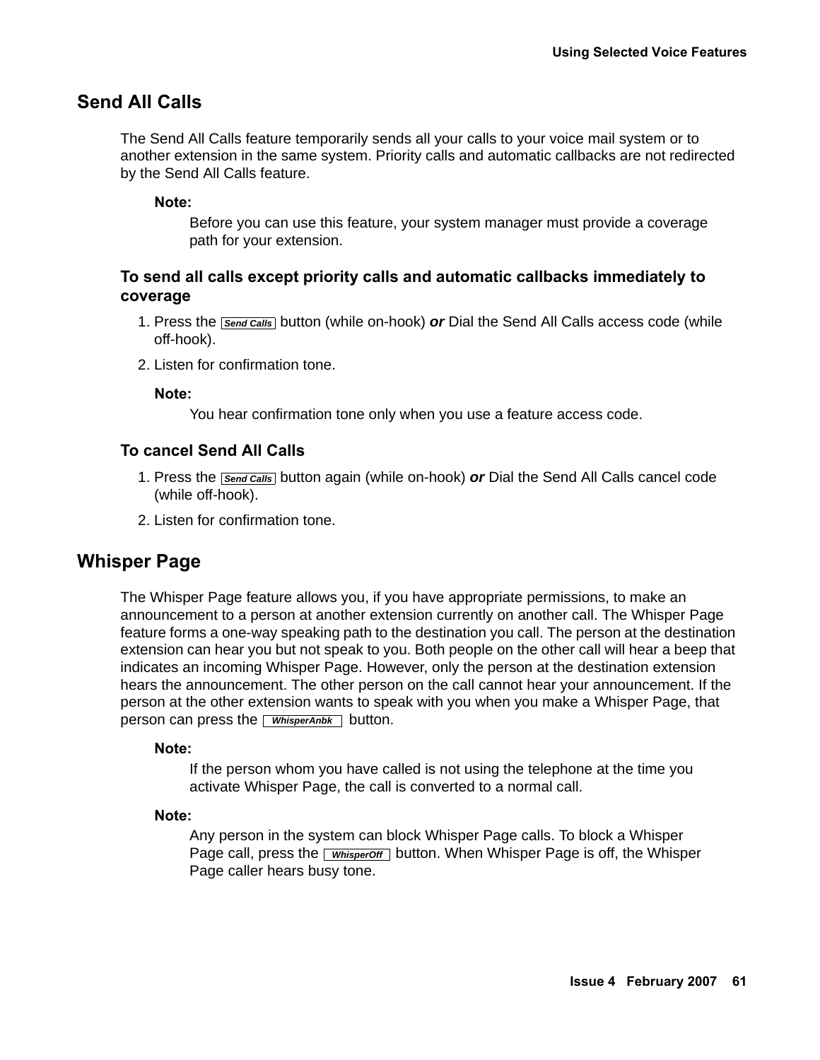## Send All Calls

The Send All Calls feature temporarily sends all your calls to your voice mail system or to another extension in the same system. Priority calls and automatic callbacks are not redirected by the Send All Calls feature.

**Note:**

Before you can use this feature, your system manager must provide a coverage path for your extension.

### To send all calls except priority calls and automatic callbacks immediately to coverage

1. Press the **Send Calls** button (while on-hook) ***or*** Dial the Send All Calls access code (while off-hook).
2. Listen for confirmation tone.

**Note:**

You hear confirmation tone only when you use a feature access code.

### To cancel Send All Calls

1. Press the **Send Calls** button again (while on-hook) ***or*** Dial the Send All Calls cancel code (while off-hook).
2. Listen for confirmation tone.

## Whisper Page

The Whisper Page feature allows you, if you have appropriate permissions, to make an announcement to a person at another extension currently on another call. The Whisper Page feature forms a one-way speaking path to the destination you call. The person at the destination extension can hear you but not speak to you. Both people on the other call will hear a beep that indicates an incoming Whisper Page. However, only the person at the destination extension hears the announcement. The other person on the call cannot hear your announcement. If the person at the other extension wants to speak with you when you make a Whisper Page, that person can press the **WhisperAnbk** button.

**Note:**

If the person whom you have called is not using the telephone at the time you activate Whisper Page, the call is converted to a normal call.

**Note:**

Any person in the system can block Whisper Page calls. To block a Whisper Page call, press the **WhisperOff** button. When Whisper Page is off, the Whisper Page caller hears busy tone.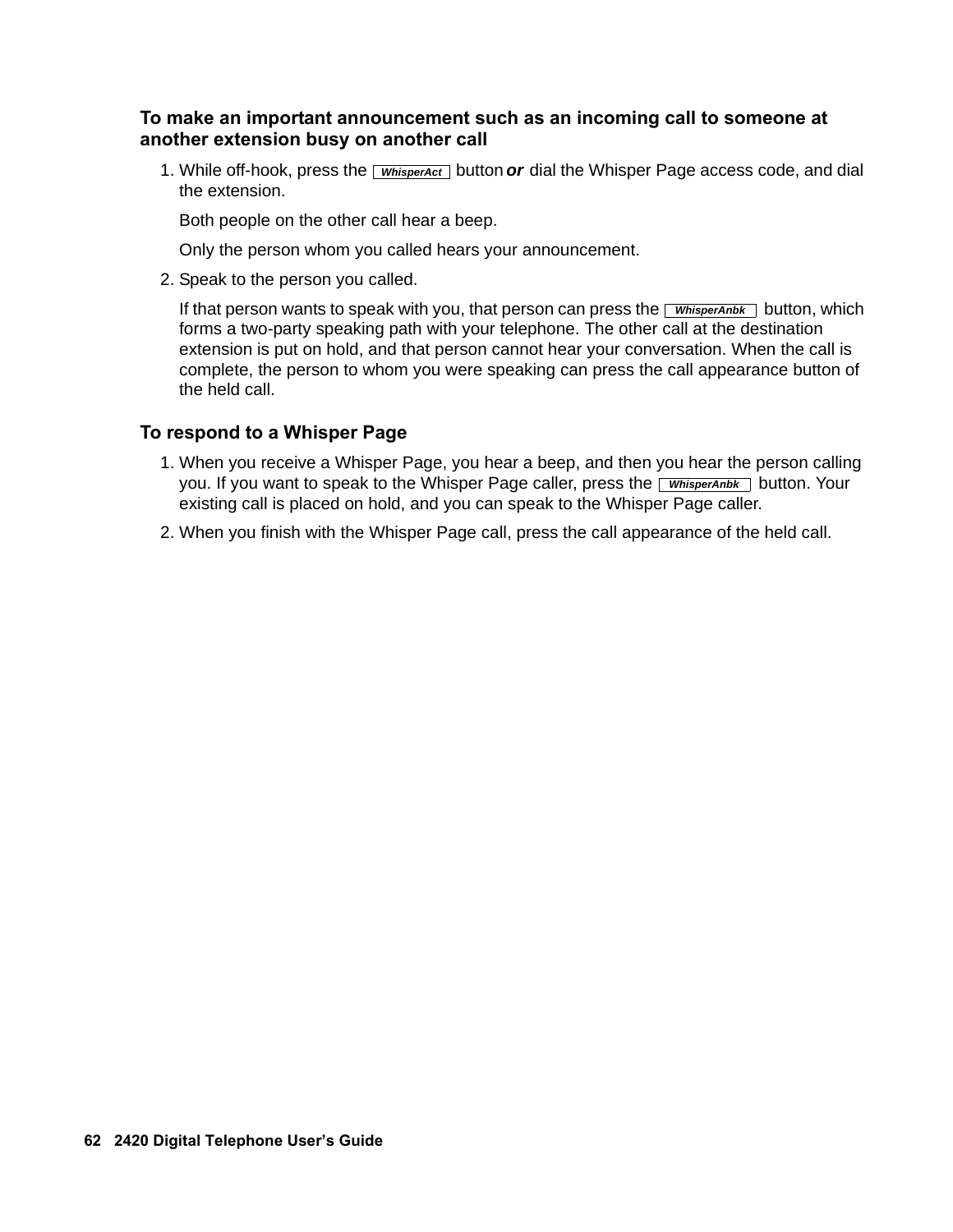### To make an important announcement such as an incoming call to someone at another extension busy on another call

1. While off-hook, press the [*WhisperAct*] button ***or*** dial the Whisper Page access code, and dial the extension.

   Both people on the other call hear a beep.

   Only the person whom you called hears your announcement.

2. Speak to the person you called.

   If that person wants to speak with you, that person can press the [*WhisperAnbk*] button, which forms a two-party speaking path with your telephone. The other call at the destination extension is put on hold, and that person cannot hear your conversation. When the call is complete, the person to whom you were speaking can press the call appearance button of the held call.

### To respond to a Whisper Page

1. When you receive a Whisper Page, you hear a beep, and then you hear the person calling you. If you want to speak to the Whisper Page caller, press the [*WhisperAnbk*] button. Your existing call is placed on hold, and you can speak to the Whisper Page caller.
2. When you finish with the Whisper Page call, press the call appearance of the held call.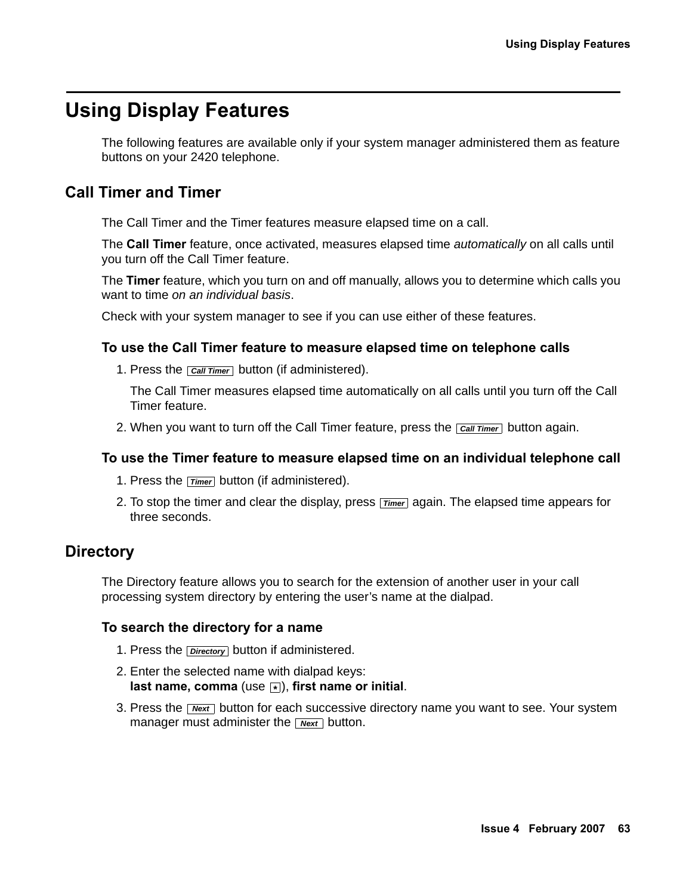# Using Display Features

The following features are available only if your system manager administered them as feature buttons on your 2420 telephone.

## Call Timer and Timer

The Call Timer and the Timer features measure elapsed time on a call.

The **Call Timer** feature, once activated, measures elapsed time *automatically* on all calls until you turn off the Call Timer feature.

The **Timer** feature, which you turn on and off manually, allows you to determine which calls you want to time *on an individual basis*.

Check with your system manager to see if you can use either of these features.

### To use the Call Timer feature to measure elapsed time on telephone calls

1. Press the **Call Timer** button (if administered).

   The Call Timer measures elapsed time automatically on all calls until you turn off the Call Timer feature.

2. When you want to turn off the Call Timer feature, press the **Call Timer** button again.

### To use the Timer feature to measure elapsed time on an individual telephone call

1. Press the **Timer** button (if administered).
2. To stop the timer and clear the display, press **Timer** again. The elapsed time appears for three seconds.

## Directory

The Directory feature allows you to search for the extension of another user in your call processing system directory by entering the user's name at the dialpad.

### To search the directory for a name

1. Press the **Directory** button if administered.
2. Enter the selected name with dialpad keys:
   **last name, comma** (use *), **first name or initial**.
3. Press the **Next** button for each successive directory name you want to see. Your system manager must administer the **Next** button.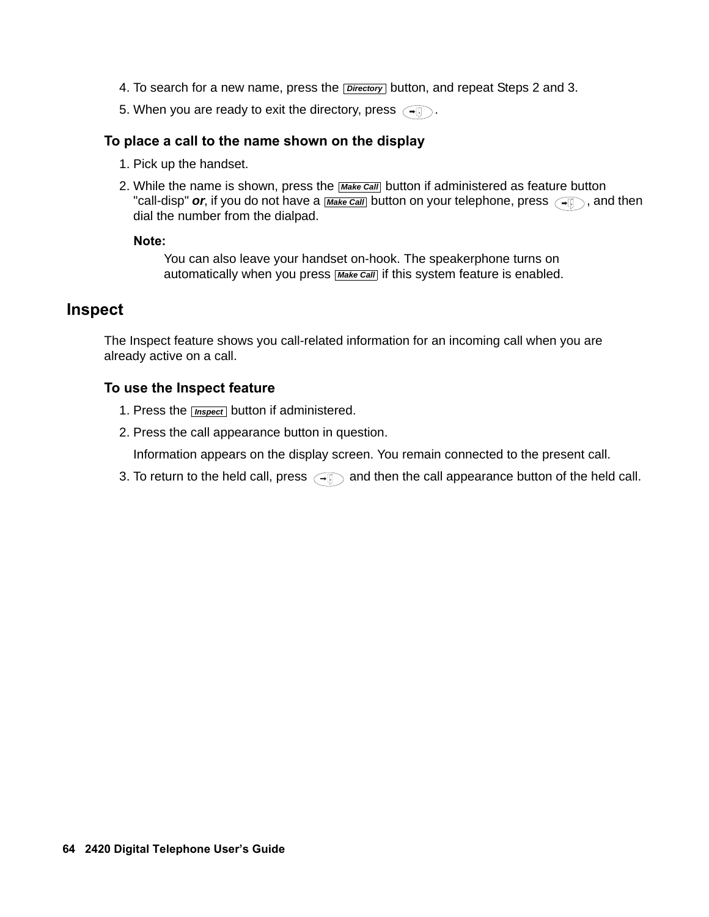4. To search for a new name, press the **Directory** button, and repeat Steps 2 and 3.

5. When you are ready to exit the directory, press ➡.

### To place a call to the name shown on the display

1. Pick up the handset.
2. While the name is shown, press the **Make Call** button if administered as feature button "call-disp" ***or***, if you do not have a **Make Call** button on your telephone, press ➡, and then dial the number from the dialpad.

   **Note:**

   You can also leave your handset on-hook. The speakerphone turns on automatically when you press **Make Call** if this system feature is enabled.

## Inspect

The Inspect feature shows you call-related information for an incoming call when you are already active on a call.

### To use the Inspect feature

1. Press the **Inspect** button if administered.
2. Press the call appearance button in question.

   Information appears on the display screen. You remain connected to the present call.
3. To return to the held call, press ➡ and then the call appearance button of the held call.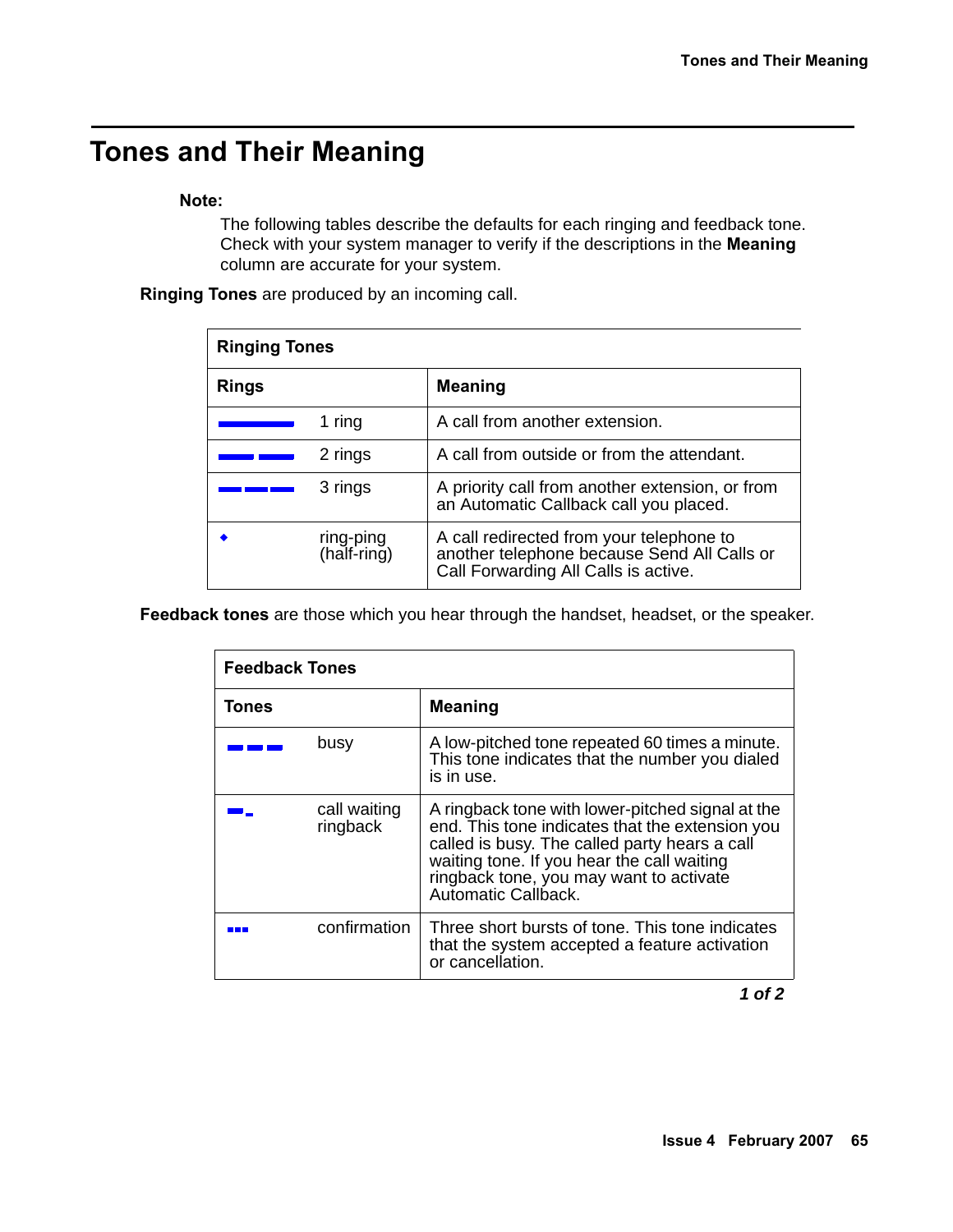# Tones and Their Meaning

**Note:**

The following tables describe the defaults for each ringing and feedback tone. Check with your system manager to verify if the descriptions in the **Meaning** column are accurate for your system.

**Ringing Tones** are produced by an incoming call.

| Ringing Tones | |
|---|---|
| **Rings** | **Meaning** |
| 1 ring | A call from another extension. |
| 2 rings | A call from outside or from the attendant. |
| 3 rings | A priority call from another extension, or from an Automatic Callback call you placed. |
| ring-ping (half-ring) | A call redirected from your telephone to another telephone because Send All Calls or Call Forwarding All Calls is active. |

**Feedback tones** are those which you hear through the handset, headset, or the speaker.

| Feedback Tones | |
|---|---|
| **Tones** | **Meaning** |
| busy | A low-pitched tone repeated 60 times a minute. This tone indicates that the number you dialed is in use. |
| call waiting ringback | A ringback tone with lower-pitched signal at the end. This tone indicates that the extension you called is busy. The called party hears a call waiting tone. If you hear the call waiting ringback tone, you may want to activate Automatic Callback. |
| confirmation | Three short bursts of tone. This tone indicates that the system accepted a feature activation or cancellation. |

*1 of 2*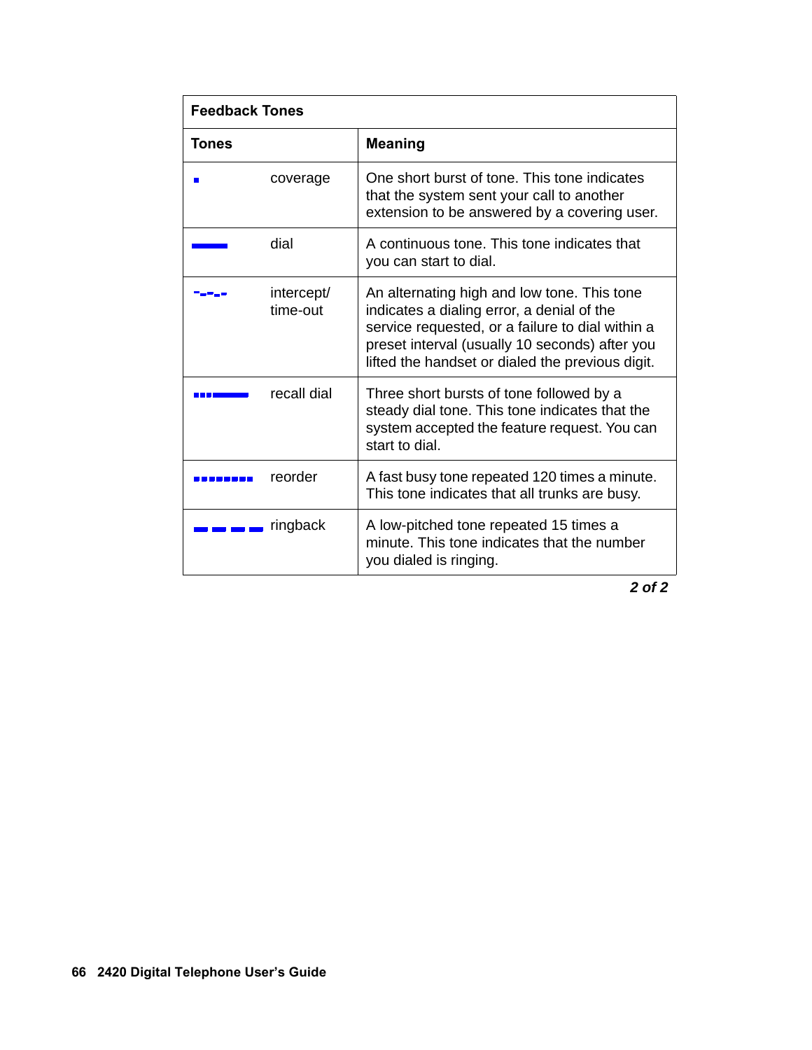| Feedback Tones | |
|---|---|
| **Tones** | **Meaning** |
| coverage | One short burst of tone. This tone indicates that the system sent your call to another extension to be answered by a covering user. |
| dial | A continuous tone. This tone indicates that you can start to dial. |
| intercept/ time-out | An alternating high and low tone. This tone indicates a dialing error, a denial of the service requested, or a failure to dial within a preset interval (usually 10 seconds) after you lifted the handset or dialed the previous digit. |
| recall dial | Three short bursts of tone followed by a steady dial tone. This tone indicates that the system accepted the feature request. You can start to dial. |
| reorder | A fast busy tone repeated 120 times a minute. This tone indicates that all trunks are busy. |
| ringback | A low-pitched tone repeated 15 times a minute. This tone indicates that the number you dialed is ringing. |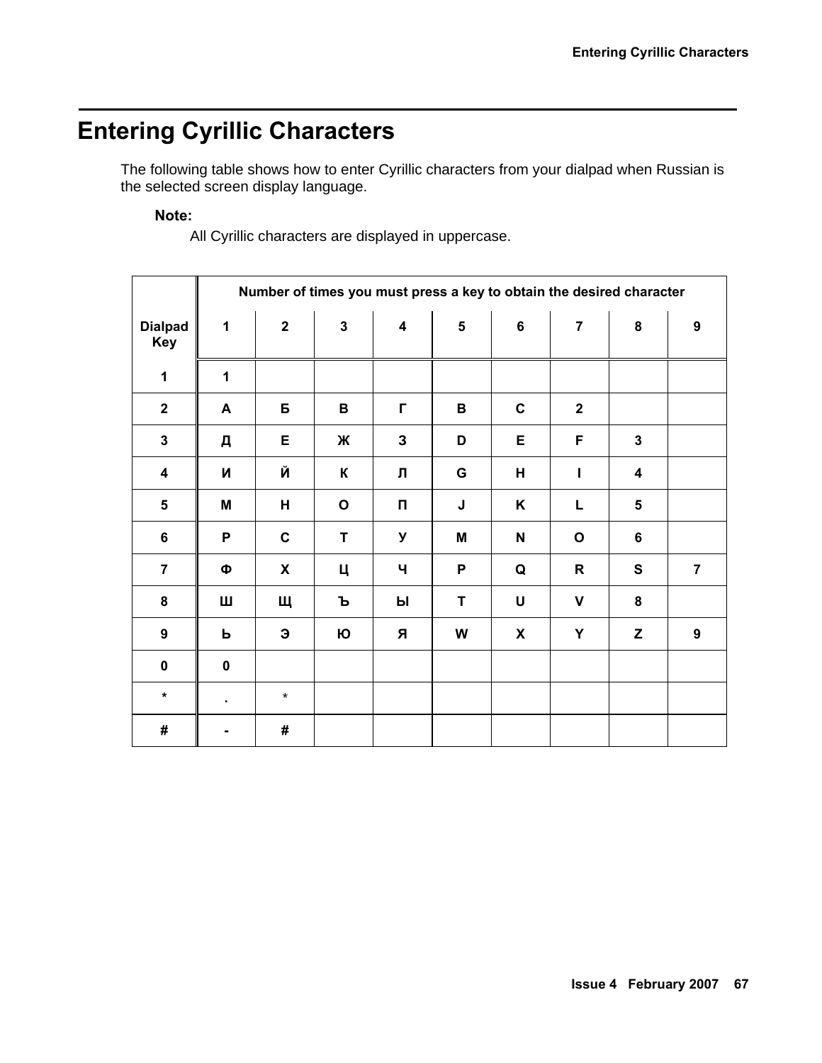# Entering Cyrillic Characters

The following table shows how to enter Cyrillic characters from your dialpad when Russian is the selected screen display language.

**Note:**

All Cyrillic characters are displayed in uppercase.

| Dialpad Key | Number of times you must press a key to obtain the desired character | | | | | | | | |
|---|---|---|---|---|---|---|---|---|---|
| | 1 | 2 | 3 | 4 | 5 | 6 | 7 | 8 | 9 |
| 1 | 1 | | | | | | | | |
| 2 | А | Б | В | Г | B | C | 2 | | |
| 3 | Д | Е | Ж | З | D | E | F | 3 | |
| 4 | И | Й | К | Л | G | H | I | 4 | |
| 5 | М | Н | О | П | J | K | L | 5 | |
| 6 | Р | С | Т | У | M | N | O | 6 | |
| 7 | Ф | Х | Ц | Ч | P | Q | R | S | 7 |
| 8 | Ш | Щ | Ъ | Ы | T | U | V | 8 | |
| 9 | Ь | Э | Ю | Я | W | X | Y | Z | 9 |
| 0 | 0 | | | | | | | | |
| * | . | * | | | | | | | |
| # | - | # | | | | | | | |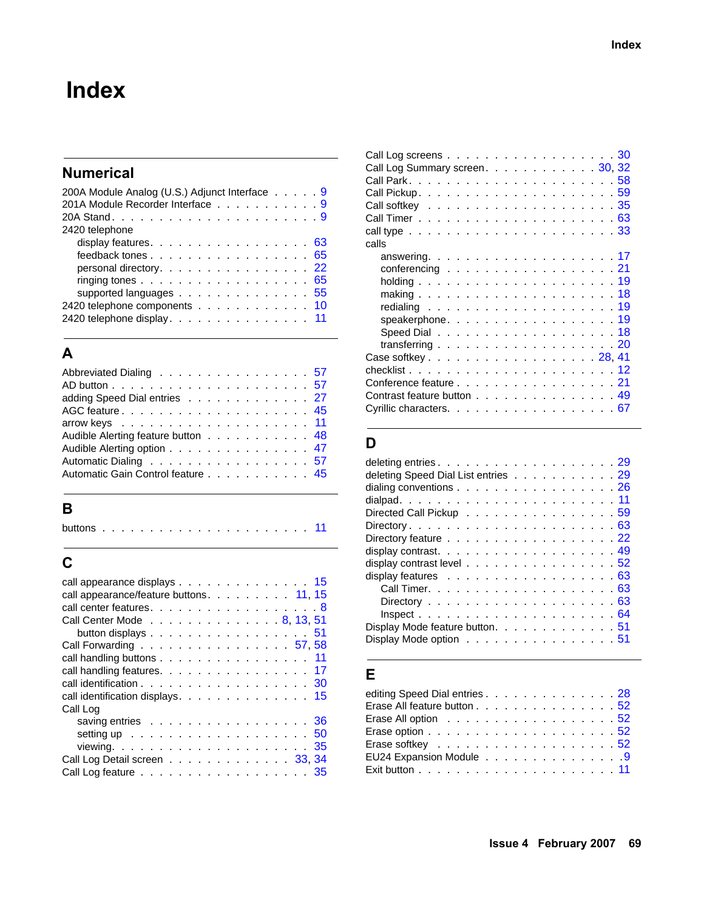# Index

## Numerical

200A Module Analog (U.S.) Adjunct Interface . . . . . 9
201A Module Recorder Interface . . . . . . . . . . . 9
20A Stand . . . . . . . . . . . . . . . . . . . . . 9
2420 telephone
- display features. . . . . . . . . . . . . . . . 63
- feedback tones . . . . . . . . . . . . . . . . 65
- personal directory. . . . . . . . . . . . . . . 22
- ringing tones . . . . . . . . . . . . . . . . 65
- supported languages . . . . . . . . . . . . . 55

2420 telephone components . . . . . . . . . . . . 10
2420 telephone display. . . . . . . . . . . . . . 11

## A

Abbreviated Dialing . . . . . . . . . . . . . . . 57
AD button . . . . . . . . . . . . . . . . . . . . 57
adding Speed Dial entries . . . . . . . . . . . . 27
AGC feature . . . . . . . . . . . . . . . . . . . 45
arrow keys . . . . . . . . . . . . . . . . . . . 11
Audible Alerting feature button . . . . . . . . . . 48
Audible Alerting option . . . . . . . . . . . . . 47
Automatic Dialing . . . . . . . . . . . . . . . . 57
Automatic Gain Control feature . . . . . . . . . . 45

## B

buttons . . . . . . . . . . . . . . . . . . . . . 11

## C

call appearance displays . . . . . . . . . . . . . 15
call appearance/feature buttons. . . . . . . . . 11, 15
call center features. . . . . . . . . . . . . . . . 8
Call Center Mode . . . . . . . . . . . . . . 8, 13, 51
- button displays . . . . . . . . . . . . . . . . 51

Call Forwarding . . . . . . . . . . . . . . . 57, 58
call handling buttons . . . . . . . . . . . . . . 11
call handling features. . . . . . . . . . . . . . 17
call identification . . . . . . . . . . . . . . . 30
call identification displays. . . . . . . . . . . . 15
Call Log
- saving entries . . . . . . . . . . . . . . . . 36
- setting up . . . . . . . . . . . . . . . . . . 50
- viewing. . . . . . . . . . . . . . . . . . . . 35

Call Log Detail screen . . . . . . . . . . . . 33, 34
Call Log feature . . . . . . . . . . . . . . . . . 35
Call Log screens . . . . . . . . . . . . . . . . . 30
Call Log Summary screen. . . . . . . . . . . . 30, 32
Call Park. . . . . . . . . . . . . . . . . . . . . 58
Call Pickup. . . . . . . . . . . . . . . . . . . . 59
Call softkey . . . . . . . . . . . . . . . . . . . 35
Call Timer . . . . . . . . . . . . . . . . . . . . 63
call type . . . . . . . . . . . . . . . . . . . . 33
calls
- answering. . . . . . . . . . . . . . . . . . . 17
- conferencing . . . . . . . . . . . . . . . . . 21
- holding . . . . . . . . . . . . . . . . . . . 19
- making . . . . . . . . . . . . . . . . . . . . 18
- redialing . . . . . . . . . . . . . . . . . . 19
- speakerphone. . . . . . . . . . . . . . . . . 19
- Speed Dial . . . . . . . . . . . . . . . . . . 18
- transferring . . . . . . . . . . . . . . . . . 20

Case softkey . . . . . . . . . . . . . . . . . 28, 41
checklist . . . . . . . . . . . . . . . . . . . . 12
Conference feature . . . . . . . . . . . . . . . . 21
Contrast feature button . . . . . . . . . . . . . . 49
Cyrillic characters. . . . . . . . . . . . . . . . 67

## D

deleting entries . . . . . . . . . . . . . . . . . 29
deleting Speed Dial List entries . . . . . . . . . . 29
dialing conventions . . . . . . . . . . . . . . . . 26
dialpad. . . . . . . . . . . . . . . . . . . . . . 11
Directed Call Pickup . . . . . . . . . . . . . . . 59
Directory . . . . . . . . . . . . . . . . . . . . 63
Directory feature . . . . . . . . . . . . . . . . . 22
display contrast. . . . . . . . . . . . . . . . . . 49
display contrast level . . . . . . . . . . . . . . 52
display features . . . . . . . . . . . . . . . . . 63
- Call Timer. . . . . . . . . . . . . . . . . . . 63
- Directory . . . . . . . . . . . . . . . . . . . 63
- Inspect . . . . . . . . . . . . . . . . . . . . 64

Display Mode feature button. . . . . . . . . . . . 51
Display Mode option . . . . . . . . . . . . . . . 51

## E

editing Speed Dial entries . . . . . . . . . . . . . 28
Erase All feature button . . . . . . . . . . . . . 52
Erase All option . . . . . . . . . . . . . . . . . 52
Erase option . . . . . . . . . . . . . . . . . . . 52
Erase softkey . . . . . . . . . . . . . . . . . . . 52
EU24 Expansion Module . . . . . . . . . . . . . . . 9
Exit button . . . . . . . . . . . . . . . . . . . . 11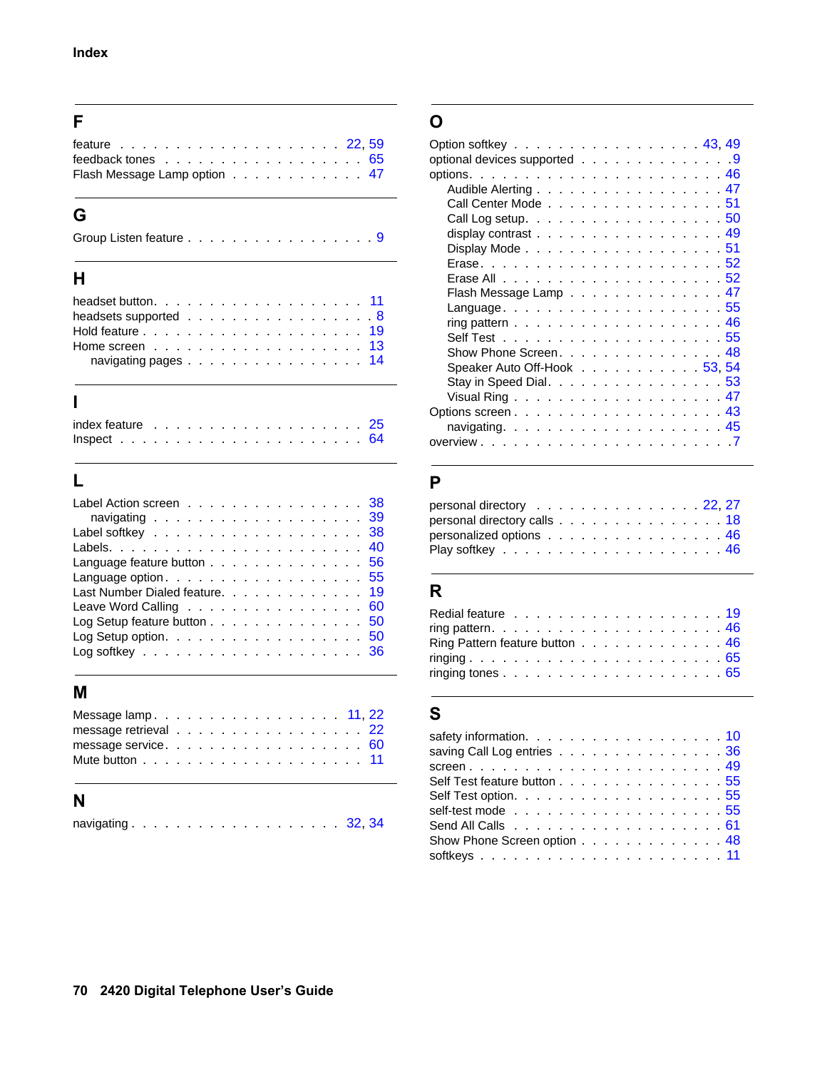## F

feature . . . . . . . . . . . . . . . . . . . . 22, 59
feedback tones . . . . . . . . . . . . . . . . . . 65
Flash Message Lamp option . . . . . . . . . . . . 47

## G

Group Listen feature . . . . . . . . . . . . . . . . 9

## H

headset button. . . . . . . . . . . . . . . . . . 11
headsets supported . . . . . . . . . . . . . . . . 8
Hold feature . . . . . . . . . . . . . . . . . . . 19
Home screen . . . . . . . . . . . . . . . . . . . 13
  navigating pages . . . . . . . . . . . . . . . 14

## I

index feature . . . . . . . . . . . . . . . . . . 25
Inspect . . . . . . . . . . . . . . . . . . . . . 64

## L

Label Action screen . . . . . . . . . . . . . . . 38
  navigating . . . . . . . . . . . . . . . . . . 39
Label softkey . . . . . . . . . . . . . . . . . . 38
Labels. . . . . . . . . . . . . . . . . . . . . . 40
Language feature button . . . . . . . . . . . . . 56
Language option . . . . . . . . . . . . . . . . . 55
Last Number Dialed feature. . . . . . . . . . . . 19
Leave Word Calling . . . . . . . . . . . . . . . . 60
Log Setup feature button . . . . . . . . . . . . . 50
Log Setup option. . . . . . . . . . . . . . . . . 50
Log softkey . . . . . . . . . . . . . . . . . . . 36

## M

Message lamp . . . . . . . . . . . . . . . . . 11, 22
message retrieval . . . . . . . . . . . . . . . . 22
message service. . . . . . . . . . . . . . . . . 60
Mute button . . . . . . . . . . . . . . . . . . . 11

## N

navigating . . . . . . . . . . . . . . . . . . 32, 34

## O

Option softkey . . . . . . . . . . . . . . . . 43, 49
optional devices supported . . . . . . . . . . . . 9
options. . . . . . . . . . . . . . . . . . . . . . 46
  Audible Alerting . . . . . . . . . . . . . . . 47
  Call Center Mode . . . . . . . . . . . . . . . 51
  Call Log setup. . . . . . . . . . . . . . . . . 50
  display contrast . . . . . . . . . . . . . . . 49
  Display Mode . . . . . . . . . . . . . . . . . 51
  Erase. . . . . . . . . . . . . . . . . . . . . 52
  Erase All . . . . . . . . . . . . . . . . . . . 52
  Flash Message Lamp . . . . . . . . . . . . . . 47
  Language. . . . . . . . . . . . . . . . . . . . 55
  ring pattern . . . . . . . . . . . . . . . . . 46
  Self Test . . . . . . . . . . . . . . . . . . . 55
  Show Phone Screen. . . . . . . . . . . . . . . 48
  Speaker Auto Off-Hook . . . . . . . . . . 53, 54
  Stay in Speed Dial. . . . . . . . . . . . . . . 53
  Visual Ring . . . . . . . . . . . . . . . . . . 47
Options screen . . . . . . . . . . . . . . . . . . 43
  navigating. . . . . . . . . . . . . . . . . . . 45
overview . . . . . . . . . . . . . . . . . . . . . 7

## P

personal directory . . . . . . . . . . . . . . 22, 27
personal directory calls . . . . . . . . . . . . . 18
personalized options . . . . . . . . . . . . . . . 46
Play softkey . . . . . . . . . . . . . . . . . . . 46

## R

Redial feature . . . . . . . . . . . . . . . . . . 19
ring pattern. . . . . . . . . . . . . . . . . . . . 46
Ring Pattern feature button . . . . . . . . . . . 46
ringing . . . . . . . . . . . . . . . . . . . . . . 65
ringing tones . . . . . . . . . . . . . . . . . . . 65

## S

safety information. . . . . . . . . . . . . . . . 10
saving Call Log entries . . . . . . . . . . . . . . 36
screen . . . . . . . . . . . . . . . . . . . . . . 49
Self Test feature button . . . . . . . . . . . . . 55
Self Test option. . . . . . . . . . . . . . . . . . 55
self-test mode . . . . . . . . . . . . . . . . . . 55
Send All Calls . . . . . . . . . . . . . . . . . . 61
Show Phone Screen option . . . . . . . . . . . . . 48
softkeys . . . . . . . . . . . . . . . . . . . . . 11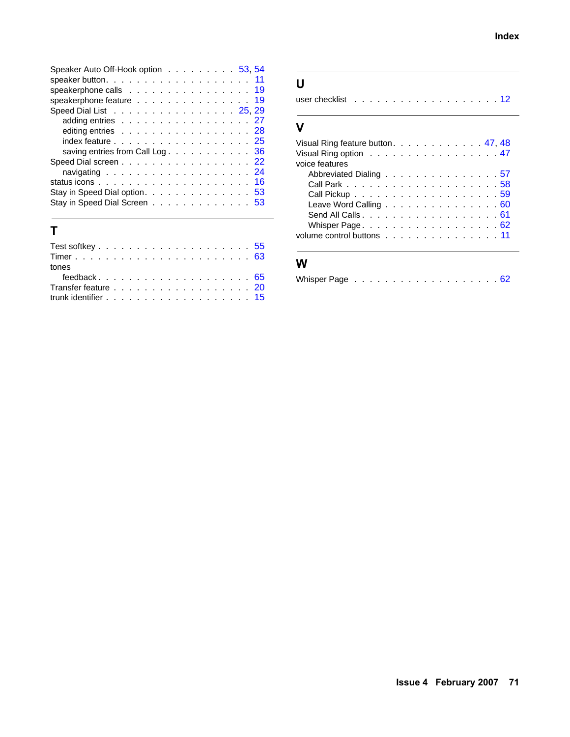Speaker Auto Off-Hook option . . . . . . . . . 53, 54
speaker button. . . . . . . . . . . . . . . . . . . 11
speakerphone calls . . . . . . . . . . . . . . . . 19
speakerphone feature . . . . . . . . . . . . . . . 19
Speed Dial List . . . . . . . . . . . . . . . . 25, 29
    adding entries . . . . . . . . . . . . . . . . 27
    editing entries . . . . . . . . . . . . . . . . 28
    index feature . . . . . . . . . . . . . . . . . 25
    saving entries from Call Log . . . . . . . . . . 36
Speed Dial screen . . . . . . . . . . . . . . . . 22
    navigating . . . . . . . . . . . . . . . . . . 24
status icons . . . . . . . . . . . . . . . . . . . 16
Stay in Speed Dial option. . . . . . . . . . . . . 53
Stay in Speed Dial Screen . . . . . . . . . . . . 53

## T

Test softkey . . . . . . . . . . . . . . . . . . . 55
Timer . . . . . . . . . . . . . . . . . . . . . . 63
tones
    feedback . . . . . . . . . . . . . . . . . . . 65
Transfer feature . . . . . . . . . . . . . . . . . 20
trunk identifier . . . . . . . . . . . . . . . . . 15

## U

user checklist . . . . . . . . . . . . . . . . . . 12

## V

Visual Ring feature button. . . . . . . . . . . 47, 48
Visual Ring option . . . . . . . . . . . . . . . . 47
voice features
    Abbreviated Dialing . . . . . . . . . . . . . . 57
    Call Park . . . . . . . . . . . . . . . . . . . 58
    Call Pickup . . . . . . . . . . . . . . . . . . 59
    Leave Word Calling . . . . . . . . . . . . . . 60
    Send All Calls . . . . . . . . . . . . . . . . 61
    Whisper Page . . . . . . . . . . . . . . . . . 62
volume control buttons . . . . . . . . . . . . . . 11

## W

Whisper Page . . . . . . . . . . . . . . . . . . . 62